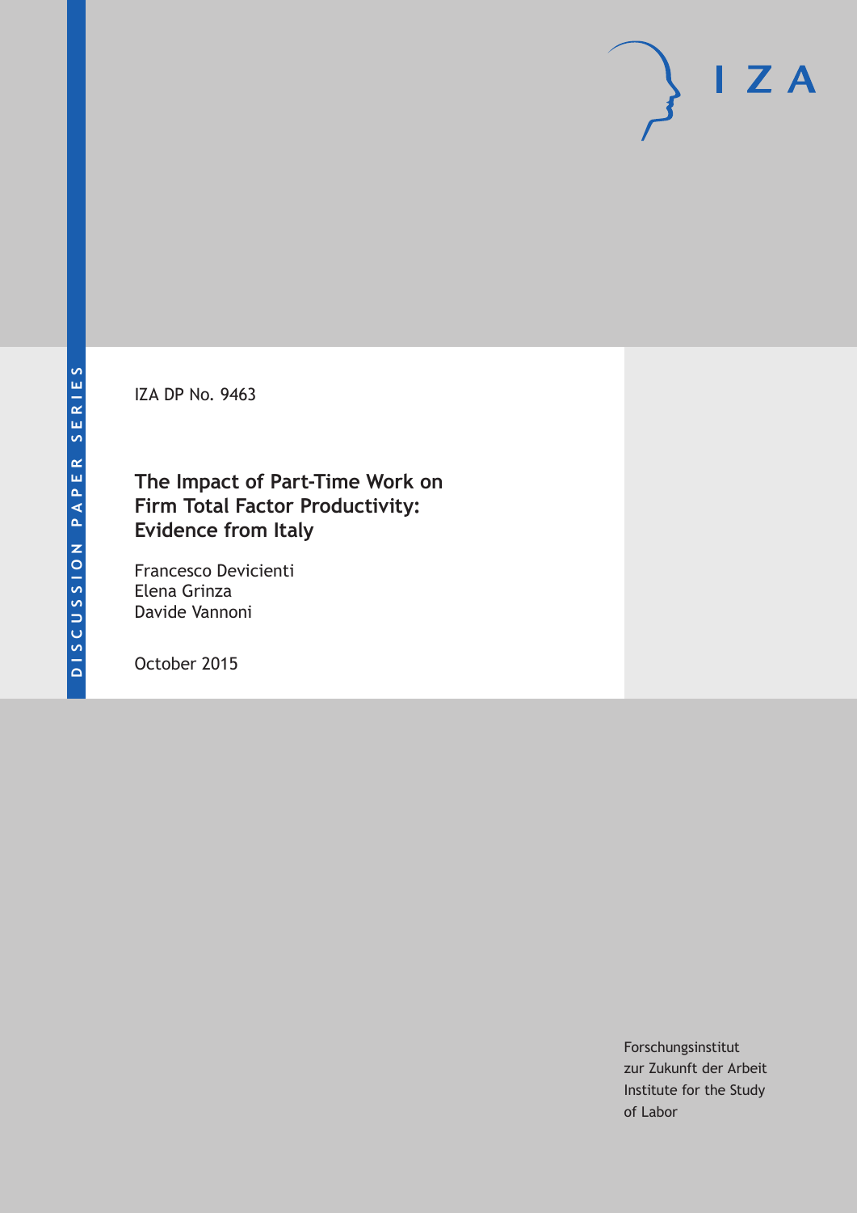DISCUSSION PAPER SERIES

IZA

IZA DP No. 9463

# The Impact of Part-Time Work on Firm Total Factor Productivity: Evidence from Italy

Francesco Devicienti
Elena Grinza
Davide Vannoni

October 2015

Forschungsinstitut
zur Zukunft der Arbeit
Institute for the Study
of Labor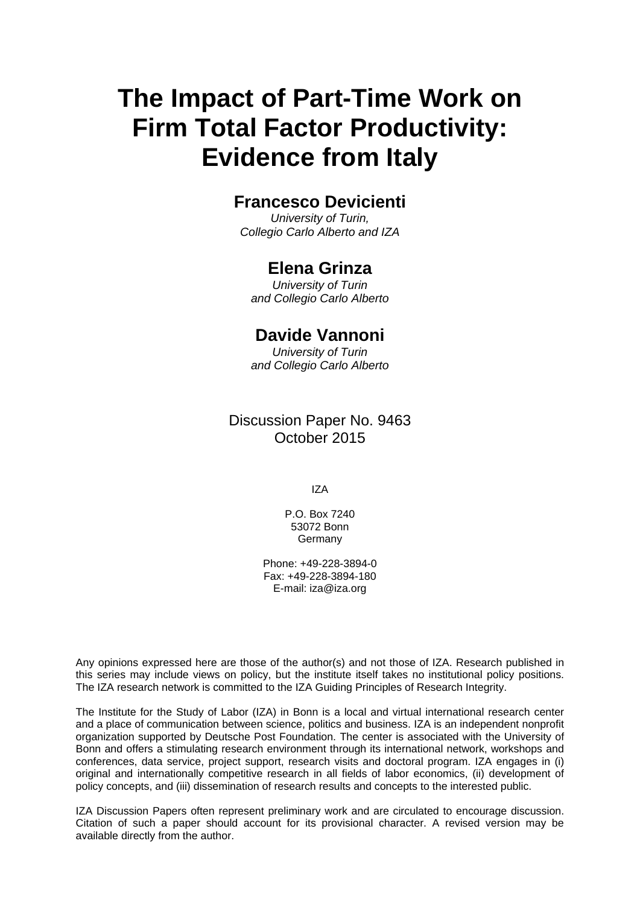# The Impact of Part-Time Work on Firm Total Factor Productivity: Evidence from Italy

**Francesco Devicienti**

*University of Turin, Collegio Carlo Alberto and IZA*

**Elena Grinza**

*University of Turin and Collegio Carlo Alberto*

**Davide Vannoni**

*University of Turin and Collegio Carlo Alberto*

Discussion Paper No. 9463
October 2015

IZA

P.O. Box 7240
53072 Bonn
Germany

Phone: +49-228-3894-0
Fax: +49-228-3894-180
E-mail: iza@iza.org

Any opinions expressed here are those of the author(s) and not those of IZA. Research published in this series may include views on policy, but the institute itself takes no institutional policy positions. The IZA research network is committed to the IZA Guiding Principles of Research Integrity.

The Institute for the Study of Labor (IZA) in Bonn is a local and virtual international research center and a place of communication between science, politics and business. IZA is an independent nonprofit organization supported by Deutsche Post Foundation. The center is associated with the University of Bonn and offers a stimulating research environment through its international network, workshops and conferences, data service, project support, research visits and doctoral program. IZA engages in (i) original and internationally competitive research in all fields of labor economics, (ii) development of policy concepts, and (iii) dissemination of research results and concepts to the interested public.

IZA Discussion Papers often represent preliminary work and are circulated to encourage discussion. Citation of such a paper should account for its provisional character. A revised version may be available directly from the author.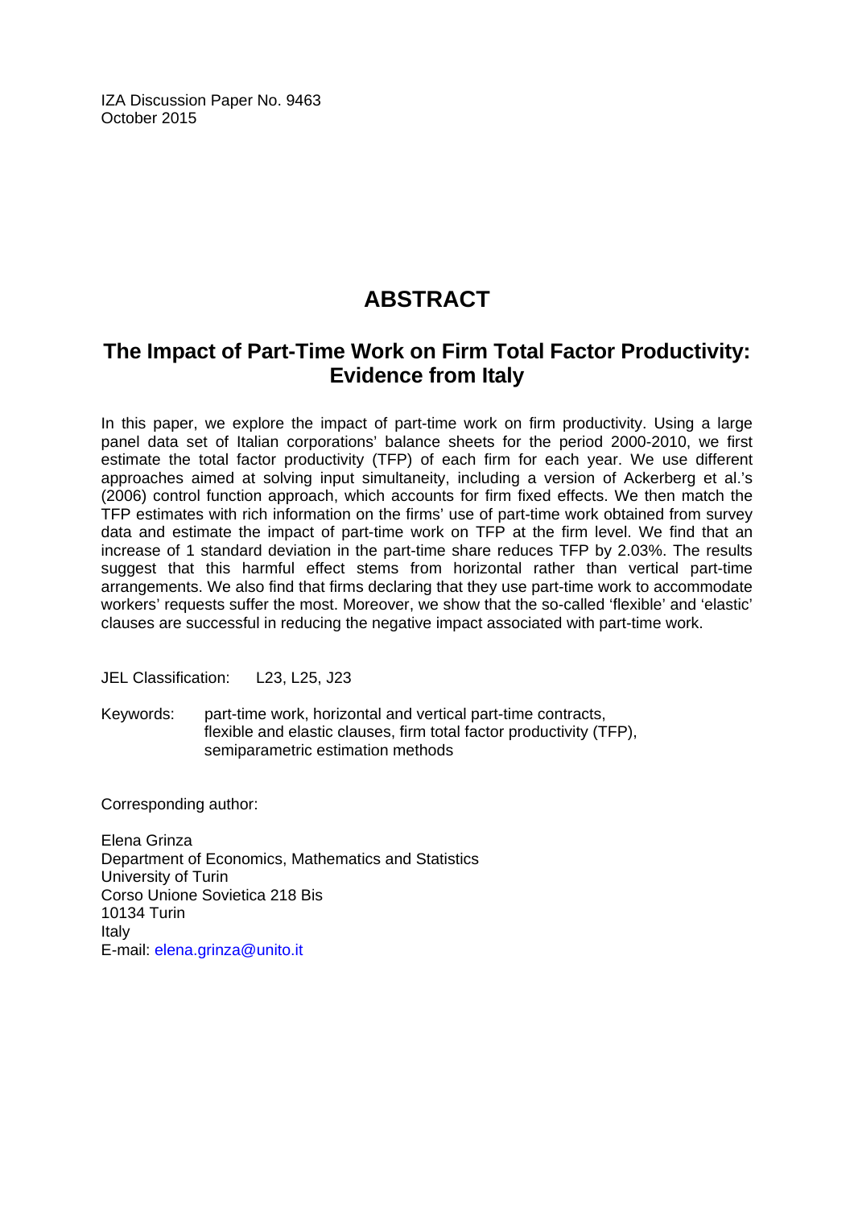IZA Discussion Paper No. 9463
October 2015

# ABSTRACT

## The Impact of Part-Time Work on Firm Total Factor Productivity: Evidence from Italy

In this paper, we explore the impact of part-time work on firm productivity. Using a large panel data set of Italian corporations' balance sheets for the period 2000-2010, we first estimate the total factor productivity (TFP) of each firm for each year. We use different approaches aimed at solving input simultaneity, including a version of Ackerberg et al.'s (2006) control function approach, which accounts for firm fixed effects. We then match the TFP estimates with rich information on the firms' use of part-time work obtained from survey data and estimate the impact of part-time work on TFP at the firm level. We find that an increase of 1 standard deviation in the part-time share reduces TFP by 2.03%. The results suggest that this harmful effect stems from horizontal rather than vertical part-time arrangements. We also find that firms declaring that they use part-time work to accommodate workers' requests suffer the most. Moreover, we show that the so-called 'flexible' and 'elastic' clauses are successful in reducing the negative impact associated with part-time work.

JEL Classification: L23, L25, J23

Keywords: part-time work, horizontal and vertical part-time contracts, flexible and elastic clauses, firm total factor productivity (TFP), semiparametric estimation methods

Corresponding author:

Elena Grinza
Department of Economics, Mathematics and Statistics
University of Turin
Corso Unione Sovietica 218 Bis
10134 Turin
Italy
E-mail: elena.grinza@unito.it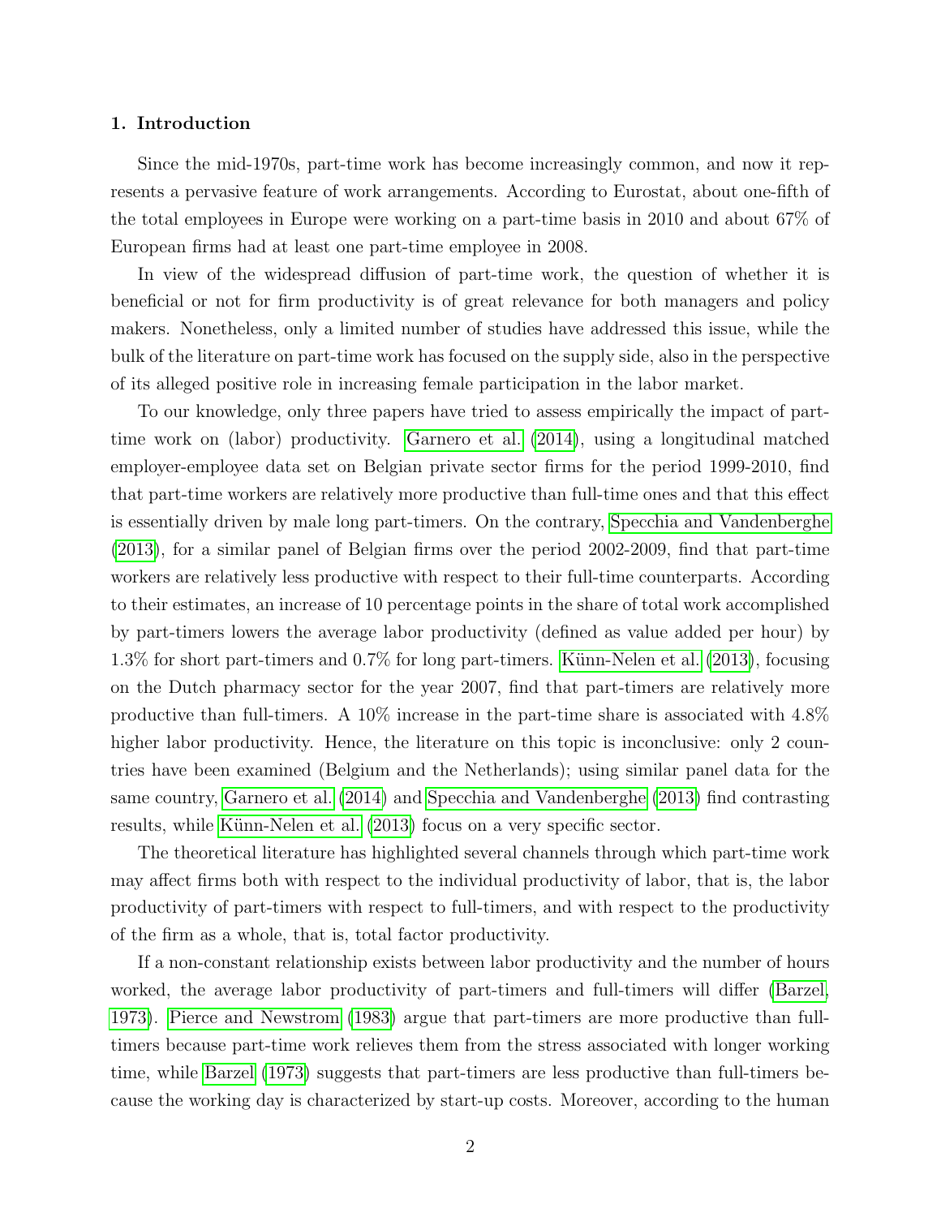## 1. Introduction

Since the mid-1970s, part-time work has become increasingly common, and now it represents a pervasive feature of work arrangements. According to Eurostat, about one-fifth of the total employees in Europe were working on a part-time basis in 2010 and about 67% of European firms had at least one part-time employee in 2008.

In view of the widespread diffusion of part-time work, the question of whether it is beneficial or not for firm productivity is of great relevance for both managers and policy makers. Nonetheless, only a limited number of studies have addressed this issue, while the bulk of the literature on part-time work has focused on the supply side, also in the perspective of its alleged positive role in increasing female participation in the labor market.

To our knowledge, only three papers have tried to assess empirically the impact of part-time work on (labor) productivity. Garnero et al. (2014), using a longitudinal matched employer-employee data set on Belgian private sector firms for the period 1999-2010, find that part-time workers are relatively more productive than full-time ones and that this effect is essentially driven by male long part-timers. On the contrary, Specchia and Vandenberghe (2013), for a similar panel of Belgian firms over the period 2002-2009, find that part-time workers are relatively less productive with respect to their full-time counterparts. According to their estimates, an increase of 10 percentage points in the share of total work accomplished by part-timers lowers the average labor productivity (defined as value added per hour) by 1.3% for short part-timers and 0.7% for long part-timers. Künn-Nelen et al. (2013), focusing on the Dutch pharmacy sector for the year 2007, find that part-timers are relatively more productive than full-timers. A 10% increase in the part-time share is associated with 4.8% higher labor productivity. Hence, the literature on this topic is inconclusive: only 2 countries have been examined (Belgium and the Netherlands); using similar panel data for the same country, Garnero et al. (2014) and Specchia and Vandenberghe (2013) find contrasting results, while Künn-Nelen et al. (2013) focus on a very specific sector.

The theoretical literature has highlighted several channels through which part-time work may affect firms both with respect to the individual productivity of labor, that is, the labor productivity of part-timers with respect to full-timers, and with respect to the productivity of the firm as a whole, that is, total factor productivity.

If a non-constant relationship exists between labor productivity and the number of hours worked, the average labor productivity of part-timers and full-timers will differ (Barzel, 1973). Pierce and Newstrom (1983) argue that part-timers are more productive than full-timers because part-time work relieves them from the stress associated with longer working time, while Barzel (1973) suggests that part-timers are less productive than full-timers because the working day is characterized by start-up costs. Moreover, according to the human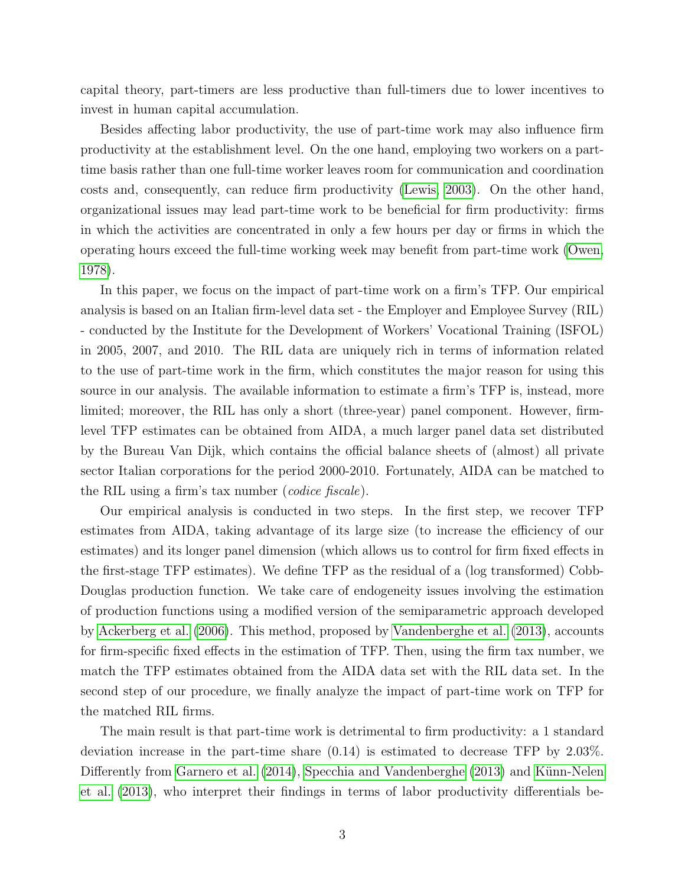capital theory, part-timers are less productive than full-timers due to lower incentives to invest in human capital accumulation.

Besides affecting labor productivity, the use of part-time work may also influence firm productivity at the establishment level. On the one hand, employing two workers on a part-time basis rather than one full-time worker leaves room for communication and coordination costs and, consequently, can reduce firm productivity (Lewis, 2003). On the other hand, organizational issues may lead part-time work to be beneficial for firm productivity: firms in which the activities are concentrated in only a few hours per day or firms in which the operating hours exceed the full-time working week may benefit from part-time work (Owen, 1978).

In this paper, we focus on the impact of part-time work on a firm's TFP. Our empirical analysis is based on an Italian firm-level data set - the Employer and Employee Survey (RIL) - conducted by the Institute for the Development of Workers' Vocational Training (ISFOL) in 2005, 2007, and 2010. The RIL data are uniquely rich in terms of information related to the use of part-time work in the firm, which constitutes the major reason for using this source in our analysis. The available information to estimate a firm's TFP is, instead, more limited; moreover, the RIL has only a short (three-year) panel component. However, firm-level TFP estimates can be obtained from AIDA, a much larger panel data set distributed by the Bureau Van Dijk, which contains the official balance sheets of (almost) all private sector Italian corporations for the period 2000-2010. Fortunately, AIDA can be matched to the RIL using a firm's tax number (*codice fiscale*).

Our empirical analysis is conducted in two steps. In the first step, we recover TFP estimates from AIDA, taking advantage of its large size (to increase the efficiency of our estimates) and its longer panel dimension (which allows us to control for firm fixed effects in the first-stage TFP estimates). We define TFP as the residual of a (log transformed) Cobb-Douglas production function. We take care of endogeneity issues involving the estimation of production functions using a modified version of the semiparametric approach developed by Ackerberg et al. (2006). This method, proposed by Vandenberghe et al. (2013), accounts for firm-specific fixed effects in the estimation of TFP. Then, using the firm tax number, we match the TFP estimates obtained from the AIDA data set with the RIL data set. In the second step of our procedure, we finally analyze the impact of part-time work on TFP for the matched RIL firms.

The main result is that part-time work is detrimental to firm productivity: a 1 standard deviation increase in the part-time share (0.14) is estimated to decrease TFP by 2.03%. Differently from Garnero et al. (2014), Specchia and Vandenberghe (2013) and Künn-Nelen et al. (2013), who interpret their findings in terms of labor productivity differentials be-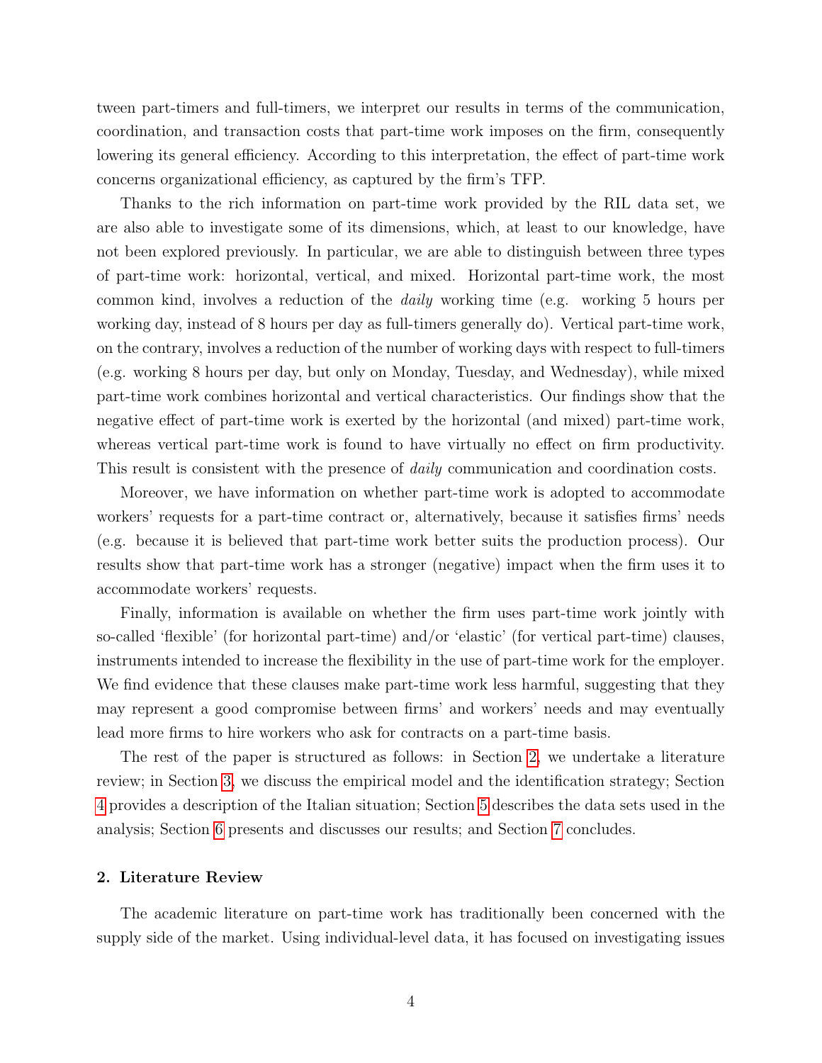tween part-timers and full-timers, we interpret our results in terms of the communication, coordination, and transaction costs that part-time work imposes on the firm, consequently lowering its general efficiency. According to this interpretation, the effect of part-time work concerns organizational efficiency, as captured by the firm's TFP.

Thanks to the rich information on part-time work provided by the RIL data set, we are also able to investigate some of its dimensions, which, at least to our knowledge, have not been explored previously. In particular, we are able to distinguish between three types of part-time work: horizontal, vertical, and mixed. Horizontal part-time work, the most common kind, involves a reduction of the *daily* working time (e.g. working 5 hours per working day, instead of 8 hours per day as full-timers generally do). Vertical part-time work, on the contrary, involves a reduction of the number of working days with respect to full-timers (e.g. working 8 hours per day, but only on Monday, Tuesday, and Wednesday), while mixed part-time work combines horizontal and vertical characteristics. Our findings show that the negative effect of part-time work is exerted by the horizontal (and mixed) part-time work, whereas vertical part-time work is found to have virtually no effect on firm productivity. This result is consistent with the presence of *daily* communication and coordination costs.

Moreover, we have information on whether part-time work is adopted to accommodate workers' requests for a part-time contract or, alternatively, because it satisfies firms' needs (e.g. because it is believed that part-time work better suits the production process). Our results show that part-time work has a stronger (negative) impact when the firm uses it to accommodate workers' requests.

Finally, information is available on whether the firm uses part-time work jointly with so-called 'flexible' (for horizontal part-time) and/or 'elastic' (for vertical part-time) clauses, instruments intended to increase the flexibility in the use of part-time work for the employer. We find evidence that these clauses make part-time work less harmful, suggesting that they may represent a good compromise between firms' and workers' needs and may eventually lead more firms to hire workers who ask for contracts on a part-time basis.

The rest of the paper is structured as follows: in Section 2, we undertake a literature review; in Section 3, we discuss the empirical model and the identification strategy; Section 4 provides a description of the Italian situation; Section 5 describes the data sets used in the analysis; Section 6 presents and discusses our results; and Section 7 concludes.

## 2. Literature Review

The academic literature on part-time work has traditionally been concerned with the supply side of the market. Using individual-level data, it has focused on investigating issues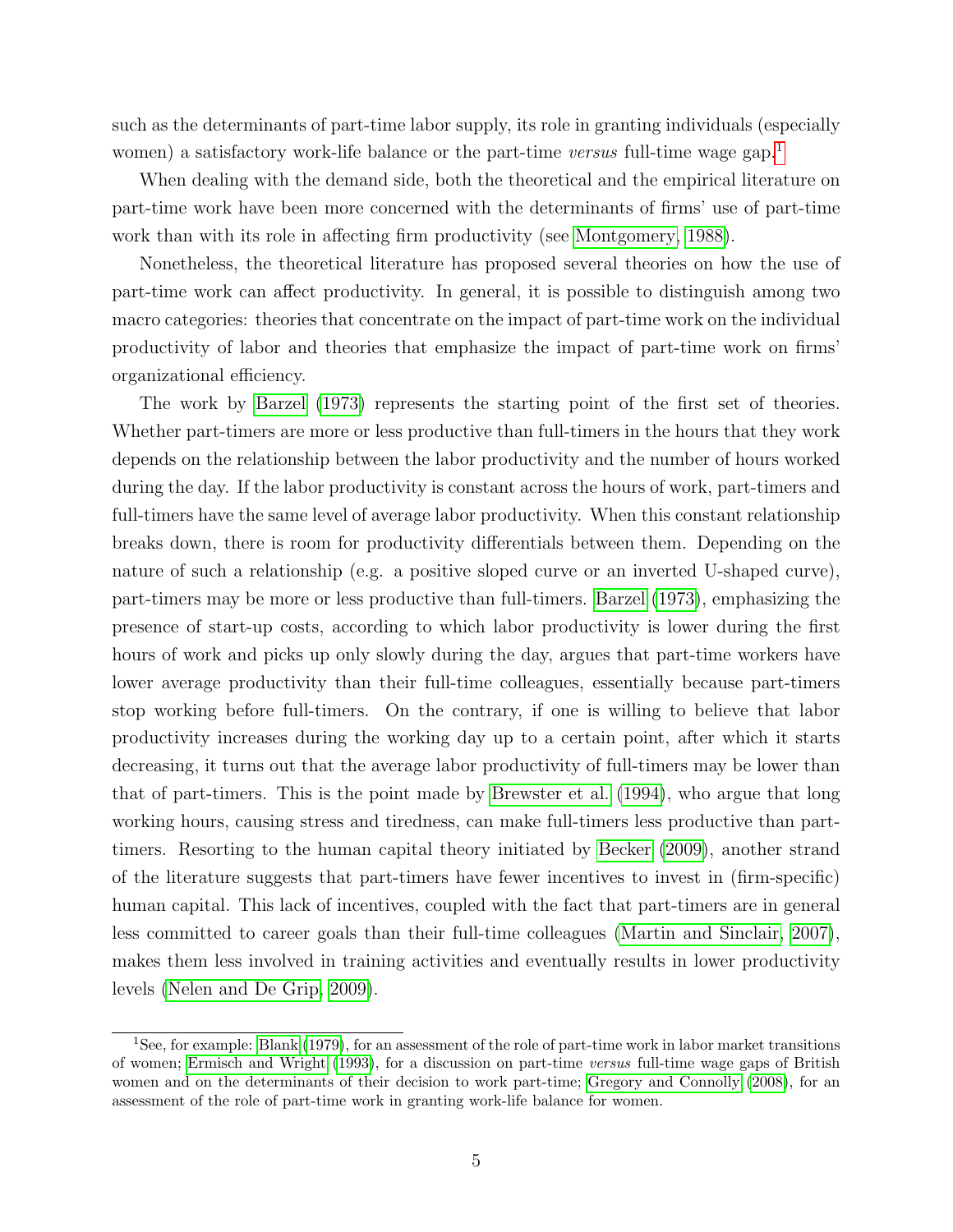such as the determinants of part-time labor supply, its role in granting individuals (especially women) a satisfactory work-life balance or the part-time *versus* full-time wage gap.[1]

When dealing with the demand side, both the theoretical and the empirical literature on part-time work have been more concerned with the determinants of firms' use of part-time work than with its role in affecting firm productivity (see Montgomery, 1988).

Nonetheless, the theoretical literature has proposed several theories on how the use of part-time work can affect productivity. In general, it is possible to distinguish among two macro categories: theories that concentrate on the impact of part-time work on the individual productivity of labor and theories that emphasize the impact of part-time work on firms' organizational efficiency.

The work by Barzel (1973) represents the starting point of the first set of theories. Whether part-timers are more or less productive than full-timers in the hours that they work depends on the relationship between the labor productivity and the number of hours worked during the day. If the labor productivity is constant across the hours of work, part-timers and full-timers have the same level of average labor productivity. When this constant relationship breaks down, there is room for productivity differentials between them. Depending on the nature of such a relationship (e.g. a positive sloped curve or an inverted U-shaped curve), part-timers may be more or less productive than full-timers. Barzel (1973), emphasizing the presence of start-up costs, according to which labor productivity is lower during the first hours of work and picks up only slowly during the day, argues that part-time workers have lower average productivity than their full-time colleagues, essentially because part-timers stop working before full-timers. On the contrary, if one is willing to believe that labor productivity increases during the working day up to a certain point, after which it starts decreasing, it turns out that the average labor productivity of full-timers may be lower than that of part-timers. This is the point made by Brewster et al. (1994), who argue that long working hours, causing stress and tiredness, can make full-timers less productive than part-timers. Resorting to the human capital theory initiated by Becker (2009), another strand of the literature suggests that part-timers have fewer incentives to invest in (firm-specific) human capital. This lack of incentives, coupled with the fact that part-timers are in general less committed to career goals than their full-time colleagues (Martin and Sinclair, 2007), makes them less involved in training activities and eventually results in lower productivity levels (Nelen and De Grip, 2009).

[1] See, for example: Blank (1979), for an assessment of the role of part-time work in labor market transitions of women; Ermisch and Wright (1993), for a discussion on part-time *versus* full-time wage gaps of British women and on the determinants of their decision to work part-time; Gregory and Connolly (2008), for an assessment of the role of part-time work in granting work-life balance for women.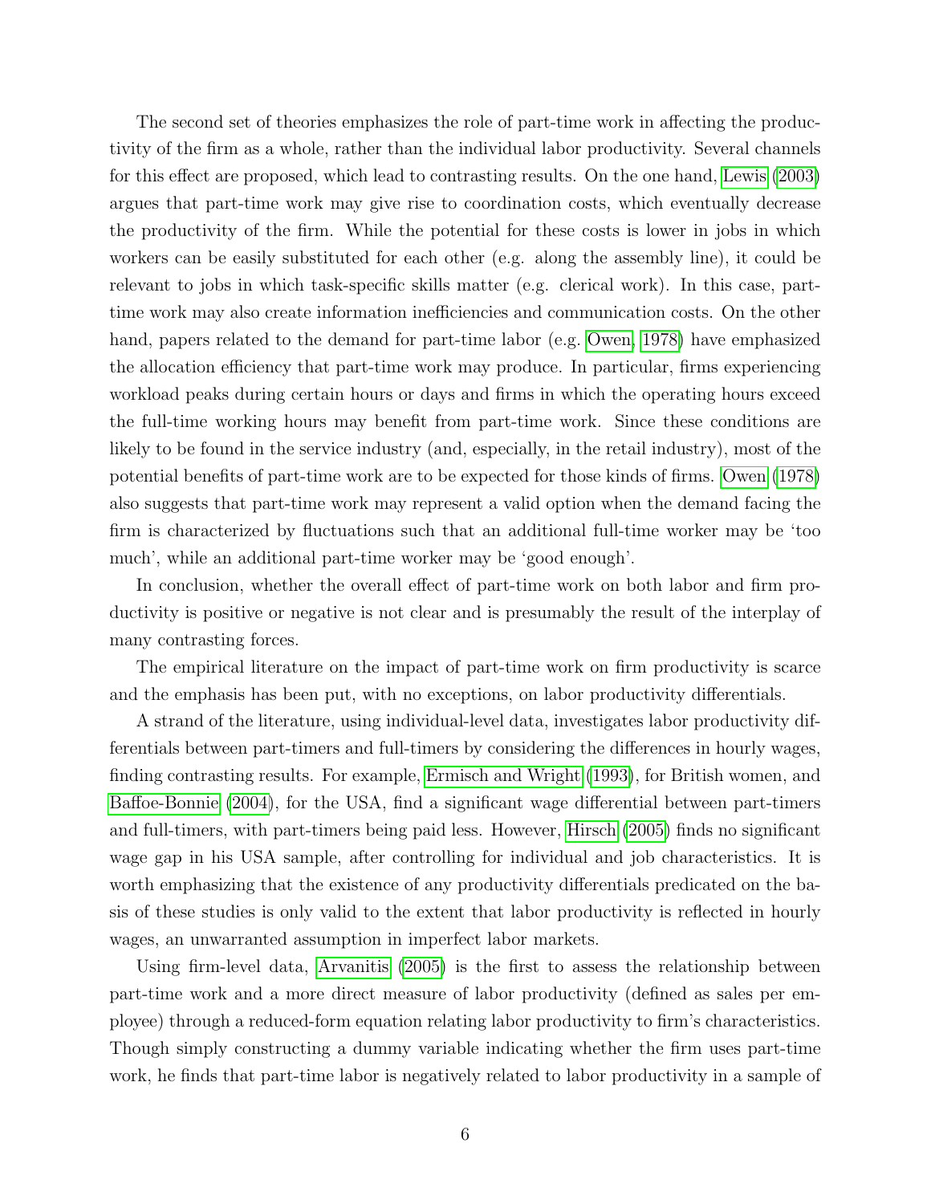The second set of theories emphasizes the role of part-time work in affecting the productivity of the firm as a whole, rather than the individual labor productivity. Several channels for this effect are proposed, which lead to contrasting results. On the one hand, Lewis (2003) argues that part-time work may give rise to coordination costs, which eventually decrease the productivity of the firm. While the potential for these costs is lower in jobs in which workers can be easily substituted for each other (e.g. along the assembly line), it could be relevant to jobs in which task-specific skills matter (e.g. clerical work). In this case, part-time work may also create information inefficiencies and communication costs. On the other hand, papers related to the demand for part-time labor (e.g. Owen, 1978) have emphasized the allocation efficiency that part-time work may produce. In particular, firms experiencing workload peaks during certain hours or days and firms in which the operating hours exceed the full-time working hours may benefit from part-time work. Since these conditions are likely to be found in the service industry (and, especially, in the retail industry), most of the potential benefits of part-time work are to be expected for those kinds of firms. Owen (1978) also suggests that part-time work may represent a valid option when the demand facing the firm is characterized by fluctuations such that an additional full-time worker may be 'too much', while an additional part-time worker may be 'good enough'.

In conclusion, whether the overall effect of part-time work on both labor and firm productivity is positive or negative is not clear and is presumably the result of the interplay of many contrasting forces.

The empirical literature on the impact of part-time work on firm productivity is scarce and the emphasis has been put, with no exceptions, on labor productivity differentials.

A strand of the literature, using individual-level data, investigates labor productivity differentials between part-timers and full-timers by considering the differences in hourly wages, finding contrasting results. For example, Ermisch and Wright (1993), for British women, and Baffoe-Bonnie (2004), for the USA, find a significant wage differential between part-timers and full-timers, with part-timers being paid less. However, Hirsch (2005) finds no significant wage gap in his USA sample, after controlling for individual and job characteristics. It is worth emphasizing that the existence of any productivity differentials predicated on the basis of these studies is only valid to the extent that labor productivity is reflected in hourly wages, an unwarranted assumption in imperfect labor markets.

Using firm-level data, Arvanitis (2005) is the first to assess the relationship between part-time work and a more direct measure of labor productivity (defined as sales per employee) through a reduced-form equation relating labor productivity to firm's characteristics. Though simply constructing a dummy variable indicating whether the firm uses part-time work, he finds that part-time labor is negatively related to labor productivity in a sample of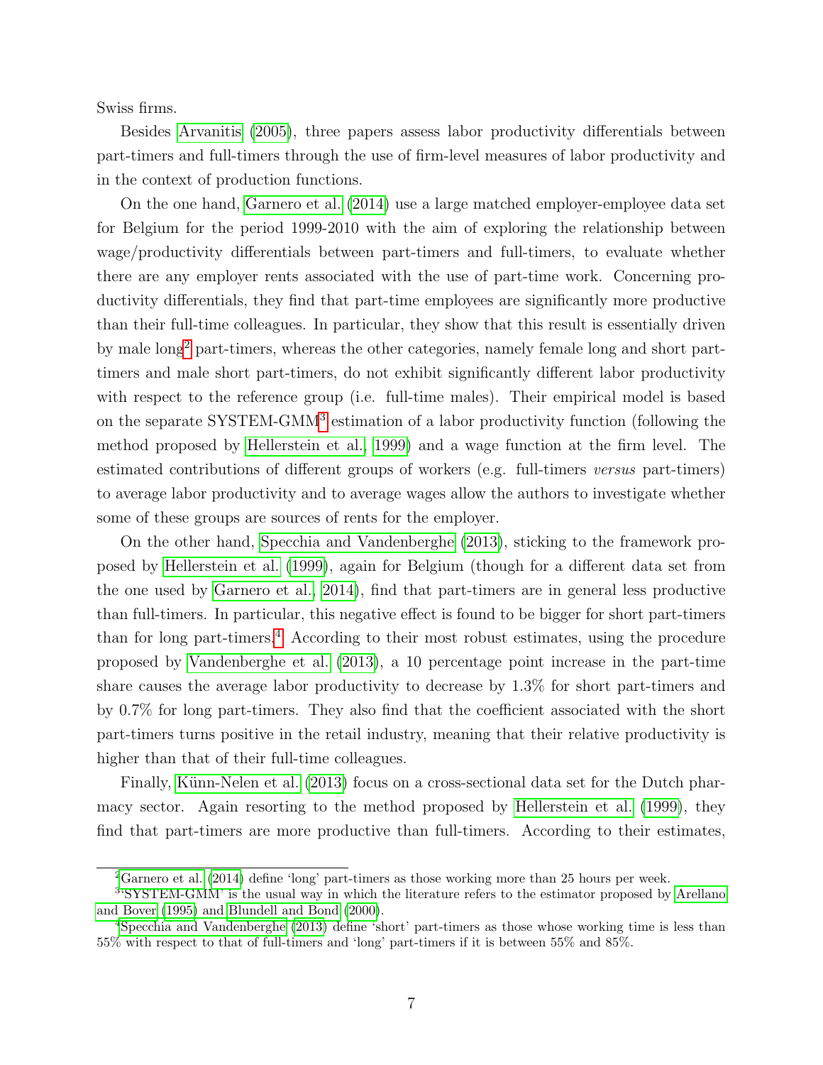Swiss firms.

Besides Arvanitis (2005), three papers assess labor productivity differentials between part-timers and full-timers through the use of firm-level measures of labor productivity and in the context of production functions.

On the one hand, Garnero et al. (2014) use a large matched employer-employee data set for Belgium for the period 1999-2010 with the aim of exploring the relationship between wage/productivity differentials between part-timers and full-timers, to evaluate whether there are any employer rents associated with the use of part-time work. Concerning productivity differentials, they find that part-time employees are significantly more productive than their full-time colleagues. In particular, they show that this result is essentially driven by male long[2] part-timers, whereas the other categories, namely female long and short part-timers and male short part-timers, do not exhibit significantly different labor productivity with respect to the reference group (i.e. full-time males). Their empirical model is based on the separate SYSTEM-GMM[3] estimation of a labor productivity function (following the method proposed by Hellerstein et al., 1999) and a wage function at the firm level. The estimated contributions of different groups of workers (e.g. full-timers *versus* part-timers) to average labor productivity and to average wages allow the authors to investigate whether some of these groups are sources of rents for the employer.

On the other hand, Specchia and Vandenberghe (2013), sticking to the framework proposed by Hellerstein et al. (1999), again for Belgium (though for a different data set from the one used by Garnero et al., 2014), find that part-timers are in general less productive than full-timers. In particular, this negative effect is found to be bigger for short part-timers than for long part-timers.[4] According to their most robust estimates, using the procedure proposed by Vandenberghe et al. (2013), a 10 percentage point increase in the part-time share causes the average labor productivity to decrease by 1.3% for short part-timers and by 0.7% for long part-timers. They also find that the coefficient associated with the short part-timers turns positive in the retail industry, meaning that their relative productivity is higher than that of their full-time colleagues.

Finally, Künn-Nelen et al. (2013) focus on a cross-sectional data set for the Dutch pharmacy sector. Again resorting to the method proposed by Hellerstein et al. (1999), they find that part-timers are more productive than full-timers. According to their estimates,

[2] Garnero et al. (2014) define 'long' part-timers as those working more than 25 hours per week.

[3] 'SYSTEM-GMM' is the usual way in which the literature refers to the estimator proposed by Arellano and Bover (1995) and Blundell and Bond (2000).

[4] Specchia and Vandenberghe (2013) define 'short' part-timers as those whose working time is less than 55% with respect to that of full-timers and 'long' part-timers if it is between 55% and 85%.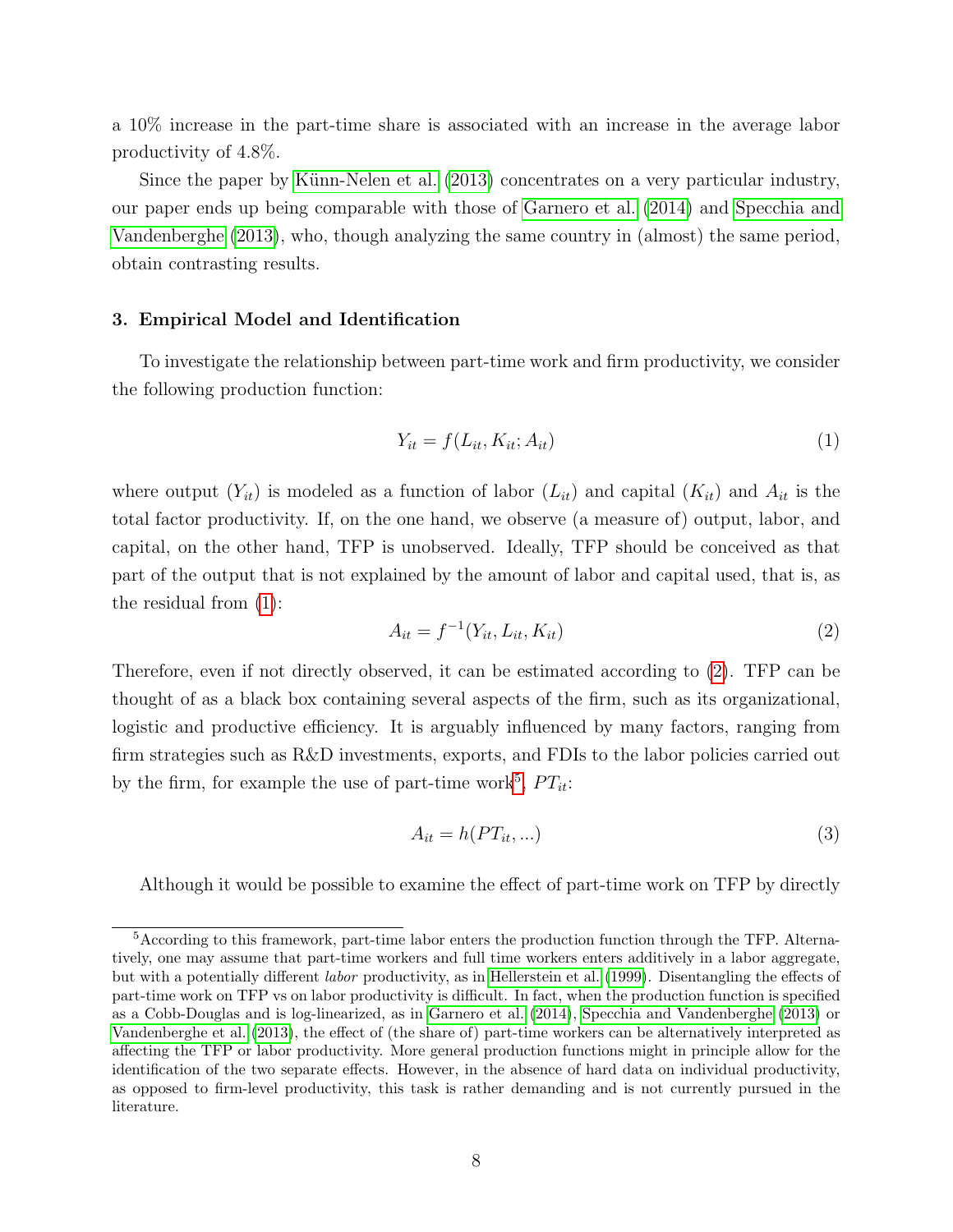a 10% increase in the part-time share is associated with an increase in the average labor productivity of 4.8%.

Since the paper by Künn-Nelen et al. (2013) concentrates on a very particular industry, our paper ends up being comparable with those of Garnero et al. (2014) and Specchia and Vandenberghe (2013), who, though analyzing the same country in (almost) the same period, obtain contrasting results.

### 3. Empirical Model and Identification

To investigate the relationship between part-time work and firm productivity, we consider the following production function:

$$Y_{it} = f(L_{it}, K_{it}; A_{it}) \tag{1}$$

where output ($Y_{it}$) is modeled as a function of labor ($L_{it}$) and capital ($K_{it}$) and $A_{it}$ is the total factor productivity. If, on the one hand, we observe (a measure of) output, labor, and capital, on the other hand, TFP is unobserved. Ideally, TFP should be conceived as that part of the output that is not explained by the amount of labor and capital used, that is, as the residual from (1):

$$A_{it} = f^{-1}(Y_{it}, L_{it}, K_{it}) \tag{2}$$

Therefore, even if not directly observed, it can be estimated according to (2). TFP can be thought of as a black box containing several aspects of the firm, such as its organizational, logistic and productive efficiency. It is arguably influenced by many factors, ranging from firm strategies such as R&D investments, exports, and FDIs to the labor policies carried out by the firm, for example the use of part-time work[5], $PT_{it}$:

$$A_{it} = h(PT_{it}, ...) \tag{3}$$

Although it would be possible to examine the effect of part-time work on TFP by directly

[5] According to this framework, part-time labor enters the production function through the TFP. Alternatively, one may assume that part-time workers and full time workers enters additively in a labor aggregate, but with a potentially different *labor* productivity, as in Hellerstein et al. (1999). Disentangling the effects of part-time work on TFP vs on labor productivity is difficult. In fact, when the production function is specified as a Cobb-Douglas and is log-linearized, as in Garnero et al. (2014), Specchia and Vandenberghe (2013) or Vandenberghe et al. (2013), the effect of (the share of) part-time workers can be alternatively interpreted as affecting the TFP or labor productivity. More general production functions might in principle allow for the identification of the two separate effects. However, in the absence of hard data on individual productivity, as opposed to firm-level productivity, this task is rather demanding and is not currently pursued in the literature.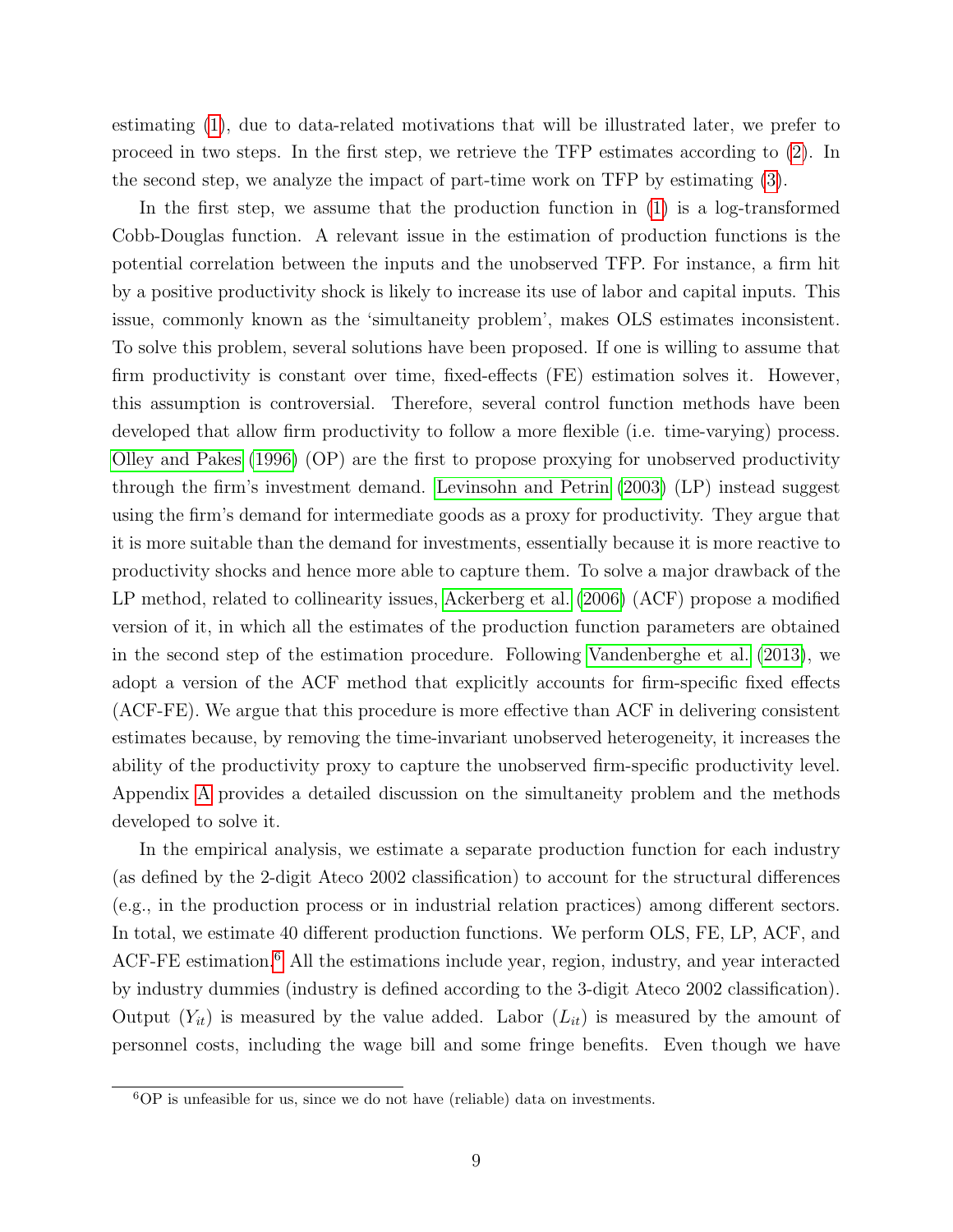estimating (1), due to data-related motivations that will be illustrated later, we prefer to proceed in two steps. In the first step, we retrieve the TFP estimates according to (2). In the second step, we analyze the impact of part-time work on TFP by estimating (3).

In the first step, we assume that the production function in (1) is a log-transformed Cobb-Douglas function. A relevant issue in the estimation of production functions is the potential correlation between the inputs and the unobserved TFP. For instance, a firm hit by a positive productivity shock is likely to increase its use of labor and capital inputs. This issue, commonly known as the 'simultaneity problem', makes OLS estimates inconsistent. To solve this problem, several solutions have been proposed. If one is willing to assume that firm productivity is constant over time, fixed-effects (FE) estimation solves it. However, this assumption is controversial. Therefore, several control function methods have been developed that allow firm productivity to follow a more flexible (i.e. time-varying) process. Olley and Pakes (1996) (OP) are the first to propose proxying for unobserved productivity through the firm's investment demand. Levinsohn and Petrin (2003) (LP) instead suggest using the firm's demand for intermediate goods as a proxy for productivity. They argue that it is more suitable than the demand for investments, essentially because it is more reactive to productivity shocks and hence more able to capture them. To solve a major drawback of the LP method, related to collinearity issues, Ackerberg et al. (2006) (ACF) propose a modified version of it, in which all the estimates of the production function parameters are obtained in the second step of the estimation procedure. Following Vandenberghe et al. (2013), we adopt a version of the ACF method that explicitly accounts for firm-specific fixed effects (ACF-FE). We argue that this procedure is more effective than ACF in delivering consistent estimates because, by removing the time-invariant unobserved heterogeneity, it increases the ability of the productivity proxy to capture the unobserved firm-specific productivity level. Appendix A provides a detailed discussion on the simultaneity problem and the methods developed to solve it.

In the empirical analysis, we estimate a separate production function for each industry (as defined by the 2-digit Ateco 2002 classification) to account for the structural differences (e.g., in the production process or in industrial relation practices) among different sectors. In total, we estimate 40 different production functions. We perform OLS, FE, LP, ACF, and ACF-FE estimation.[6] All the estimations include year, region, industry, and year interacted by industry dummies (industry is defined according to the 3-digit Ateco 2002 classification). Output ($Y_{it}$) is measured by the value added. Labor ($L_{it}$) is measured by the amount of personnel costs, including the wage bill and some fringe benefits. Even though we have

[6] OP is unfeasible for us, since we do not have (reliable) data on investments.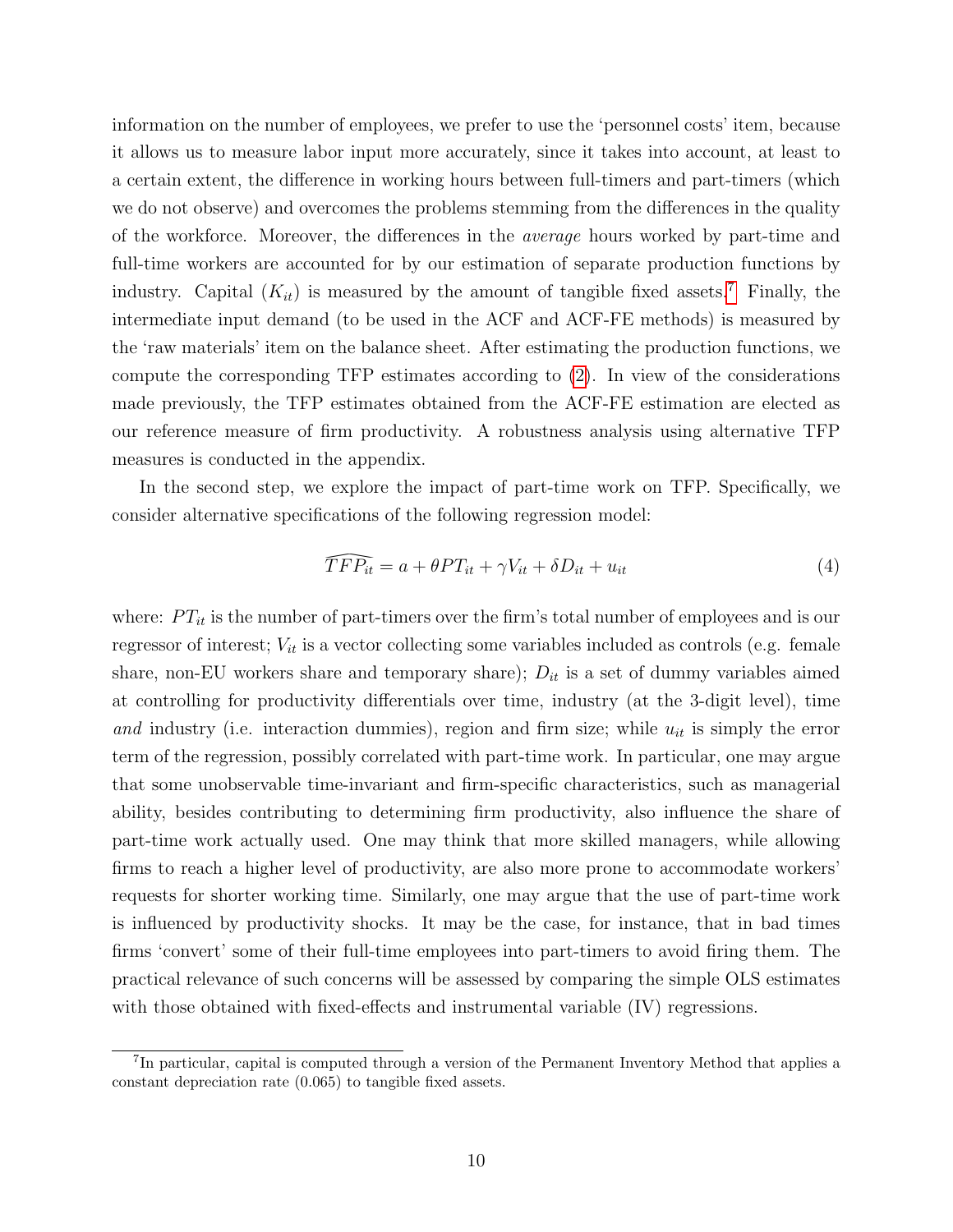information on the number of employees, we prefer to use the 'personnel costs' item, because it allows us to measure labor input more accurately, since it takes into account, at least to a certain extent, the difference in working hours between full-timers and part-timers (which we do not observe) and overcomes the problems stemming from the differences in the quality of the workforce. Moreover, the differences in the *average* hours worked by part-time and full-time workers are accounted for by our estimation of separate production functions by industry. Capital ($K_{it}$) is measured by the amount of tangible fixed assets.[7] Finally, the intermediate input demand (to be used in the ACF and ACF-FE methods) is measured by the 'raw materials' item on the balance sheet. After estimating the production functions, we compute the corresponding TFP estimates according to (2). In view of the considerations made previously, the TFP estimates obtained from the ACF-FE estimation are elected as our reference measure of firm productivity. A robustness analysis using alternative TFP measures is conducted in the appendix.

In the second step, we explore the impact of part-time work on TFP. Specifically, we consider alternative specifications of the following regression model:

$$\widehat{TFP_{it}} = a + \theta PT_{it} + \gamma V_{it} + \delta D_{it} + u_{it} \tag{4}$$

where: $PT_{it}$ is the number of part-timers over the firm's total number of employees and is our regressor of interest; $V_{it}$ is a vector collecting some variables included as controls (e.g. female share, non-EU workers share and temporary share); $D_{it}$ is a set of dummy variables aimed at controlling for productivity differentials over time, industry (at the 3-digit level), time *and* industry (i.e. interaction dummies), region and firm size; while $u_{it}$ is simply the error term of the regression, possibly correlated with part-time work. In particular, one may argue that some unobservable time-invariant and firm-specific characteristics, such as managerial ability, besides contributing to determining firm productivity, also influence the share of part-time work actually used. One may think that more skilled managers, while allowing firms to reach a higher level of productivity, are also more prone to accommodate workers' requests for shorter working time. Similarly, one may argue that the use of part-time work is influenced by productivity shocks. It may be the case, for instance, that in bad times firms 'convert' some of their full-time employees into part-timers to avoid firing them. The practical relevance of such concerns will be assessed by comparing the simple OLS estimates with those obtained with fixed-effects and instrumental variable (IV) regressions.

[7] In particular, capital is computed through a version of the Permanent Inventory Method that applies a constant depreciation rate (0.065) to tangible fixed assets.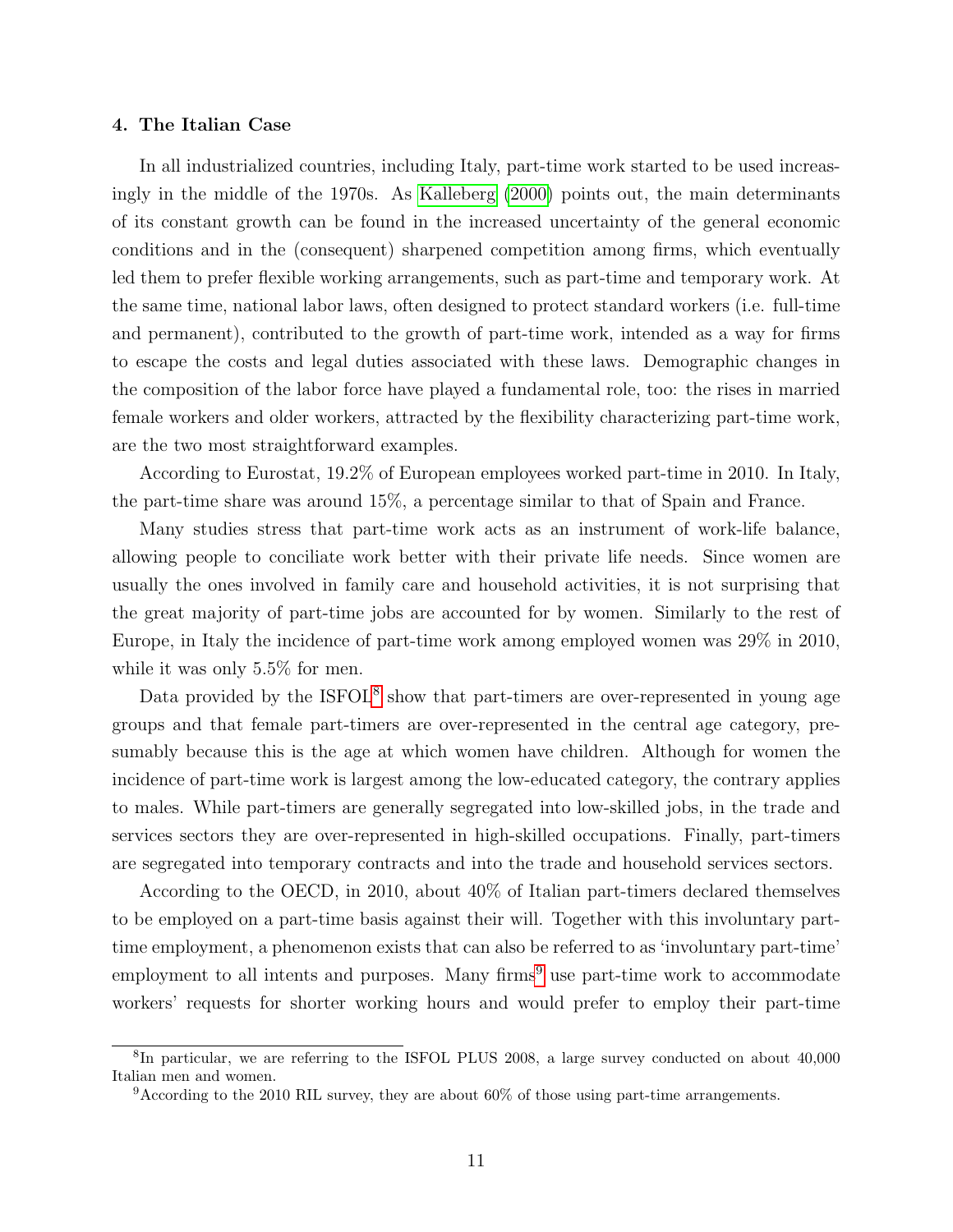## 4. The Italian Case

In all industrialized countries, including Italy, part-time work started to be used increasingly in the middle of the 1970s. As Kalleberg (2000) points out, the main determinants of its constant growth can be found in the increased uncertainty of the general economic conditions and in the (consequent) sharpened competition among firms, which eventually led them to prefer flexible working arrangements, such as part-time and temporary work. At the same time, national labor laws, often designed to protect standard workers (i.e. full-time and permanent), contributed to the growth of part-time work, intended as a way for firms to escape the costs and legal duties associated with these laws. Demographic changes in the composition of the labor force have played a fundamental role, too: the rises in married female workers and older workers, attracted by the flexibility characterizing part-time work, are the two most straightforward examples.

According to Eurostat, 19.2% of European employees worked part-time in 2010. In Italy, the part-time share was around 15%, a percentage similar to that of Spain and France.

Many studies stress that part-time work acts as an instrument of work-life balance, allowing people to conciliate work better with their private life needs. Since women are usually the ones involved in family care and household activities, it is not surprising that the great majority of part-time jobs are accounted for by women. Similarly to the rest of Europe, in Italy the incidence of part-time work among employed women was 29% in 2010, while it was only 5.5% for men.

Data provided by the ISFOL[8] show that part-timers are over-represented in young age groups and that female part-timers are over-represented in the central age category, presumably because this is the age at which women have children. Although for women the incidence of part-time work is largest among the low-educated category, the contrary applies to males. While part-timers are generally segregated into low-skilled jobs, in the trade and services sectors they are over-represented in high-skilled occupations. Finally, part-timers are segregated into temporary contracts and into the trade and household services sectors.

According to the OECD, in 2010, about 40% of Italian part-timers declared themselves to be employed on a part-time basis against their will. Together with this involuntary part-time employment, a phenomenon exists that can also be referred to as 'involuntary part-time' employment to all intents and purposes. Many firms[9] use part-time work to accommodate workers' requests for shorter working hours and would prefer to employ their part-time

[8] In particular, we are referring to the ISFOL PLUS 2008, a large survey conducted on about 40,000 Italian men and women.

[9] According to the 2010 RIL survey, they are about 60% of those using part-time arrangements.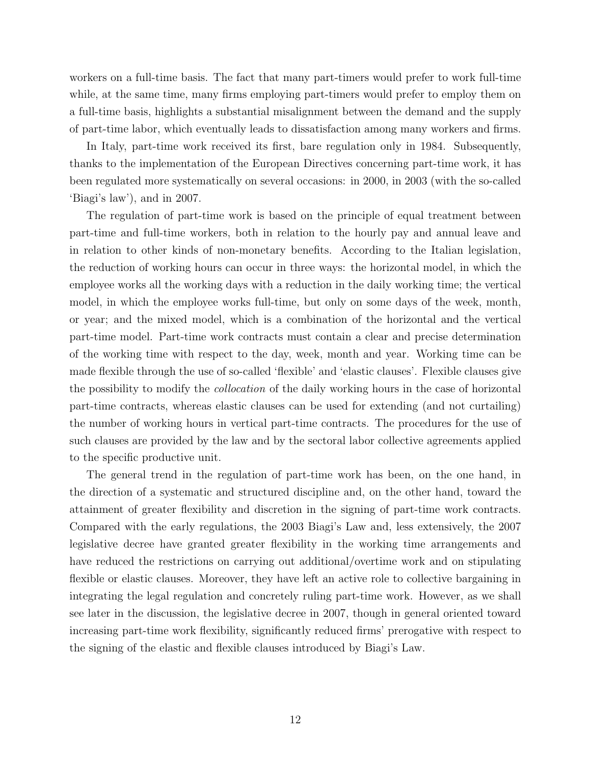workers on a full-time basis. The fact that many part-timers would prefer to work full-time while, at the same time, many firms employing part-timers would prefer to employ them on a full-time basis, highlights a substantial misalignment between the demand and the supply of part-time labor, which eventually leads to dissatisfaction among many workers and firms.

In Italy, part-time work received its first, bare regulation only in 1984. Subsequently, thanks to the implementation of the European Directives concerning part-time work, it has been regulated more systematically on several occasions: in 2000, in 2003 (with the so-called 'Biagi's law'), and in 2007.

The regulation of part-time work is based on the principle of equal treatment between part-time and full-time workers, both in relation to the hourly pay and annual leave and in relation to other kinds of non-monetary benefits. According to the Italian legislation, the reduction of working hours can occur in three ways: the horizontal model, in which the employee works all the working days with a reduction in the daily working time; the vertical model, in which the employee works full-time, but only on some days of the week, month, or year; and the mixed model, which is a combination of the horizontal and the vertical part-time model. Part-time work contracts must contain a clear and precise determination of the working time with respect to the day, week, month and year. Working time can be made flexible through the use of so-called 'flexible' and 'elastic clauses'. Flexible clauses give the possibility to modify the *collocation* of the daily working hours in the case of horizontal part-time contracts, whereas elastic clauses can be used for extending (and not curtailing) the number of working hours in vertical part-time contracts. The procedures for the use of such clauses are provided by the law and by the sectoral labor collective agreements applied to the specific productive unit.

The general trend in the regulation of part-time work has been, on the one hand, in the direction of a systematic and structured discipline and, on the other hand, toward the attainment of greater flexibility and discretion in the signing of part-time work contracts. Compared with the early regulations, the 2003 Biagi's Law and, less extensively, the 2007 legislative decree have granted greater flexibility in the working time arrangements and have reduced the restrictions on carrying out additional/overtime work and on stipulating flexible or elastic clauses. Moreover, they have left an active role to collective bargaining in integrating the legal regulation and concretely ruling part-time work. However, as we shall see later in the discussion, the legislative decree in 2007, though in general oriented toward increasing part-time work flexibility, significantly reduced firms' prerogative with respect to the signing of the elastic and flexible clauses introduced by Biagi's Law.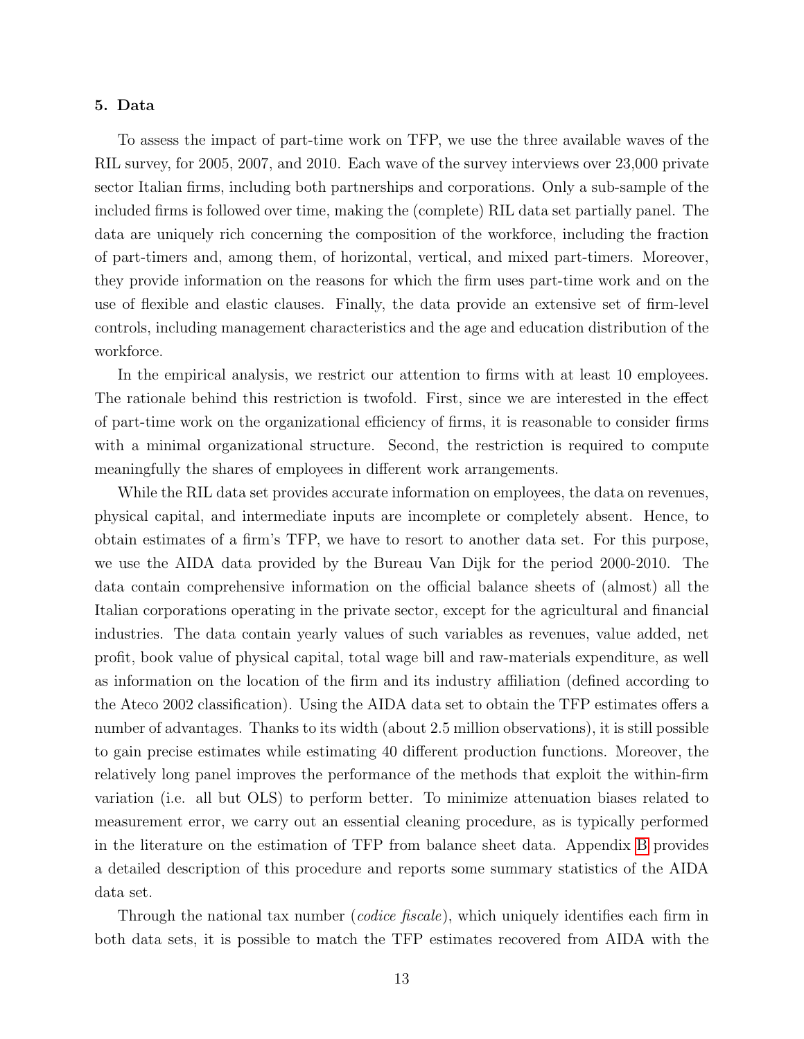## 5. Data

To assess the impact of part-time work on TFP, we use the three available waves of the RIL survey, for 2005, 2007, and 2010. Each wave of the survey interviews over 23,000 private sector Italian firms, including both partnerships and corporations. Only a sub-sample of the included firms is followed over time, making the (complete) RIL data set partially panel. The data are uniquely rich concerning the composition of the workforce, including the fraction of part-timers and, among them, of horizontal, vertical, and mixed part-timers. Moreover, they provide information on the reasons for which the firm uses part-time work and on the use of flexible and elastic clauses. Finally, the data provide an extensive set of firm-level controls, including management characteristics and the age and education distribution of the workforce.

In the empirical analysis, we restrict our attention to firms with at least 10 employees. The rationale behind this restriction is twofold. First, since we are interested in the effect of part-time work on the organizational efficiency of firms, it is reasonable to consider firms with a minimal organizational structure. Second, the restriction is required to compute meaningfully the shares of employees in different work arrangements.

While the RIL data set provides accurate information on employees, the data on revenues, physical capital, and intermediate inputs are incomplete or completely absent. Hence, to obtain estimates of a firm's TFP, we have to resort to another data set. For this purpose, we use the AIDA data provided by the Bureau Van Dijk for the period 2000-2010. The data contain comprehensive information on the official balance sheets of (almost) all the Italian corporations operating in the private sector, except for the agricultural and financial industries. The data contain yearly values of such variables as revenues, value added, net profit, book value of physical capital, total wage bill and raw-materials expenditure, as well as information on the location of the firm and its industry affiliation (defined according to the Ateco 2002 classification). Using the AIDA data set to obtain the TFP estimates offers a number of advantages. Thanks to its width (about 2.5 million observations), it is still possible to gain precise estimates while estimating 40 different production functions. Moreover, the relatively long panel improves the performance of the methods that exploit the within-firm variation (i.e. all but OLS) to perform better. To minimize attenuation biases related to measurement error, we carry out an essential cleaning procedure, as is typically performed in the literature on the estimation of TFP from balance sheet data. Appendix B provides a detailed description of this procedure and reports some summary statistics of the AIDA data set.

Through the national tax number (*codice fiscale*), which uniquely identifies each firm in both data sets, it is possible to match the TFP estimates recovered from AIDA with the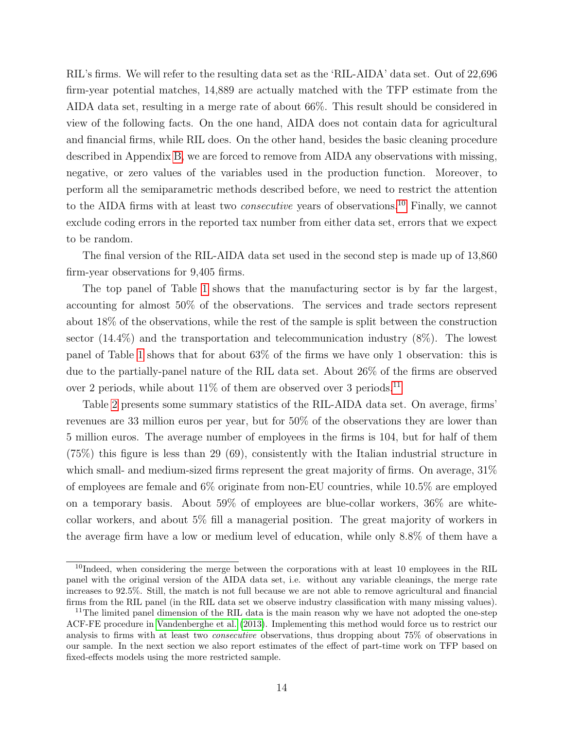RIL's firms. We will refer to the resulting data set as the 'RIL-AIDA' data set. Out of 22,696 firm-year potential matches, 14,889 are actually matched with the TFP estimate from the AIDA data set, resulting in a merge rate of about 66%. This result should be considered in view of the following facts. On the one hand, AIDA does not contain data for agricultural and financial firms, while RIL does. On the other hand, besides the basic cleaning procedure described in Appendix B, we are forced to remove from AIDA any observations with missing, negative, or zero values of the variables used in the production function. Moreover, to perform all the semiparametric methods described before, we need to restrict the attention to the AIDA firms with at least two *consecutive* years of observations.[10] Finally, we cannot exclude coding errors in the reported tax number from either data set, errors that we expect to be random.

The final version of the RIL-AIDA data set used in the second step is made up of 13,860 firm-year observations for 9,405 firms.

The top panel of Table 1 shows that the manufacturing sector is by far the largest, accounting for almost 50% of the observations. The services and trade sectors represent about 18% of the observations, while the rest of the sample is split between the construction sector (14.4%) and the transportation and telecommunication industry (8%). The lowest panel of Table 1 shows that for about 63% of the firms we have only 1 observation: this is due to the partially-panel nature of the RIL data set. About 26% of the firms are observed over 2 periods, while about 11% of them are observed over 3 periods.[11]

Table 2 presents some summary statistics of the RIL-AIDA data set. On average, firms' revenues are 33 million euros per year, but for 50% of the observations they are lower than 5 million euros. The average number of employees in the firms is 104, but for half of them (75%) this figure is less than 29 (69), consistently with the Italian industrial structure in which small- and medium-sized firms represent the great majority of firms. On average, 31% of employees are female and 6% originate from non-EU countries, while 10.5% are employed on a temporary basis. About 59% of employees are blue-collar workers, 36% are white-collar workers, and about 5% fill a managerial position. The great majority of workers in the average firm have a low or medium level of education, while only 8.8% of them have a

[10] Indeed, when considering the merge between the corporations with at least 10 employees in the RIL panel with the original version of the AIDA data set, i.e. without any variable cleanings, the merge rate increases to 92.5%. Still, the match is not full because we are not able to remove agricultural and financial firms from the RIL panel (in the RIL data set we observe industry classification with many missing values).

[11] The limited panel dimension of the RIL data is the main reason why we have not adopted the one-step ACF-FE procedure in Vandenberghe et al. (2013). Implementing this method would force us to restrict our analysis to firms with at least two *consecutive* observations, thus dropping about 75% of observations in our sample. In the next section we also report estimates of the effect of part-time work on TFP based on fixed-effects models using the more restricted sample.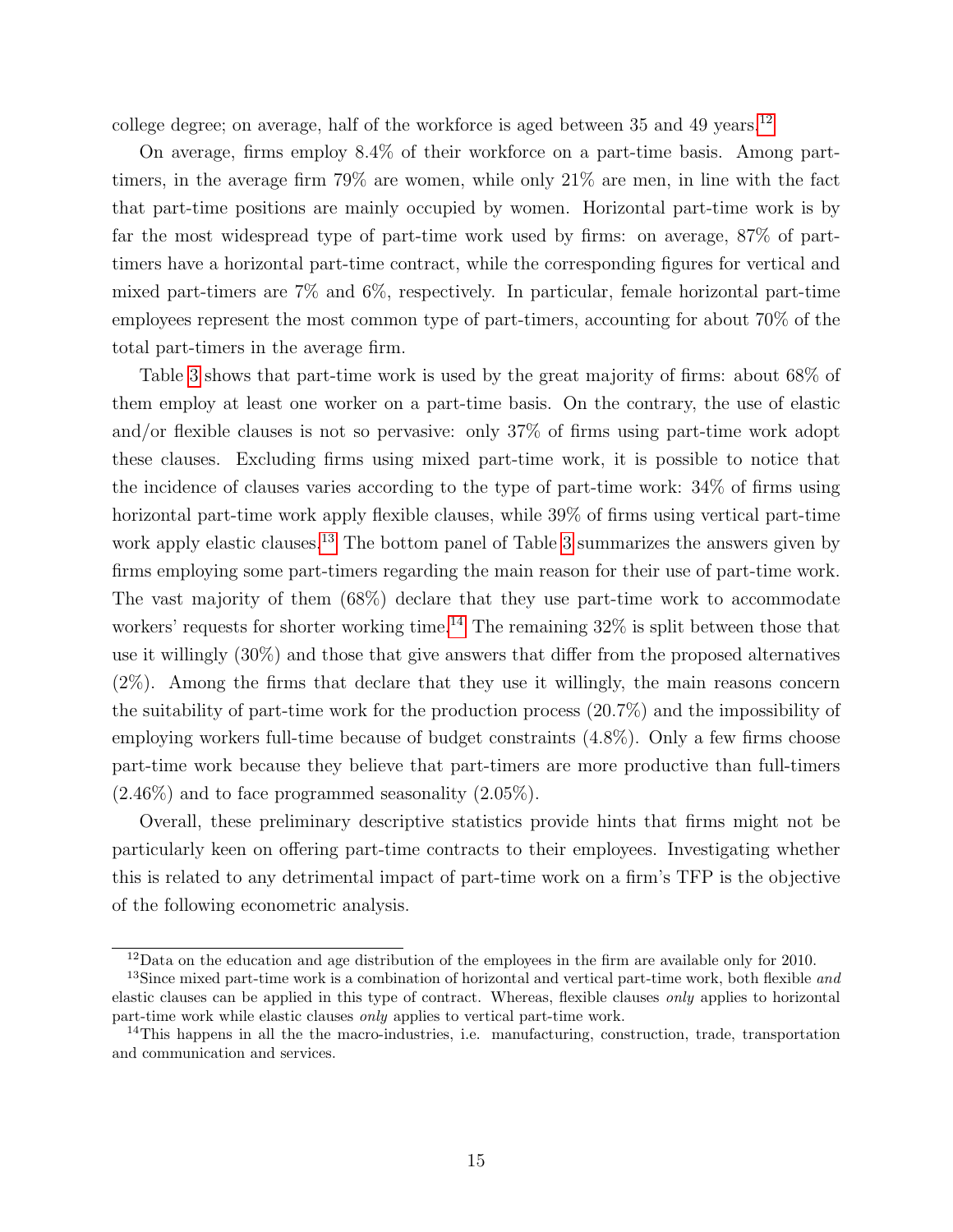college degree; on average, half of the workforce is aged between 35 and 49 years.[12]

On average, firms employ 8.4% of their workforce on a part-time basis. Among part-timers, in the average firm 79% are women, while only 21% are men, in line with the fact that part-time positions are mainly occupied by women. Horizontal part-time work is by far the most widespread type of part-time work used by firms: on average, 87% of part-timers have a horizontal part-time contract, while the corresponding figures for vertical and mixed part-timers are 7% and 6%, respectively. In particular, female horizontal part-time employees represent the most common type of part-timers, accounting for about 70% of the total part-timers in the average firm.

Table 3 shows that part-time work is used by the great majority of firms: about 68% of them employ at least one worker on a part-time basis. On the contrary, the use of elastic and/or flexible clauses is not so pervasive: only 37% of firms using part-time work adopt these clauses. Excluding firms using mixed part-time work, it is possible to notice that the incidence of clauses varies according to the type of part-time work: 34% of firms using horizontal part-time work apply flexible clauses, while 39% of firms using vertical part-time work apply elastic clauses.[13] The bottom panel of Table 3 summarizes the answers given by firms employing some part-timers regarding the main reason for their use of part-time work. The vast majority of them (68%) declare that they use part-time work to accommodate workers' requests for shorter working time.[14] The remaining 32% is split between those that use it willingly (30%) and those that give answers that differ from the proposed alternatives (2%). Among the firms that declare that they use it willingly, the main reasons concern the suitability of part-time work for the production process (20.7%) and the impossibility of employing workers full-time because of budget constraints (4.8%). Only a few firms choose part-time work because they believe that part-timers are more productive than full-timers (2.46%) and to face programmed seasonality (2.05%).

Overall, these preliminary descriptive statistics provide hints that firms might not be particularly keen on offering part-time contracts to their employees. Investigating whether this is related to any detrimental impact of part-time work on a firm's TFP is the objective of the following econometric analysis.

---

[12] Data on the education and age distribution of the employees in the firm are available only for 2010.

[13] Since mixed part-time work is a combination of horizontal and vertical part-time work, both flexible *and* elastic clauses can be applied in this type of contract. Whereas, flexible clauses *only* applies to horizontal part-time work while elastic clauses *only* applies to vertical part-time work.

[14] This happens in all the the macro-industries, i.e. manufacturing, construction, trade, transportation and communication and services.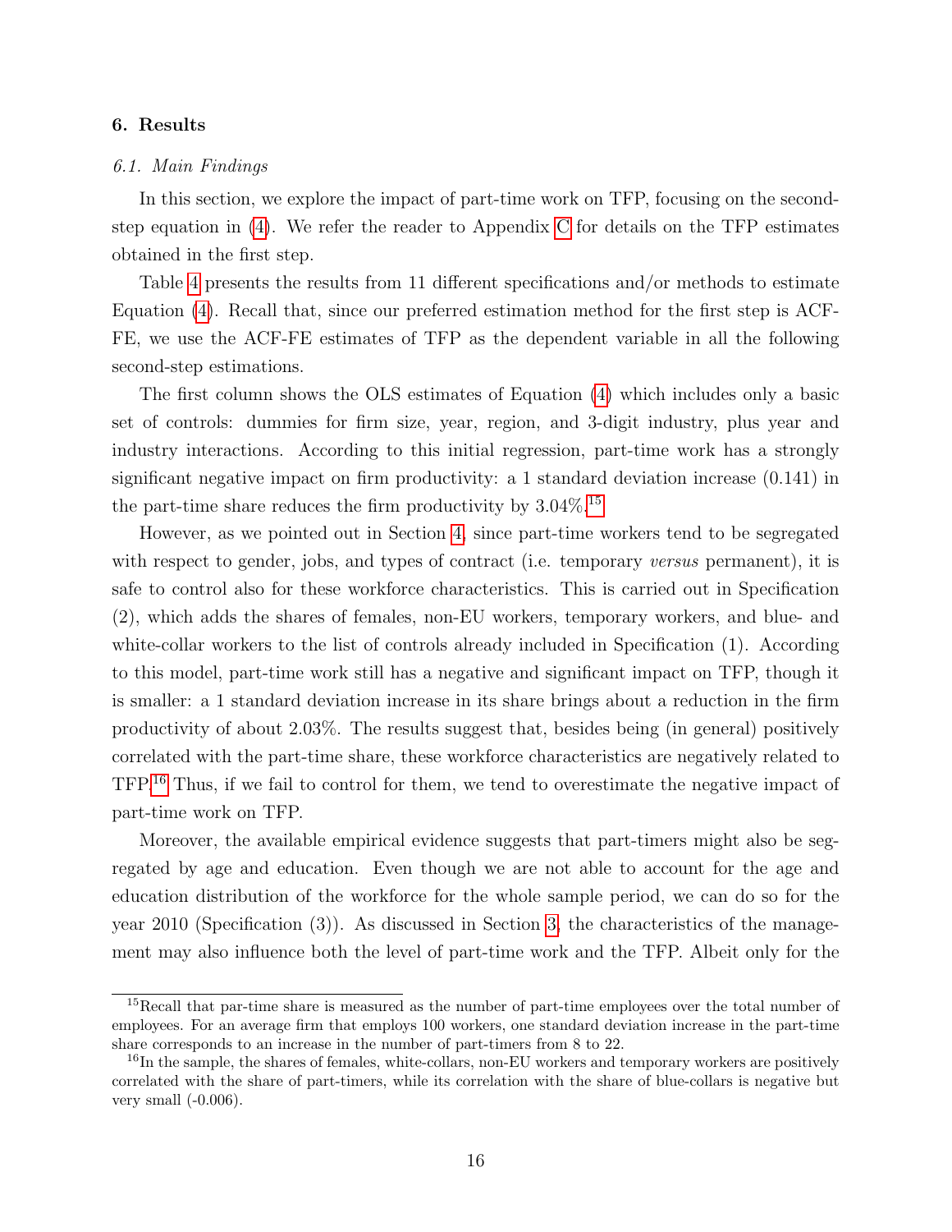## 6. Results

### *6.1. Main Findings*

In this section, we explore the impact of part-time work on TFP, focusing on the second-step equation in (4). We refer the reader to Appendix C for details on the TFP estimates obtained in the first step.

Table 4 presents the results from 11 different specifications and/or methods to estimate Equation (4). Recall that, since our preferred estimation method for the first step is ACF-FE, we use the ACF-FE estimates of TFP as the dependent variable in all the following second-step estimations.

The first column shows the OLS estimates of Equation (4) which includes only a basic set of controls: dummies for firm size, year, region, and 3-digit industry, plus year and industry interactions. According to this initial regression, part-time work has a strongly significant negative impact on firm productivity: a 1 standard deviation increase (0.141) in the part-time share reduces the firm productivity by 3.04%.[15]

However, as we pointed out in Section 4, since part-time workers tend to be segregated with respect to gender, jobs, and types of contract (i.e. temporary *versus* permanent), it is safe to control also for these workforce characteristics. This is carried out in Specification (2), which adds the shares of females, non-EU workers, temporary workers, and blue- and white-collar workers to the list of controls already included in Specification (1). According to this model, part-time work still has a negative and significant impact on TFP, though it is smaller: a 1 standard deviation increase in its share brings about a reduction in the firm productivity of about 2.03%. The results suggest that, besides being (in general) positively correlated with the part-time share, these workforce characteristics are negatively related to TFP.[16] Thus, if we fail to control for them, we tend to overestimate the negative impact of part-time work on TFP.

Moreover, the available empirical evidence suggests that part-timers might also be segregated by age and education. Even though we are not able to account for the age and education distribution of the workforce for the whole sample period, we can do so for the year 2010 (Specification (3)). As discussed in Section 3, the characteristics of the management may also influence both the level of part-time work and the TFP. Albeit only for the

---

[15] Recall that par-time share is measured as the number of part-time employees over the total number of employees. For an average firm that employs 100 workers, one standard deviation increase in the part-time share corresponds to an increase in the number of part-timers from 8 to 22.

[16] In the sample, the shares of females, white-collars, non-EU workers and temporary workers are positively correlated with the share of part-timers, while its correlation with the share of blue-collars is negative but very small (-0.006).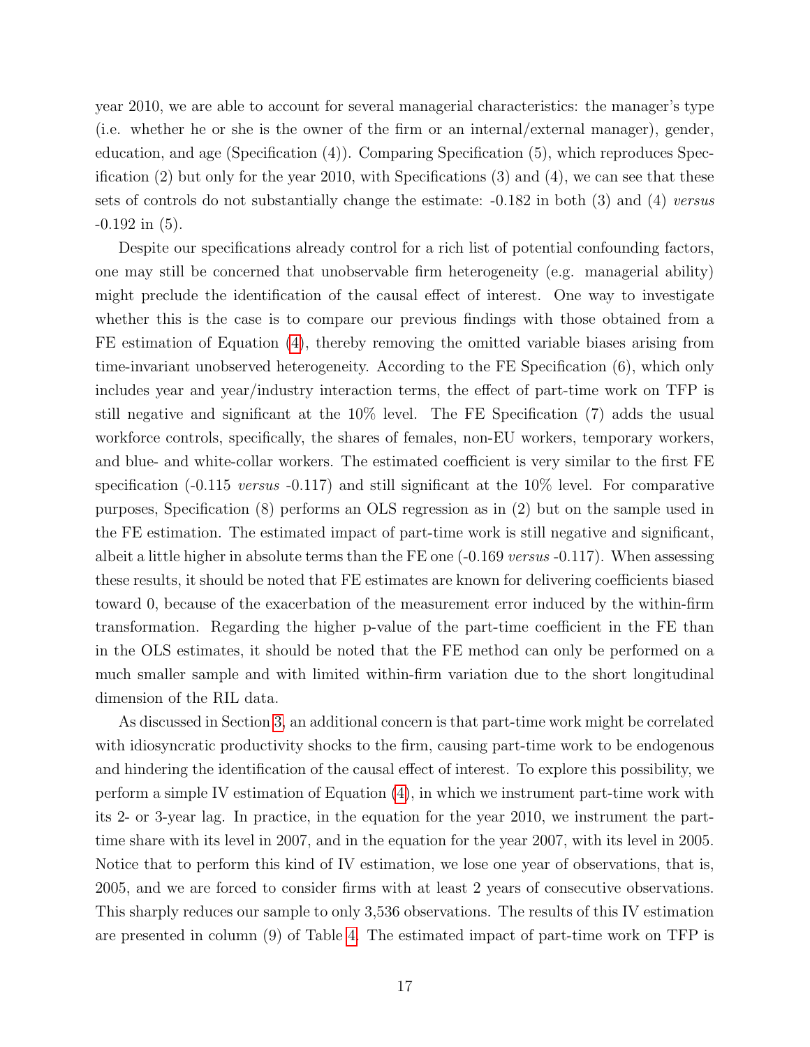year 2010, we are able to account for several managerial characteristics: the manager's type (i.e. whether he or she is the owner of the firm or an internal/external manager), gender, education, and age (Specification (4)). Comparing Specification (5), which reproduces Specification (2) but only for the year 2010, with Specifications (3) and (4), we can see that these sets of controls do not substantially change the estimate: -0.182 in both (3) and (4) *versus* -0.192 in (5).

Despite our specifications already control for a rich list of potential confounding factors, one may still be concerned that unobservable firm heterogeneity (e.g. managerial ability) might preclude the identification of the causal effect of interest. One way to investigate whether this is the case is to compare our previous findings with those obtained from a FE estimation of Equation (4), thereby removing the omitted variable biases arising from time-invariant unobserved heterogeneity. According to the FE Specification (6), which only includes year and year/industry interaction terms, the effect of part-time work on TFP is still negative and significant at the 10% level. The FE Specification (7) adds the usual workforce controls, specifically, the shares of females, non-EU workers, temporary workers, and blue- and white-collar workers. The estimated coefficient is very similar to the first FE specification (-0.115 *versus* -0.117) and still significant at the 10% level. For comparative purposes, Specification (8) performs an OLS regression as in (2) but on the sample used in the FE estimation. The estimated impact of part-time work is still negative and significant, albeit a little higher in absolute terms than the FE one (-0.169 *versus* -0.117). When assessing these results, it should be noted that FE estimates are known for delivering coefficients biased toward 0, because of the exacerbation of the measurement error induced by the within-firm transformation. Regarding the higher p-value of the part-time coefficient in the FE than in the OLS estimates, it should be noted that the FE method can only be performed on a much smaller sample and with limited within-firm variation due to the short longitudinal dimension of the RIL data.

As discussed in Section 3, an additional concern is that part-time work might be correlated with idiosyncratic productivity shocks to the firm, causing part-time work to be endogenous and hindering the identification of the causal effect of interest. To explore this possibility, we perform a simple IV estimation of Equation (4), in which we instrument part-time work with its 2- or 3-year lag. In practice, in the equation for the year 2010, we instrument the part-time share with its level in 2007, and in the equation for the year 2007, with its level in 2005. Notice that to perform this kind of IV estimation, we lose one year of observations, that is, 2005, and we are forced to consider firms with at least 2 years of consecutive observations. This sharply reduces our sample to only 3,536 observations. The results of this IV estimation are presented in column (9) of Table 4. The estimated impact of part-time work on TFP is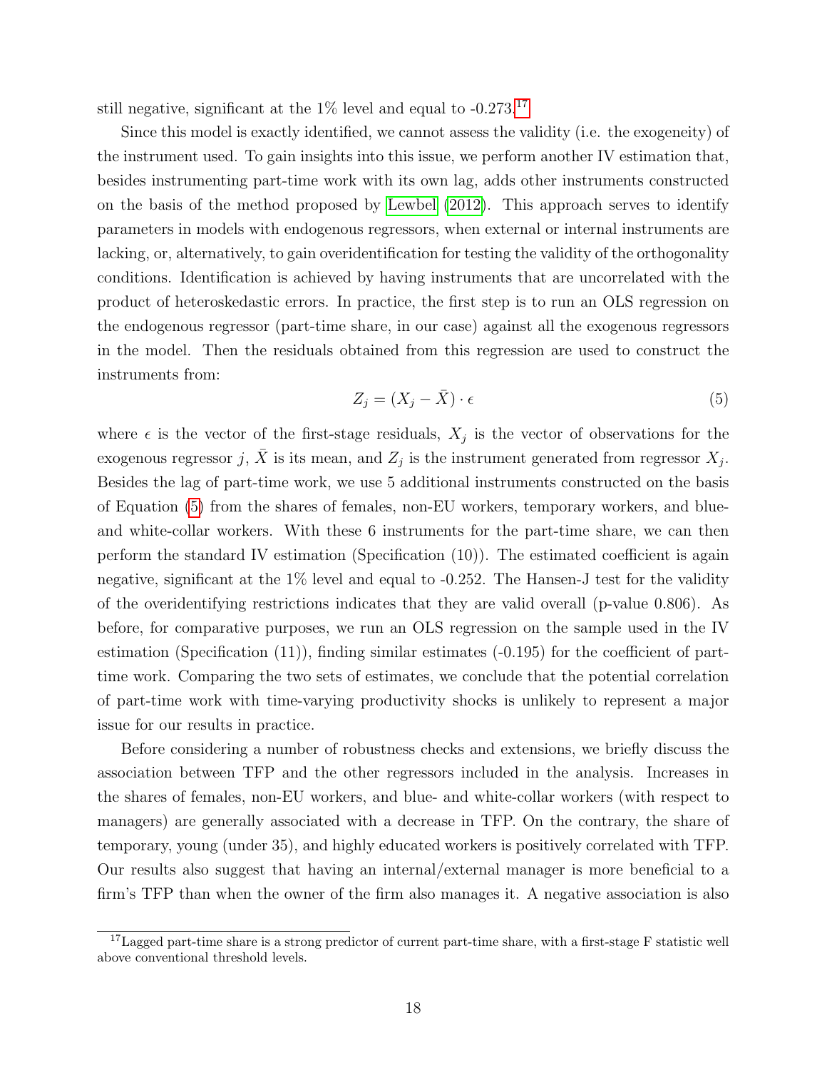still negative, significant at the 1% level and equal to -0.273.[17]

Since this model is exactly identified, we cannot assess the validity (i.e. the exogeneity) of the instrument used. To gain insights into this issue, we perform another IV estimation that, besides instrumenting part-time work with its own lag, adds other instruments constructed on the basis of the method proposed by Lewbel (2012). This approach serves to identify parameters in models with endogenous regressors, when external or internal instruments are lacking, or, alternatively, to gain overidentification for testing the validity of the orthogonality conditions. Identification is achieved by having instruments that are uncorrelated with the product of heteroskedastic errors. In practice, the first step is to run an OLS regression on the endogenous regressor (part-time share, in our case) against all the exogenous regressors in the model. Then the residuals obtained from this regression are used to construct the instruments from:

$$Z_j = (X_j - \bar{X}) \cdot \epsilon \tag{5}$$

where $\epsilon$ is the vector of the first-stage residuals, $X_j$ is the vector of observations for the exogenous regressor $j$, $\bar{X}$ is its mean, and $Z_j$ is the instrument generated from regressor $X_j$. Besides the lag of part-time work, we use 5 additional instruments constructed on the basis of Equation (5) from the shares of females, non-EU workers, temporary workers, and blue- and white-collar workers. With these 6 instruments for the part-time share, we can then perform the standard IV estimation (Specification (10)). The estimated coefficient is again negative, significant at the 1% level and equal to -0.252. The Hansen-J test for the validity of the overidentifying restrictions indicates that they are valid overall (p-value 0.806). As before, for comparative purposes, we run an OLS regression on the sample used in the IV estimation (Specification (11)), finding similar estimates (-0.195) for the coefficient of part-time work. Comparing the two sets of estimates, we conclude that the potential correlation of part-time work with time-varying productivity shocks is unlikely to represent a major issue for our results in practice.

Before considering a number of robustness checks and extensions, we briefly discuss the association between TFP and the other regressors included in the analysis. Increases in the shares of females, non-EU workers, and blue- and white-collar workers (with respect to managers) are generally associated with a decrease in TFP. On the contrary, the share of temporary, young (under 35), and highly educated workers is positively correlated with TFP. Our results also suggest that having an internal/external manager is more beneficial to a firm's TFP than when the owner of the firm also manages it. A negative association is also

[17] Lagged part-time share is a strong predictor of current part-time share, with a first-stage F statistic well above conventional threshold levels.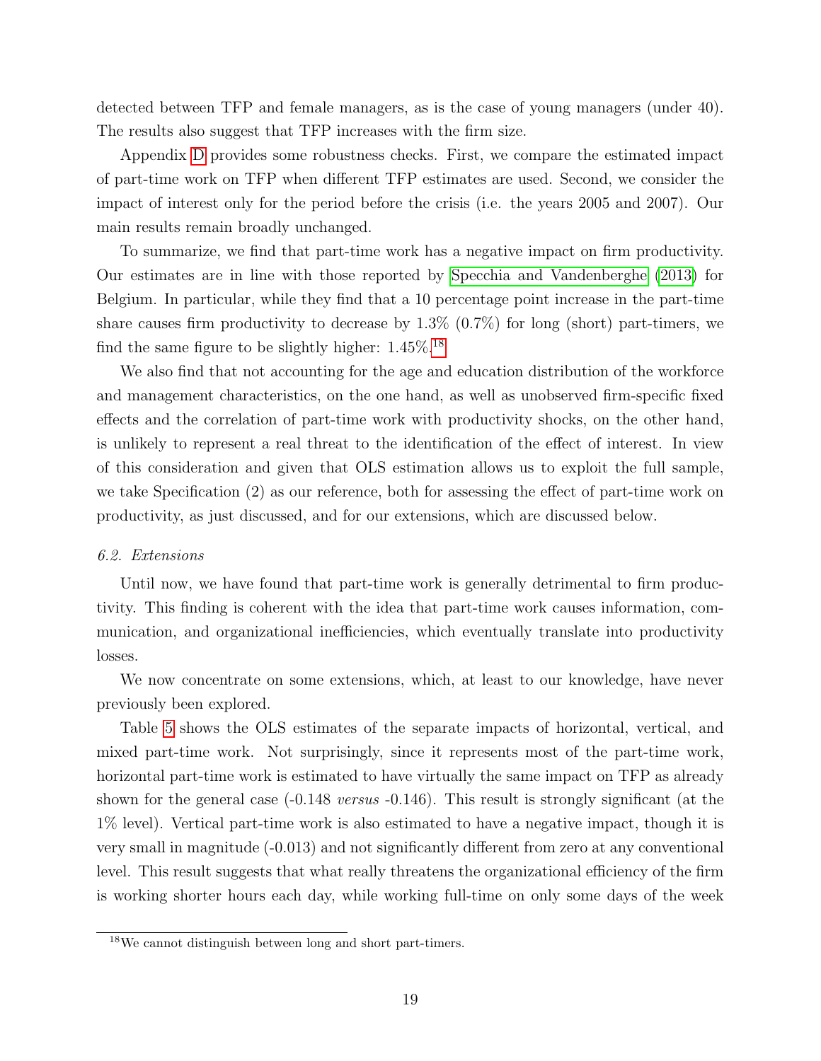detected between TFP and female managers, as is the case of young managers (under 40). The results also suggest that TFP increases with the firm size.

Appendix D provides some robustness checks. First, we compare the estimated impact of part-time work on TFP when different TFP estimates are used. Second, we consider the impact of interest only for the period before the crisis (i.e. the years 2005 and 2007). Our main results remain broadly unchanged.

To summarize, we find that part-time work has a negative impact on firm productivity. Our estimates are in line with those reported by Specchia and Vandenberghe (2013) for Belgium. In particular, while they find that a 10 percentage point increase in the part-time share causes firm productivity to decrease by 1.3% (0.7%) for long (short) part-timers, we find the same figure to be slightly higher: 1.45%.[18]

We also find that not accounting for the age and education distribution of the workforce and management characteristics, on the one hand, as well as unobserved firm-specific fixed effects and the correlation of part-time work with productivity shocks, on the other hand, is unlikely to represent a real threat to the identification of the effect of interest. In view of this consideration and given that OLS estimation allows us to exploit the full sample, we take Specification (2) as our reference, both for assessing the effect of part-time work on productivity, as just discussed, and for our extensions, which are discussed below.

### *6.2. Extensions*

Until now, we have found that part-time work is generally detrimental to firm productivity. This finding is coherent with the idea that part-time work causes information, communication, and organizational inefficiencies, which eventually translate into productivity losses.

We now concentrate on some extensions, which, at least to our knowledge, have never previously been explored.

Table 5 shows the OLS estimates of the separate impacts of horizontal, vertical, and mixed part-time work. Not surprisingly, since it represents most of the part-time work, horizontal part-time work is estimated to have virtually the same impact on TFP as already shown for the general case (-0.148 *versus* -0.146). This result is strongly significant (at the 1% level). Vertical part-time work is also estimated to have a negative impact, though it is very small in magnitude (-0.013) and not significantly different from zero at any conventional level. This result suggests that what really threatens the organizational efficiency of the firm is working shorter hours each day, while working full-time on only some days of the week

[18] We cannot distinguish between long and short part-timers.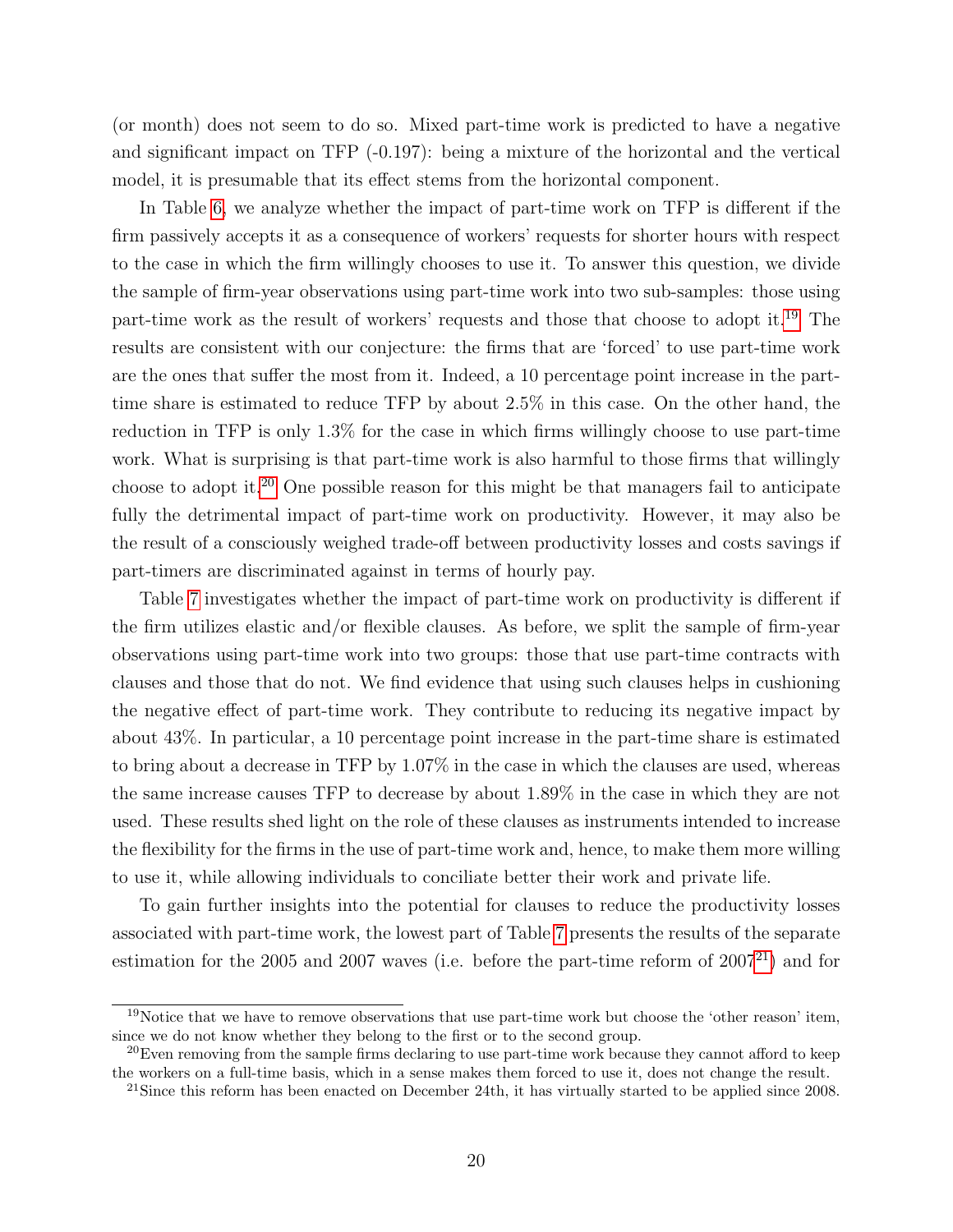(or month) does not seem to do so. Mixed part-time work is predicted to have a negative and significant impact on TFP (-0.197): being a mixture of the horizontal and the vertical model, it is presumable that its effect stems from the horizontal component.

In Table 6, we analyze whether the impact of part-time work on TFP is different if the firm passively accepts it as a consequence of workers' requests for shorter hours with respect to the case in which the firm willingly chooses to use it. To answer this question, we divide the sample of firm-year observations using part-time work into two sub-samples: those using part-time work as the result of workers' requests and those that choose to adopt it.[19] The results are consistent with our conjecture: the firms that are 'forced' to use part-time work are the ones that suffer the most from it. Indeed, a 10 percentage point increase in the part-time share is estimated to reduce TFP by about 2.5% in this case. On the other hand, the reduction in TFP is only 1.3% for the case in which firms willingly choose to use part-time work. What is surprising is that part-time work is also harmful to those firms that willingly choose to adopt it.[20] One possible reason for this might be that managers fail to anticipate fully the detrimental impact of part-time work on productivity. However, it may also be the result of a consciously weighed trade-off between productivity losses and costs savings if part-timers are discriminated against in terms of hourly pay.

Table 7 investigates whether the impact of part-time work on productivity is different if the firm utilizes elastic and/or flexible clauses. As before, we split the sample of firm-year observations using part-time work into two groups: those that use part-time contracts with clauses and those that do not. We find evidence that using such clauses helps in cushioning the negative effect of part-time work. They contribute to reducing its negative impact by about 43%. In particular, a 10 percentage point increase in the part-time share is estimated to bring about a decrease in TFP by 1.07% in the case in which the clauses are used, whereas the same increase causes TFP to decrease by about 1.89% in the case in which they are not used. These results shed light on the role of these clauses as instruments intended to increase the flexibility for the firms in the use of part-time work and, hence, to make them more willing to use it, while allowing individuals to conciliate better their work and private life.

To gain further insights into the potential for clauses to reduce the productivity losses associated with part-time work, the lowest part of Table 7 presents the results of the separate estimation for the 2005 and 2007 waves (i.e. before the part-time reform of 2007[21]) and for

[19] Notice that we have to remove observations that use part-time work but choose the 'other reason' item, since we do not know whether they belong to the first or to the second group.

[20] Even removing from the sample firms declaring to use part-time work because they cannot afford to keep the workers on a full-time basis, which in a sense makes them forced to use it, does not change the result.

[21] Since this reform has been enacted on December 24th, it has virtually started to be applied since 2008.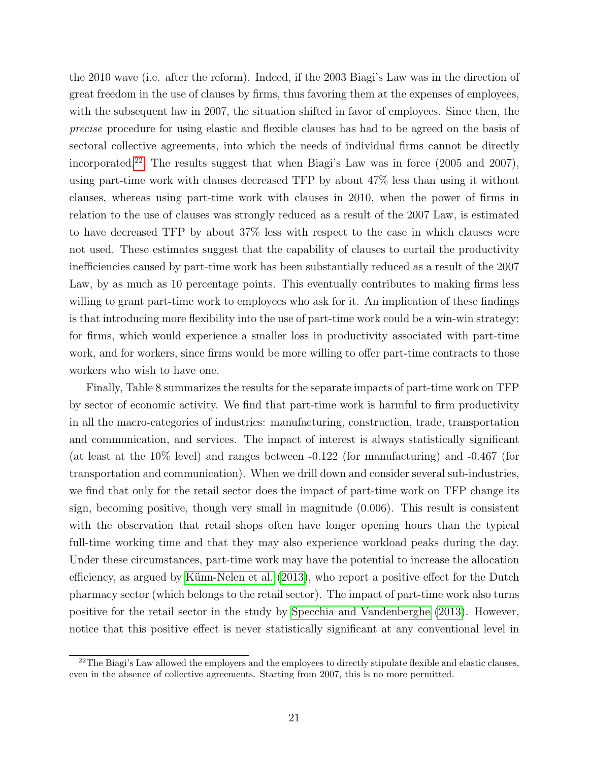the 2010 wave (i.e. after the reform). Indeed, if the 2003 Biagi's Law was in the direction of great freedom in the use of clauses by firms, thus favoring them at the expenses of employees, with the subsequent law in 2007, the situation shifted in favor of employees. Since then, the *precise* procedure for using elastic and flexible clauses has had to be agreed on the basis of sectoral collective agreements, into which the needs of individual firms cannot be directly incorporated.[22] The results suggest that when Biagi's Law was in force (2005 and 2007), using part-time work with clauses decreased TFP by about 47% less than using it without clauses, whereas using part-time work with clauses in 2010, when the power of firms in relation to the use of clauses was strongly reduced as a result of the 2007 Law, is estimated to have decreased TFP by about 37% less with respect to the case in which clauses were not used. These estimates suggest that the capability of clauses to curtail the productivity inefficiencies caused by part-time work has been substantially reduced as a result of the 2007 Law, by as much as 10 percentage points. This eventually contributes to making firms less willing to grant part-time work to employees who ask for it. An implication of these findings is that introducing more flexibility into the use of part-time work could be a win-win strategy: for firms, which would experience a smaller loss in productivity associated with part-time work, and for workers, since firms would be more willing to offer part-time contracts to those workers who wish to have one.

Finally, Table 8 summarizes the results for the separate impacts of part-time work on TFP by sector of economic activity. We find that part-time work is harmful to firm productivity in all the macro-categories of industries: manufacturing, construction, trade, transportation and communication, and services. The impact of interest is always statistically significant (at least at the 10% level) and ranges between -0.122 (for manufacturing) and -0.467 (for transportation and communication). When we drill down and consider several sub-industries, we find that only for the retail sector does the impact of part-time work on TFP change its sign, becoming positive, though very small in magnitude (0.006). This result is consistent with the observation that retail shops often have longer opening hours than the typical full-time working time and that they may also experience workload peaks during the day. Under these circumstances, part-time work may have the potential to increase the allocation efficiency, as argued by Künn-Nelen et al. (2013), who report a positive effect for the Dutch pharmacy sector (which belongs to the retail sector). The impact of part-time work also turns positive for the retail sector in the study by Specchia and Vandenberghe (2013). However, notice that this positive effect is never statistically significant at any conventional level in

[22] The Biagi's Law allowed the employers and the employees to directly stipulate flexible and elastic clauses, even in the absence of collective agreements. Starting from 2007, this is no more permitted.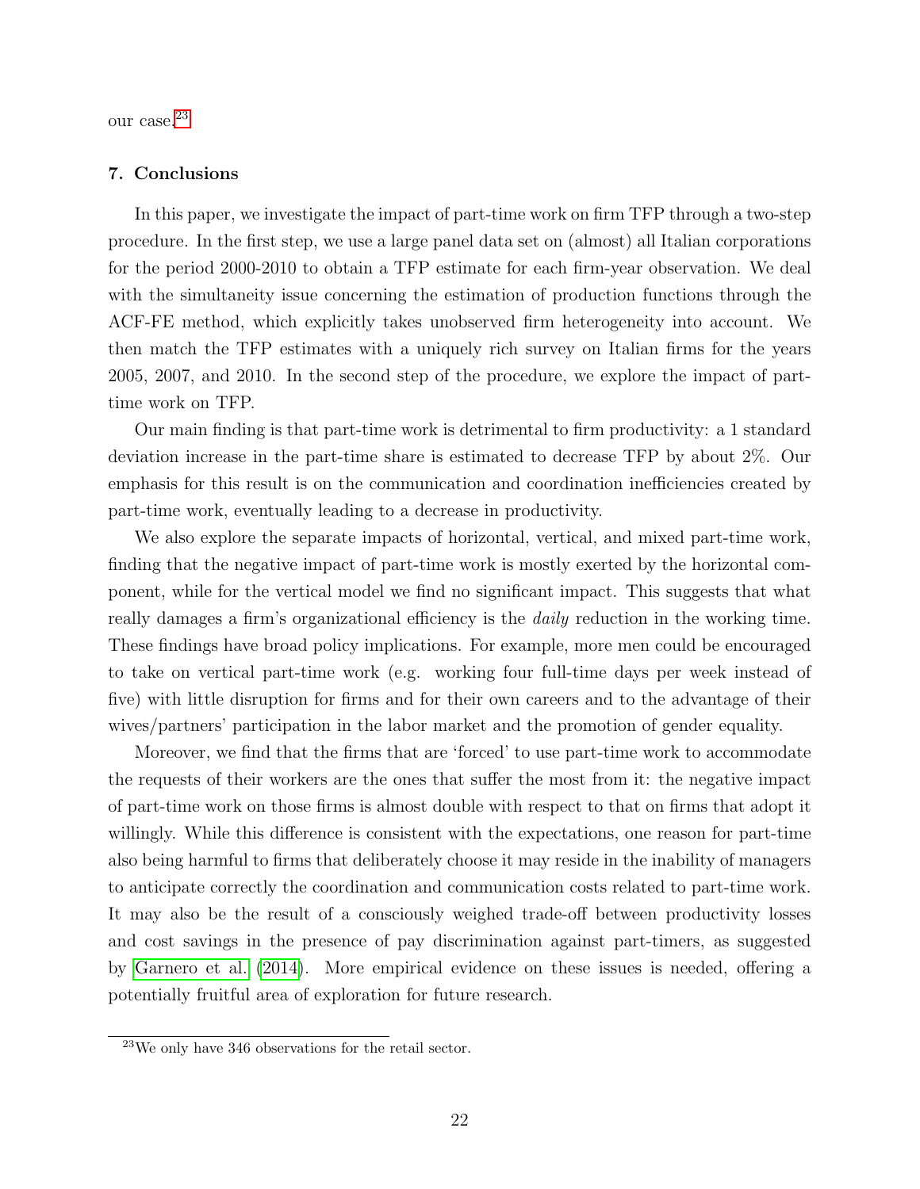our case.[23]

## 7. Conclusions

In this paper, we investigate the impact of part-time work on firm TFP through a two-step procedure. In the first step, we use a large panel data set on (almost) all Italian corporations for the period 2000-2010 to obtain a TFP estimate for each firm-year observation. We deal with the simultaneity issue concerning the estimation of production functions through the ACF-FE method, which explicitly takes unobserved firm heterogeneity into account. We then match the TFP estimates with a uniquely rich survey on Italian firms for the years 2005, 2007, and 2010. In the second step of the procedure, we explore the impact of part-time work on TFP.

Our main finding is that part-time work is detrimental to firm productivity: a 1 standard deviation increase in the part-time share is estimated to decrease TFP by about 2%. Our emphasis for this result is on the communication and coordination inefficiencies created by part-time work, eventually leading to a decrease in productivity.

We also explore the separate impacts of horizontal, vertical, and mixed part-time work, finding that the negative impact of part-time work is mostly exerted by the horizontal component, while for the vertical model we find no significant impact. This suggests that what really damages a firm's organizational efficiency is the *daily* reduction in the working time. These findings have broad policy implications. For example, more men could be encouraged to take on vertical part-time work (e.g. working four full-time days per week instead of five) with little disruption for firms and for their own careers and to the advantage of their wives/partners' participation in the labor market and the promotion of gender equality.

Moreover, we find that the firms that are 'forced' to use part-time work to accommodate the requests of their workers are the ones that suffer the most from it: the negative impact of part-time work on those firms is almost double with respect to that on firms that adopt it willingly. While this difference is consistent with the expectations, one reason for part-time also being harmful to firms that deliberately choose it may reside in the inability of managers to anticipate correctly the coordination and communication costs related to part-time work. It may also be the result of a consciously weighed trade-off between productivity losses and cost savings in the presence of pay discrimination against part-timers, as suggested by Garnero et al. (2014). More empirical evidence on these issues is needed, offering a potentially fruitful area of exploration for future research.

[23] We only have 346 observations for the retail sector.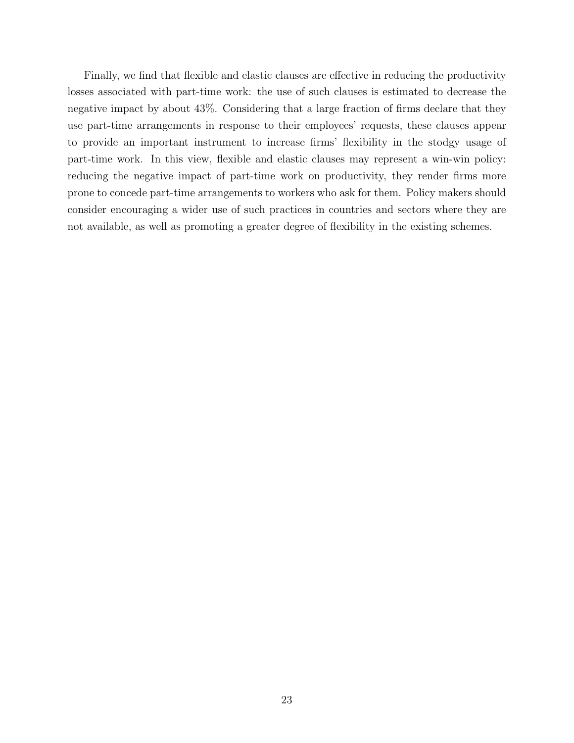Finally, we find that flexible and elastic clauses are effective in reducing the productivity losses associated with part-time work: the use of such clauses is estimated to decrease the negative impact by about 43%. Considering that a large fraction of firms declare that they use part-time arrangements in response to their employees' requests, these clauses appear to provide an important instrument to increase firms' flexibility in the stodgy usage of part-time work. In this view, flexible and elastic clauses may represent a win-win policy: reducing the negative impact of part-time work on productivity, they render firms more prone to concede part-time arrangements to workers who ask for them. Policy makers should consider encouraging a wider use of such practices in countries and sectors where they are not available, as well as promoting a greater degree of flexibility in the existing schemes.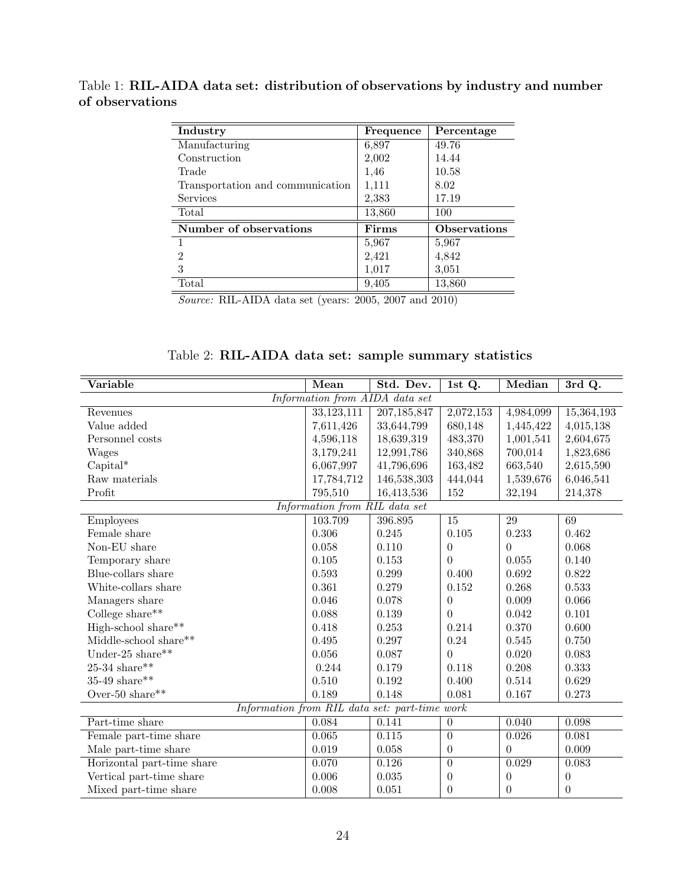Table 1: **RIL-AIDA data set: distribution of observations by industry and number of observations**

| Industry | Frequence | Percentage |
|---|---|---|
| Manufacturing | 6,897 | 49.76 |
| Construction | 2,002 | 14.44 |
| Trade | 1,46 | 10.58 |
| Transportation and communication | 1,111 | 8.02 |
| Services | 2,383 | 17.19 |
| Total | 13,860 | 100 |
| **Number of observations** | **Firms** | **Observations** |
| 1 | 5,967 | 5,967 |
| 2 | 2,421 | 4,842 |
| 3 | 1,017 | 3,051 |
| Total | 9,405 | 13,860 |

*Source:* RIL-AIDA data set (years: 2005, 2007 and 2010)

Table 2: **RIL-AIDA data set: sample summary statistics**

| Variable | Mean | Std. Dev. | 1st Q. | Median | 3rd Q. |
|---|---|---|---|---|---|
| *Information from AIDA data set* | | | | | |
| Revenues | 33,123,111 | 207,185,847 | 2,072,153 | 4,984,099 | 15,364,193 |
| Value added | 7,611,426 | 33,644,799 | 680,148 | 1,445,422 | 4,015,138 |
| Personnel costs | 4,596,118 | 18,639,319 | 483,370 | 1,001,541 | 2,604,675 |
| Wages | 3,179,241 | 12,991,786 | 340,868 | 700,014 | 1,823,686 |
| Capital* | 6,067,997 | 41,796,696 | 163,482 | 663,540 | 2,615,590 |
| Raw materials | 17,784,712 | 146,538,303 | 444,044 | 1,539,676 | 6,046,541 |
| Profit | 795,510 | 16,413,536 | 152 | 32,194 | 214,378 |
| *Information from RIL data set* | | | | | |
| Employees | 103.709 | 396.895 | 15 | 29 | 69 |
| Female share | 0.306 | 0.245 | 0.105 | 0.233 | 0.462 |
| Non-EU share | 0.058 | 0.110 | 0 | 0 | 0.068 |
| Temporary share | 0.105 | 0.153 | 0 | 0.055 | 0.140 |
| Blue-collars share | 0.593 | 0.299 | 0.400 | 0.692 | 0.822 |
| White-collars share | 0.361 | 0.279 | 0.152 | 0.268 | 0.533 |
| Managers share | 0.046 | 0.078 | 0 | 0.009 | 0.066 |
| College share** | 0.088 | 0.139 | 0 | 0.042 | 0.101 |
| High-school share** | 0.418 | 0.253 | 0.214 | 0.370 | 0.600 |
| Middle-school share** | 0.495 | 0.297 | 0.24 | 0.545 | 0.750 |
| Under-25 share** | 0.056 | 0.087 | 0 | 0.020 | 0.083 |
| 25-34 share** | 0.244 | 0.179 | 0.118 | 0.208 | 0.333 |
| 35-49 share** | 0.510 | 0.192 | 0.400 | 0.514 | 0.629 |
| Over-50 share** | 0.189 | 0.148 | 0.081 | 0.167 | 0.273 |
| *Information from RIL data set: part-time work* | | | | | |
| Part-time share | 0.084 | 0.141 | 0 | 0.040 | 0.098 |
| Female part-time share | 0.065 | 0.115 | 0 | 0.026 | 0.081 |
| Male part-time share | 0.019 | 0.058 | 0 | 0 | 0.009 |
| Horizontal part-time share | 0.070 | 0.126 | 0 | 0.029 | 0.083 |
| Vertical part-time share | 0.006 | 0.035 | 0 | 0 | 0 |
| Mixed part-time share | 0.008 | 0.051 | 0 | 0 | 0 |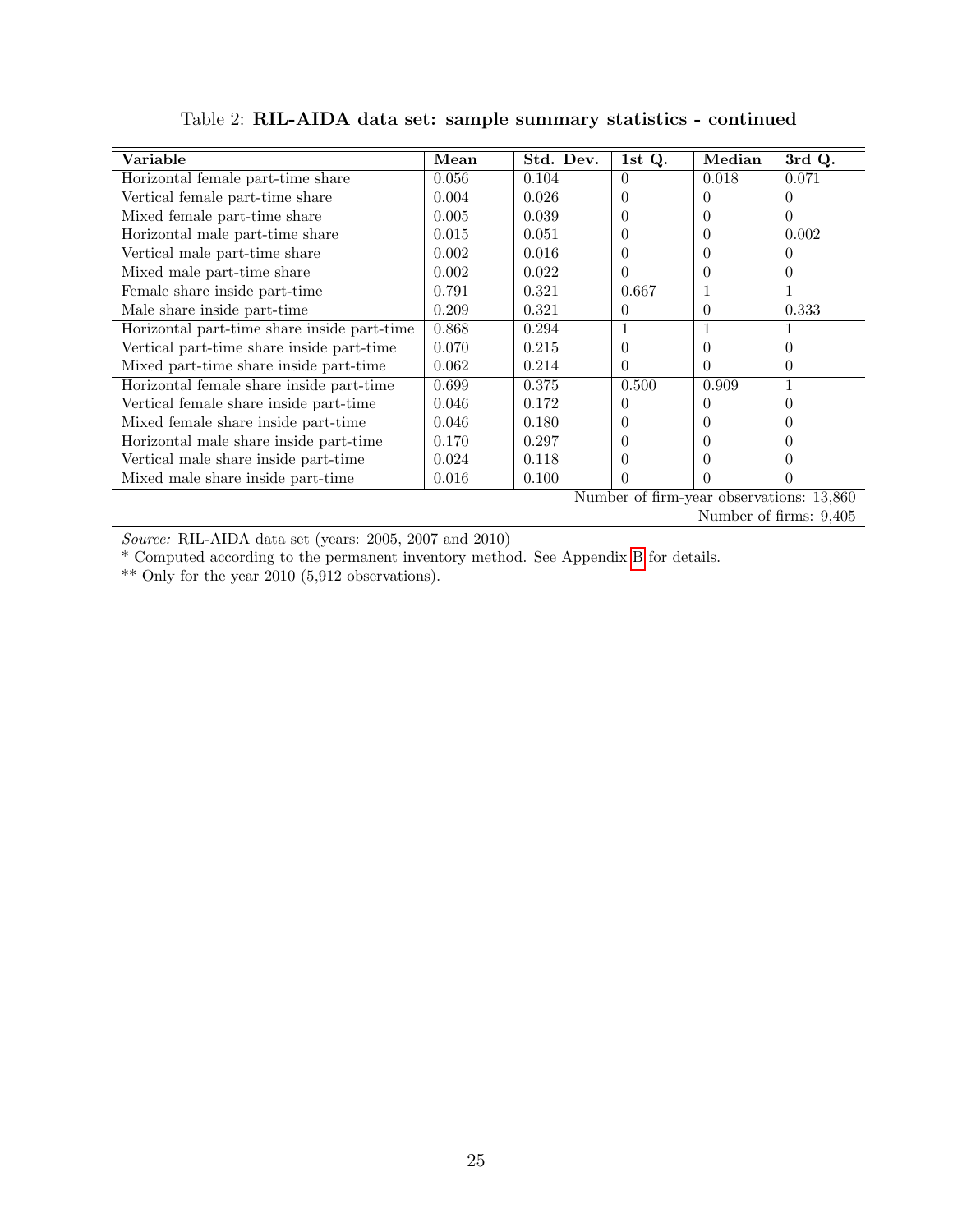Table 2: **RIL-AIDA data set: sample summary statistics - continued**

| Variable | Mean | Std. Dev. | 1st Q. | Median | 3rd Q. |
|---|---|---|---|---|---|
| Horizontal female part-time share | 0.056 | 0.104 | 0 | 0.018 | 0.071 |
| Vertical female part-time share | 0.004 | 0.026 | 0 | 0 | 0 |
| Mixed female part-time share | 0.005 | 0.039 | 0 | 0 | 0 |
| Horizontal male part-time share | 0.015 | 0.051 | 0 | 0 | 0.002 |
| Vertical male part-time share | 0.002 | 0.016 | 0 | 0 | 0 |
| Mixed male part-time share | 0.002 | 0.022 | 0 | 0 | 0 |
| Female share inside part-time | 0.791 | 0.321 | 0.667 | 1 | 1 |
| Male share inside part-time | 0.209 | 0.321 | 0 | 0 | 0.333 |
| Horizontal part-time share inside part-time | 0.868 | 0.294 | 1 | 1 | 1 |
| Vertical part-time share inside part-time | 0.070 | 0.215 | 0 | 0 | 0 |
| Mixed part-time share inside part-time | 0.062 | 0.214 | 0 | 0 | 0 |
| Horizontal female share inside part-time | 0.699 | 0.375 | 0.500 | 0.909 | 1 |
| Vertical female share inside part-time | 0.046 | 0.172 | 0 | 0 | 0 |
| Mixed female share inside part-time | 0.046 | 0.180 | 0 | 0 | 0 |
| Horizontal male share inside part-time | 0.170 | 0.297 | 0 | 0 | 0 |
| Vertical male share inside part-time | 0.024 | 0.118 | 0 | 0 | 0 |
| Mixed male share inside part-time | 0.016 | 0.100 | 0 | 0 | 0 |

Number of firm-year observations: 13,860

Number of firms: 9,405

*Source:* RIL-AIDA data set (years: 2005, 2007 and 2010)

\* Computed according to the permanent inventory method. See Appendix B for details.

\*\* Only for the year 2010 (5,912 observations).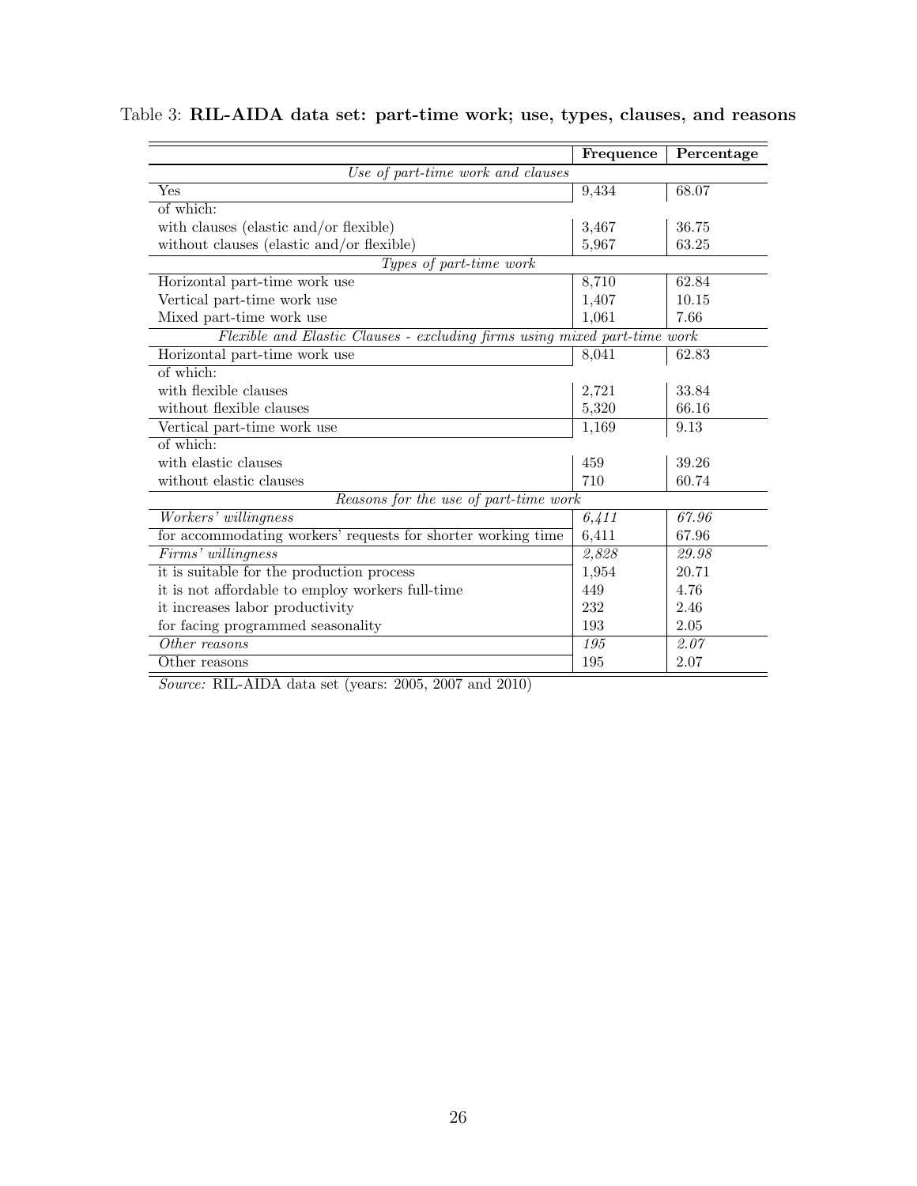Table 3: **RIL-AIDA data set: part-time work; use, types, clauses, and reasons**

| | **Frequence** | **Percentage** |
|---|---|---|
| *Use of part-time work and clauses* | | |
| Yes | 9,434 | 68.07 |
| of which: | | |
| with clauses (elastic and/or flexible) | 3,467 | 36.75 |
| without clauses (elastic and/or flexible) | 5,967 | 63.25 |
| *Types of part-time work* | | |
| Horizontal part-time work use | 8,710 | 62.84 |
| Vertical part-time work use | 1,407 | 10.15 |
| Mixed part-time work use | 1,061 | 7.66 |
| *Flexible and Elastic Clauses - excluding firms using mixed part-time work* | | |
| Horizontal part-time work use | 8,041 | 62.83 |
| of which: | | |
| with flexible clauses | 2,721 | 33.84 |
| without flexible clauses | 5,320 | 66.16 |
| Vertical part-time work use | 1,169 | 9.13 |
| of which: | | |
| with elastic clauses | 459 | 39.26 |
| without elastic clauses | 710 | 60.74 |
| *Reasons for the use of part-time work* | | |
| *Workers' willingness* | *6,411* | *67.96* |
| for accommodating workers' requests for shorter working time | 6,411 | 67.96 |
| *Firms' willingness* | *2,828* | *29.98* |
| it is suitable for the production process | 1,954 | 20.71 |
| it is not affordable to employ workers full-time | 449 | 4.76 |
| it increases labor productivity | 232 | 2.46 |
| for facing programmed seasonality | 193 | 2.05 |
| *Other reasons* | *195* | *2.07* |
| Other reasons | 195 | 2.07 |

*Source:* RIL-AIDA data set (years: 2005, 2007 and 2010)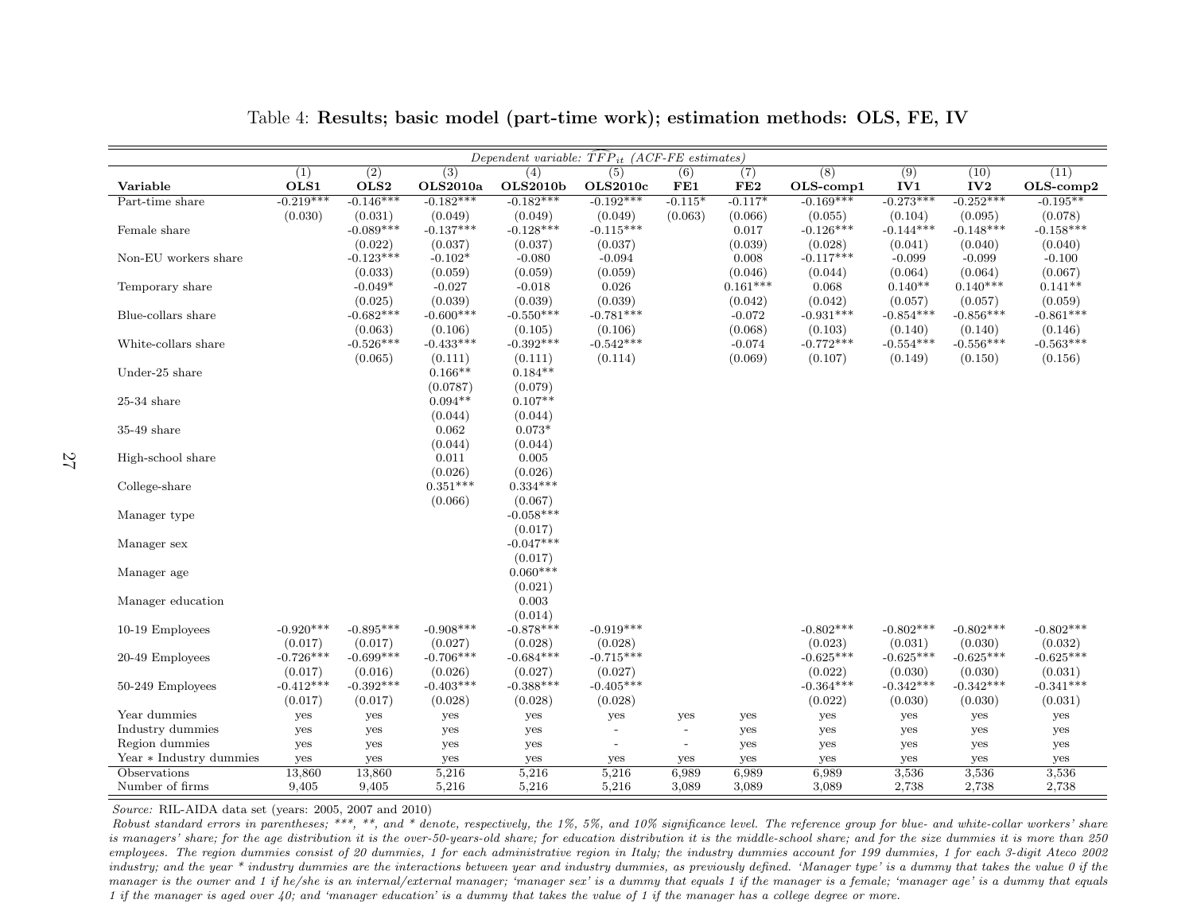Table 4: **Results; basic model (part-time work); estimation methods: OLS, FE, IV**

| | *Dependent variable: $\widehat{TFP}_{it}$ (ACF-FE estimates)* | | | | | | | | | | |
|---|---|---|---|---|---|---|---|---|---|---|---|
| | (1) | (2) | (3) | (4) | (5) | (6) | (7) | (8) | (9) | (10) | (11) |
| **Variable** | **OLS1** | **OLS2** | **OLS2010a** | **OLS2010b** | **OLS2010c** | **FE1** | **FE2** | **OLS-comp1** | **IV1** | **IV2** | **OLS-comp2** |
| Part-time share | -0.219*** | -0.146*** | -0.182*** | -0.182*** | -0.192*** | -0.115* | -0.117* | -0.169*** | -0.273*** | -0.252*** | -0.195** |
| | (0.030) | (0.031) | (0.049) | (0.049) | (0.049) | (0.063) | (0.066) | (0.055) | (0.104) | (0.095) | (0.078) |
| Female share | | -0.089*** | -0.137*** | -0.128*** | -0.115*** | | 0.017 | -0.126*** | -0.144*** | -0.148*** | -0.158*** |
| | | (0.022) | (0.037) | (0.037) | (0.037) | | (0.039) | (0.028) | (0.041) | (0.040) | (0.040) |
| Non-EU workers share | | -0.123*** | -0.102* | -0.080 | -0.094 | | 0.008 | -0.117*** | -0.099 | -0.099 | -0.100 |
| | | (0.033) | (0.059) | (0.059) | (0.059) | | (0.046) | (0.044) | (0.064) | (0.064) | (0.067) |
| Temporary share | | -0.049* | -0.027 | -0.018 | 0.026 | | 0.161*** | 0.068 | 0.140** | 0.140*** | 0.141** |
| | | (0.025) | (0.039) | (0.039) | (0.039) | | (0.042) | (0.042) | (0.057) | (0.057) | (0.059) |
| Blue-collars share | | -0.682*** | -0.600*** | -0.550*** | -0.781*** | | -0.072 | -0.931*** | -0.854*** | -0.856*** | -0.861*** |
| | | (0.063) | (0.106) | (0.105) | (0.106) | | (0.068) | (0.103) | (0.140) | (0.140) | (0.146) |
| White-collars share | | -0.526*** | -0.433*** | -0.392*** | -0.542*** | | -0.074 | -0.772*** | -0.554*** | -0.556*** | -0.563*** |
| | | (0.065) | (0.111) | (0.111) | (0.114) | | (0.069) | (0.107) | (0.149) | (0.150) | (0.156) |
| Under-25 share | | | 0.166** | 0.184** | | | | | | | |
| | | | (0.0787) | (0.079) | | | | | | | |
| 25-34 share | | | 0.094** | 0.107** | | | | | | | |
| | | | (0.044) | (0.044) | | | | | | | |
| 35-49 share | | | 0.062 | 0.073* | | | | | | | |
| | | | (0.044) | (0.044) | | | | | | | |
| High-school share | | | 0.011 | 0.005 | | | | | | | |
| | | | (0.026) | (0.026) | | | | | | | |
| College-share | | | 0.351*** | 0.334*** | | | | | | | |
| | | | (0.066) | (0.067) | | | | | | | |
| Manager type | | | | -0.058*** | | | | | | | |
| | | | | (0.017) | | | | | | | |
| Manager sex | | | | -0.047*** | | | | | | | |
| | | | | (0.017) | | | | | | | |
| Manager age | | | | 0.060*** | | | | | | | |
| | | | | (0.021) | | | | | | | |
| Manager education | | | | 0.003 | | | | | | | |
| | | | | (0.014) | | | | | | | |
| 10-19 Employees | -0.920*** | -0.895*** | -0.908*** | -0.878*** | -0.919*** | | | -0.802*** | -0.802*** | -0.802*** | -0.802*** |
| | (0.017) | (0.017) | (0.027) | (0.028) | (0.028) | | | (0.023) | (0.031) | (0.030) | (0.032) |
| 20-49 Employees | -0.726*** | -0.699*** | -0.706*** | -0.684*** | -0.715*** | | | -0.625*** | -0.625*** | -0.625*** | -0.625*** |
| | (0.017) | (0.016) | (0.026) | (0.027) | (0.027) | | | (0.022) | (0.030) | (0.030) | (0.031) |
| 50-249 Employees | -0.412*** | -0.392*** | -0.403*** | -0.388*** | -0.405*** | | | -0.364*** | -0.342*** | -0.342*** | -0.341*** |
| | (0.017) | (0.017) | (0.028) | (0.028) | (0.028) | | | (0.022) | (0.030) | (0.030) | (0.031) |
| Year dummies | yes | yes | yes | yes | yes | yes | yes | yes | yes | yes | yes |
| Industry dummies | yes | yes | yes | yes | - | - | yes | yes | yes | yes | yes |
| Region dummies | yes | yes | yes | yes | - | - | yes | yes | yes | yes | yes |
| Year * Industry dummies | yes | yes | yes | yes | yes | yes | yes | yes | yes | yes | yes |
| Observations | 13,860 | 13,860 | 5,216 | 5,216 | 5,216 | 6,989 | 6,989 | 6,989 | 3,536 | 3,536 | 3,536 |
| Number of firms | 9,405 | 9,405 | 5,216 | 5,216 | 5,216 | 3,089 | 3,089 | 3,089 | 2,738 | 2,738 | 2,738 |

*Source:* RIL-AIDA data set (years: 2005, 2007 and 2010)

*Robust standard errors in parentheses; ***, **, and * denote, respectively, the 1%, 5%, and 10% significance level. The reference group for blue- and white-collar workers' share is managers' share; for the age distribution it is the over-50-years-old share; for education distribution it is the middle-school share; and for the size dummies it is more than 250 employees. The region dummies consist of 20 dummies, 1 for each administrative region in Italy; the industry dummies account for 199 dummies, 1 for each 3-digit Ateco 2002 industry; and the year * industry dummies are the interactions between year and industry dummies, as previously defined. 'Manager type' is a dummy that takes the value 0 if the manager is the owner and 1 if he/she is an internal/external manager; 'manager sex' is a dummy that equals 1 if the manager is a female; 'manager age' is a dummy that equals 1 if the manager is aged over 40; and 'manager education' is a dummy that takes the value of 1 if the manager has a college degree or more.*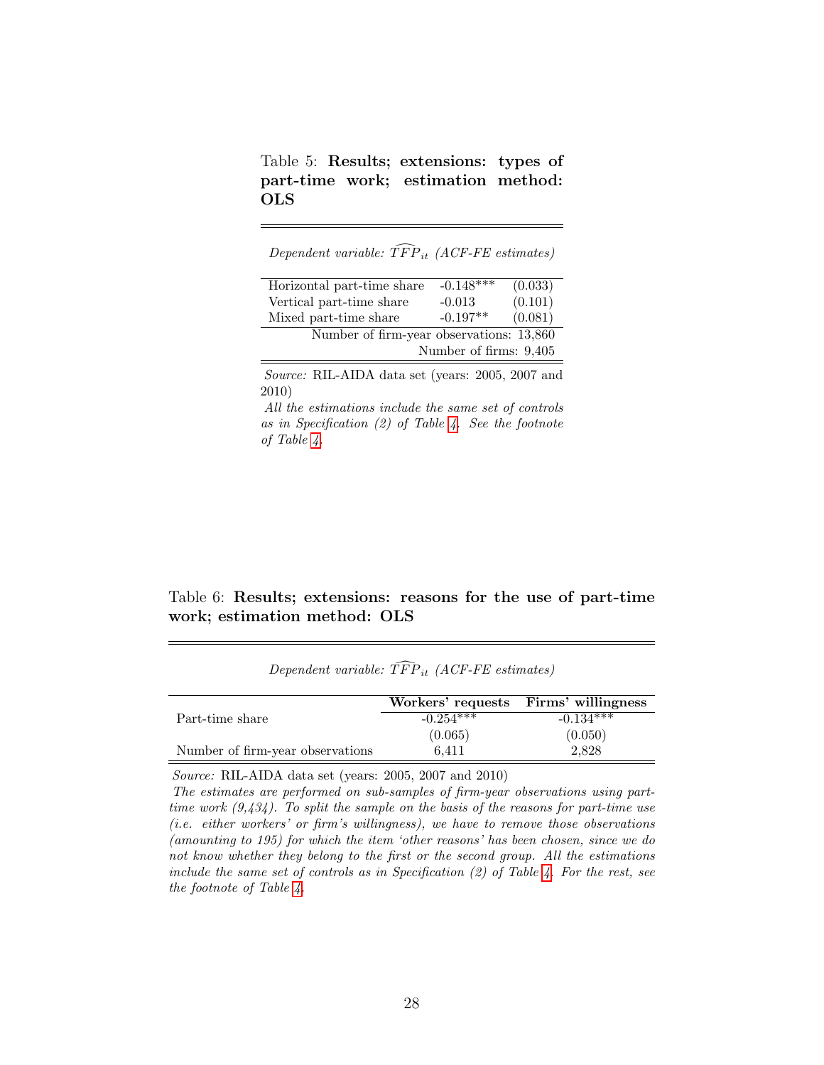Table 5: **Results; extensions: types of part-time work; estimation method: OLS**

| *Dependent variable: $\widehat{TFP}_{it}$ (ACF-FE estimates)* | | |
|---|---|---|
| Horizontal part-time share | -0.148*** | (0.033) |
| Vertical part-time share | -0.013 | (0.101) |
| Mixed part-time share | -0.197** | (0.081) |
| Number of firm-year observations: 13,860 | | |
| Number of firms: 9,405 | | |

*Source:* RIL-AIDA data set (years: 2005, 2007 and 2010)

*All the estimations include the same set of controls as in Specification (2) of Table 4. See the footnote of Table 4.*

Table 6: **Results; extensions: reasons for the use of part-time work; estimation method: OLS**

| *Dependent variable: $\widehat{TFP}_{it}$ (ACF-FE estimates)* | | |
|---|---|---|
| | **Workers' requests** | **Firms' willingness** |
| Part-time share | -0.254*** | -0.134*** |
| | (0.065) | (0.050) |
| Number of firm-year observations | 6,411 | 2,828 |

*Source:* RIL-AIDA data set (years: 2005, 2007 and 2010)

*The estimates are performed on sub-samples of firm-year observations using part-time work (9,434). To split the sample on the basis of the reasons for part-time use (i.e. either workers' or firm's willingness), we have to remove those observations (amounting to 195) for which the item 'other reasons' has been chosen, since we do not know whether they belong to the first or the second group. All the estimations include the same set of controls as in Specification (2) of Table 4. For the rest, see the footnote of Table 4.*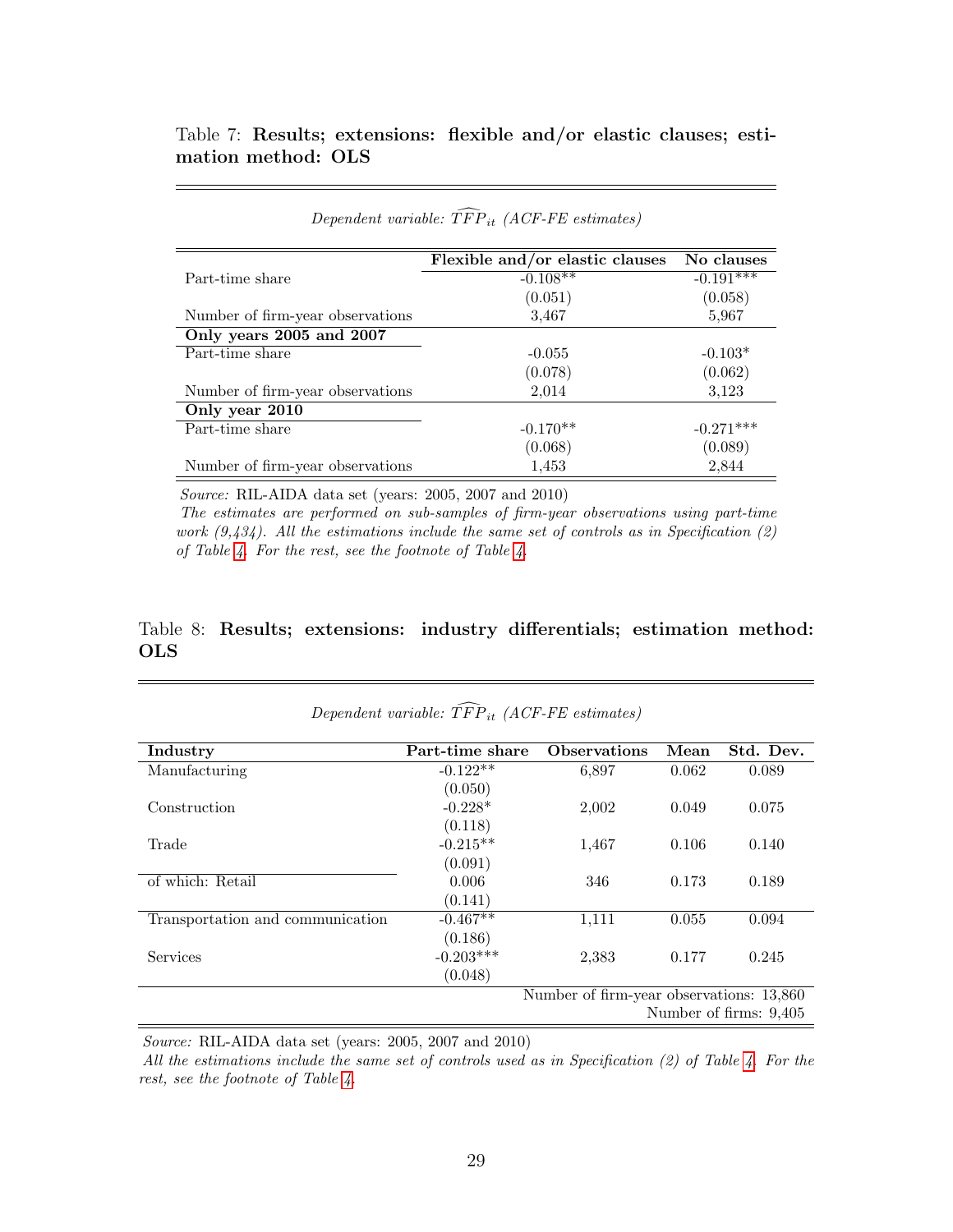Table 7: **Results; extensions: flexible and/or elastic clauses; estimation method: OLS**

*Dependent variable: $\widehat{TFP}_{it}$ (ACF-FE estimates)*

| | **Flexible and/or elastic clauses** | **No clauses** |
|---|---|---|
| Part-time share | -0.108** | -0.191*** |
| | (0.051) | (0.058) |
| Number of firm-year observations | 3,467 | 5,967 |
| **Only years 2005 and 2007** | | |
| Part-time share | -0.055 | -0.103* |
| | (0.078) | (0.062) |
| Number of firm-year observations | 2,014 | 3,123 |
| **Only year 2010** | | |
| Part-time share | -0.170** | -0.271*** |
| | (0.068) | (0.089) |
| Number of firm-year observations | 1,453 | 2,844 |

*Source:* RIL-AIDA data set (years: 2005, 2007 and 2010)
*The estimates are performed on sub-samples of firm-year observations using part-time work (9,434). All the estimations include the same set of controls as in Specification (2) of Table 4. For the rest, see the footnote of Table 4.*

Table 8: **Results; extensions: industry differentials; estimation method: OLS**

*Dependent variable: $\widehat{TFP}_{it}$ (ACF-FE estimates)*

| **Industry** | **Part-time share** | **Observations** | **Mean** | **Std. Dev.** |
|---|---|---|---|---|
| Manufacturing | -0.122** | 6,897 | 0.062 | 0.089 |
| | (0.050) | | | |
| Construction | -0.228* | 2,002 | 0.049 | 0.075 |
| | (0.118) | | | |
| Trade | -0.215** | 1,467 | 0.106 | 0.140 |
| | (0.091) | | | |
| of which: Retail | 0.006 | 346 | 0.173 | 0.189 |
| | (0.141) | | | |
| Transportation and communication | -0.467** | 1,111 | 0.055 | 0.094 |
| | (0.186) | | | |
| Services | -0.203*** | 2,383 | 0.177 | 0.245 |
| | (0.048) | | | |
| | | Number of firm-year observations: 13,860 | | |
| | | Number of firms: 9,405 | | |

*Source:* RIL-AIDA data set (years: 2005, 2007 and 2010)
*All the estimations include the same set of controls used as in Specification (2) of Table 4. For the rest, see the footnote of Table 4.*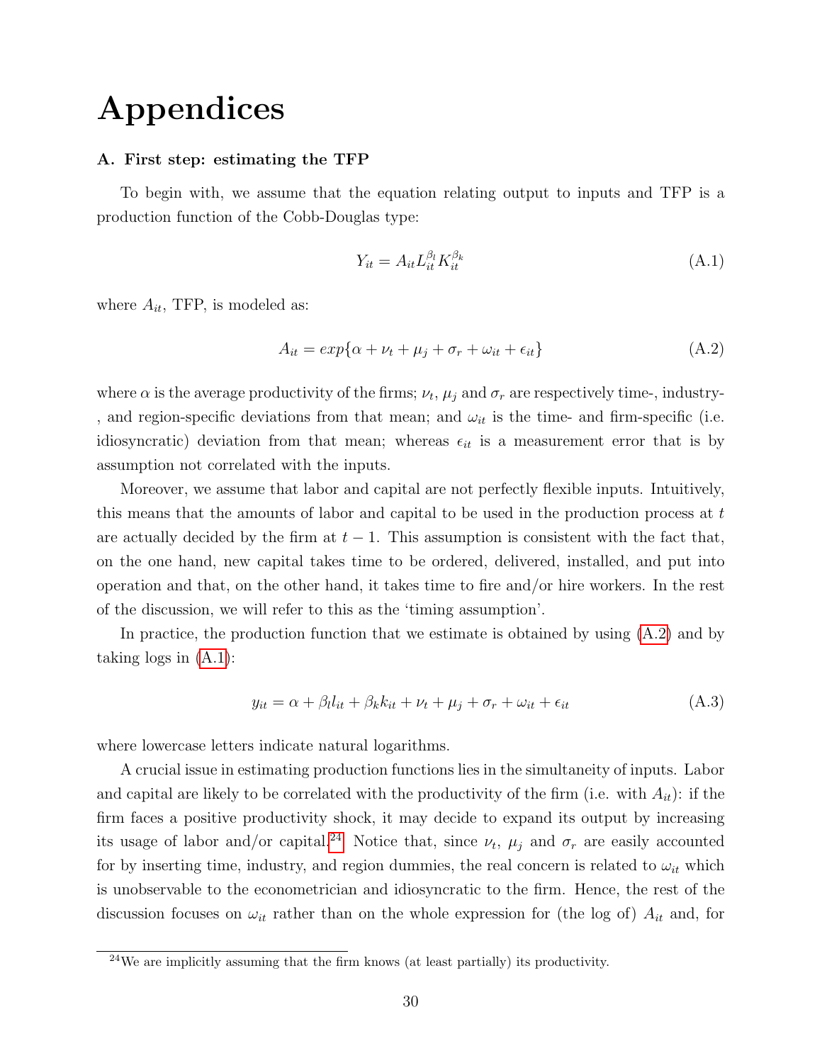# Appendices

### A. First step: estimating the TFP

To begin with, we assume that the equation relating output to inputs and TFP is a production function of the Cobb-Douglas type:

$$Y_{it} = A_{it} L_{it}^{\beta_l} K_{it}^{\beta_k} \tag{A.1}$$

where $A_{it}$, TFP, is modeled as:

$$A_{it} = exp\{\alpha + \nu_t + \mu_j + \sigma_r + \omega_{it} + \epsilon_{it}\} \tag{A.2}$$

where $\alpha$ is the average productivity of the firms; $\nu_t$, $\mu_j$ and $\sigma_r$ are respectively time-, industry-, and region-specific deviations from that mean; and $\omega_{it}$ is the time- and firm-specific (i.e. idiosyncratic) deviation from that mean; whereas $\epsilon_{it}$ is a measurement error that is by assumption not correlated with the inputs.

Moreover, we assume that labor and capital are not perfectly flexible inputs. Intuitively, this means that the amounts of labor and capital to be used in the production process at $t$ are actually decided by the firm at $t-1$. This assumption is consistent with the fact that, on the one hand, new capital takes time to be ordered, delivered, installed, and put into operation and that, on the other hand, it takes time to fire and/or hire workers. In the rest of the discussion, we will refer to this as the 'timing assumption'.

In practice, the production function that we estimate is obtained by using (A.2) and by taking logs in (A.1):

$$y_{it} = \alpha + \beta_l l_{it} + \beta_k k_{it} + \nu_t + \mu_j + \sigma_r + \omega_{it} + \epsilon_{it} \tag{A.3}$$

where lowercase letters indicate natural logarithms.

A crucial issue in estimating production functions lies in the simultaneity of inputs. Labor and capital are likely to be correlated with the productivity of the firm (i.e. with $A_{it}$): if the firm faces a positive productivity shock, it may decide to expand its output by increasing its usage of labor and/or capital.[24] Notice that, since $\nu_t$, $\mu_j$ and $\sigma_r$ are easily accounted for by inserting time, industry, and region dummies, the real concern is related to $\omega_{it}$ which is unobservable to the econometrician and idiosyncratic to the firm. Hence, the rest of the discussion focuses on $\omega_{it}$ rather than on the whole expression for (the log of) $A_{it}$ and, for

[24] We are implicitly assuming that the firm knows (at least partially) its productivity.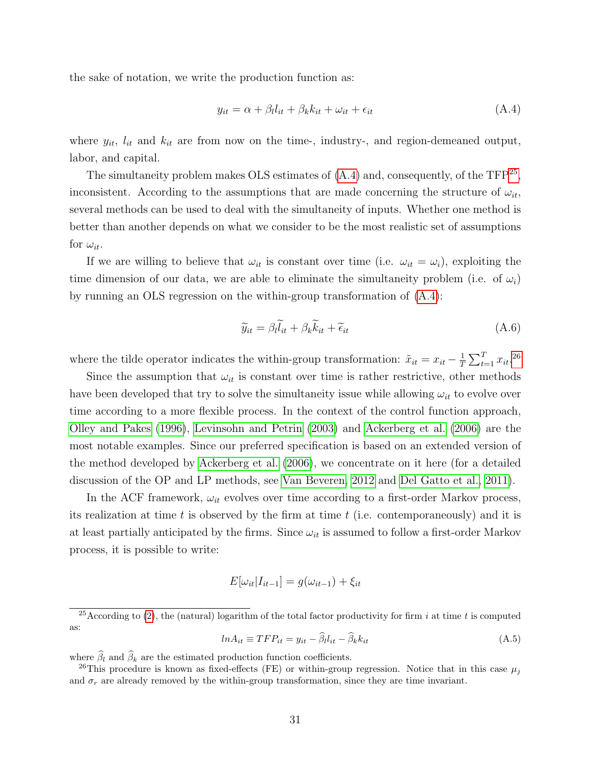the sake of notation, we write the production function as:

$$y_{it} = \alpha + \beta_l l_{it} + \beta_k k_{it} + \omega_{it} + \epsilon_{it} \tag{A.4}$$

where $y_{it}$, $l_{it}$ and $k_{it}$ are from now on the time-, industry-, and region-demeaned output, labor, and capital.

The simultaneity problem makes OLS estimates of (A.4) and, consequently, of the TFP[25], inconsistent. According to the assumptions that are made concerning the structure of $\omega_{it}$, several methods can be used to deal with the simultaneity of inputs. Whether one method is better than another depends on what we consider to be the most realistic set of assumptions for $\omega_{it}$.

If we are willing to believe that $\omega_{it}$ is constant over time (i.e. $\omega_{it} = \omega_i$), exploiting the time dimension of our data, we are able to eliminate the simultaneity problem (i.e. of $\omega_i$) by running an OLS regression on the within-group transformation of (A.4):

$$\widetilde{y}_{it} = \beta_l \widetilde{l}_{it} + \beta_k \widetilde{k}_{it} + \widetilde{\epsilon}_{it} \tag{A.6}$$

where the tilde operator indicates the within-group transformation: $\tilde{x}_{it} = x_{it} - \frac{1}{T}\sum_{t=1}^{T} x_{it}$.[26]

Since the assumption that $\omega_{it}$ is constant over time is rather restrictive, other methods have been developed that try to solve the simultaneity issue while allowing $\omega_{it}$ to evolve over time according to a more flexible process. In the context of the control function approach, Olley and Pakes (1996), Levinsohn and Petrin (2003) and Ackerberg et al. (2006) are the most notable examples. Since our preferred specification is based on an extended version of the method developed by Ackerberg et al. (2006), we concentrate on it here (for a detailed discussion of the OP and LP methods, see Van Beveren, 2012 and Del Gatto et al., 2011).

In the ACF framework, $\omega_{it}$ evolves over time according to a first-order Markov process, its realization at time $t$ is observed by the firm at time $t$ (i.e. contemporaneously) and it is at least partially anticipated by the firms. Since $\omega_{it}$ is assumed to follow a first-order Markov process, it is possible to write:

$$E[\omega_{it}|I_{it-1}] = g(\omega_{it-1}) + \xi_{it}$$

---

[25] According to (2), the (natural) logarithm of the total factor productivity for firm $i$ at time $t$ is computed as:

$$lnA_{it} \equiv TFP_{it} = y_{it} - \widehat{\beta}_l l_{it} - \widehat{\beta}_k k_{it} \tag{A.5}$$

where $\widehat{\beta}_l$ and $\widehat{\beta}_k$ are the estimated production function coefficients.

[26] This procedure is known as fixed-effects (FE) or within-group regression. Notice that in this case $\mu_j$ and $\sigma_r$ are already removed by the within-group transformation, since they are time invariant.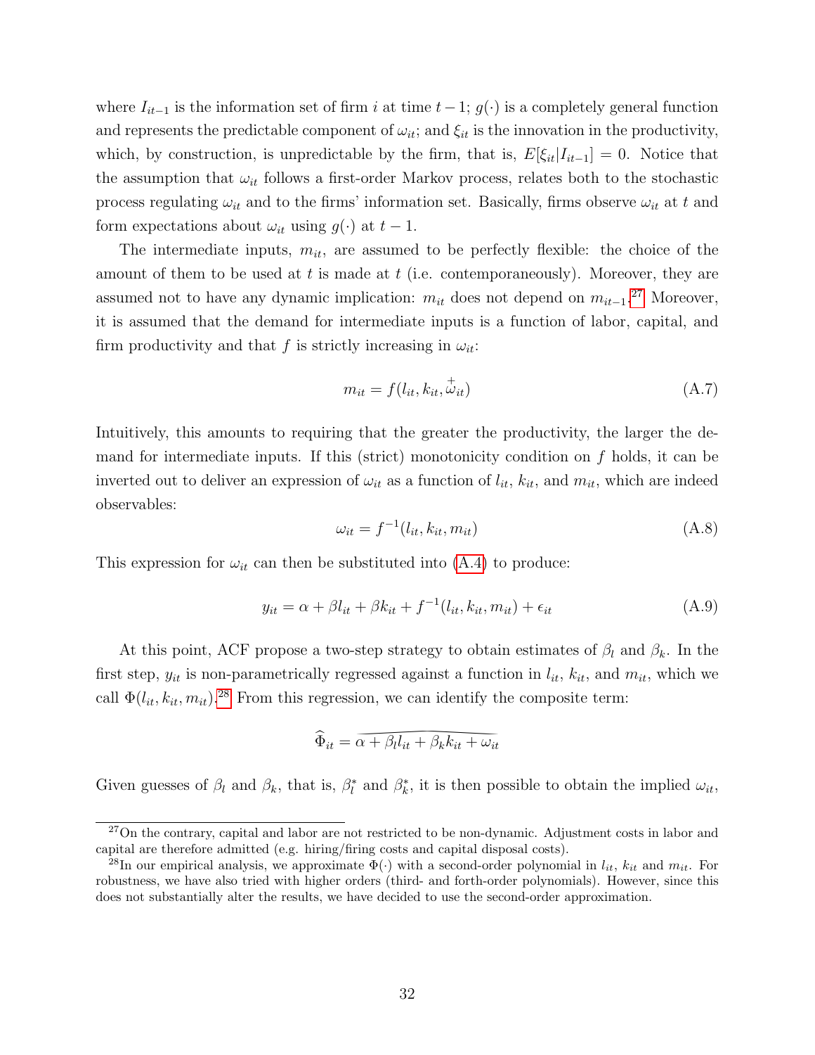where $I_{it-1}$ is the information set of firm $i$ at time $t-1$; $g(\cdot)$ is a completely general function and represents the predictable component of $\omega_{it}$; and $\xi_{it}$ is the innovation in the productivity, which, by construction, is unpredictable by the firm, that is, $E[\xi_{it}|I_{it-1}] = 0$. Notice that the assumption that $\omega_{it}$ follows a first-order Markov process, relates both to the stochastic process regulating $\omega_{it}$ and to the firms' information set. Basically, firms observe $\omega_{it}$ at $t$ and form expectations about $\omega_{it}$ using $g(\cdot)$ at $t-1$.

The intermediate inputs, $m_{it}$, are assumed to be perfectly flexible: the choice of the amount of them to be used at $t$ is made at $t$ (i.e. contemporaneously). Moreover, they are assumed not to have any dynamic implication: $m_{it}$ does not depend on $m_{it-1}$.[27] Moreover, it is assumed that the demand for intermediate inputs is a function of labor, capital, and firm productivity and that $f$ is strictly increasing in $\omega_{it}$:

$$m_{it} = f(l_{it}, k_{it}, \overset{+}{\omega}_{it}) \tag{A.7}$$

Intuitively, this amounts to requiring that the greater the productivity, the larger the demand for intermediate inputs. If this (strict) monotonicity condition on $f$ holds, it can be inverted out to deliver an expression of $\omega_{it}$ as a function of $l_{it}$, $k_{it}$, and $m_{it}$, which are indeed observables:

$$\omega_{it} = f^{-1}(l_{it}, k_{it}, m_{it}) \tag{A.8}$$

This expression for $\omega_{it}$ can then be substituted into (A.4) to produce:

$$y_{it} = \alpha + \beta l_{it} + \beta k_{it} + f^{-1}(l_{it}, k_{it}, m_{it}) + \epsilon_{it} \tag{A.9}$$

At this point, ACF propose a two-step strategy to obtain estimates of $\beta_l$ and $\beta_k$. In the first step, $y_{it}$ is non-parametrically regressed against a function in $l_{it}$, $k_{it}$, and $m_{it}$, which we call $\Phi(l_{it}, k_{it}, m_{it})$.[28] From this regression, we can identify the composite term:

$$\widehat{\Phi}_{it} = \widehat{\alpha + \beta_l l_{it} + \beta_k k_{it} + \omega_{it}}$$

Given guesses of $\beta_l$ and $\beta_k$, that is, $\beta_l^*$ and $\beta_k^*$, it is then possible to obtain the implied $\omega_{it}$,

[27] On the contrary, capital and labor are not restricted to be non-dynamic. Adjustment costs in labor and capital are therefore admitted (e.g. hiring/firing costs and capital disposal costs).

[28] In our empirical analysis, we approximate $\Phi(\cdot)$ with a second-order polynomial in $l_{it}$, $k_{it}$ and $m_{it}$. For robustness, we have also tried with higher orders (third- and forth-order polynomials). However, since this does not substantially alter the results, we have decided to use the second-order approximation.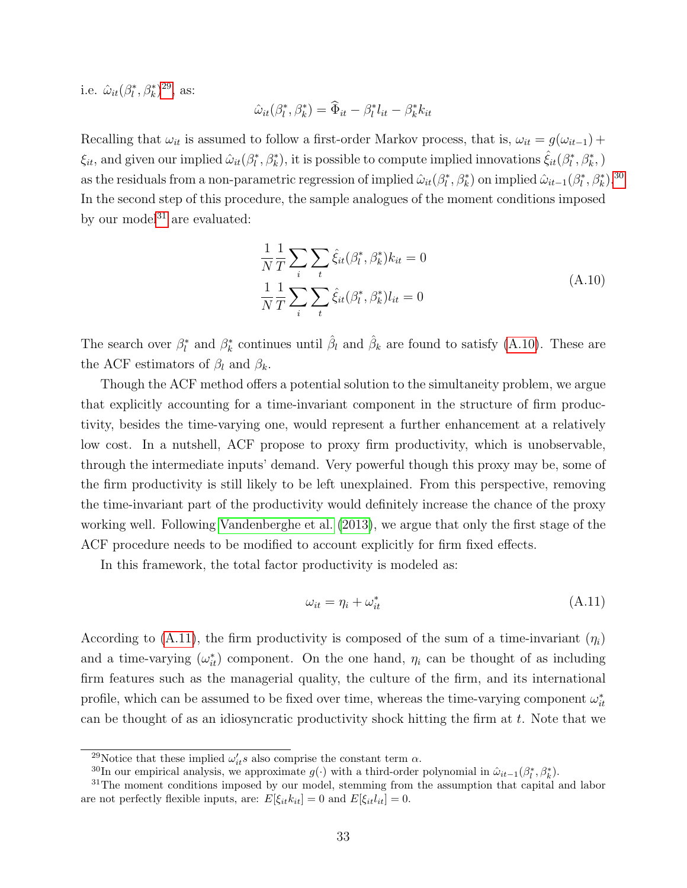i.e. $\hat{\omega}_{it}(\beta_l^*, \beta_k^*)$[29], as:

$$\hat{\omega}_{it}(\beta_l^*, \beta_k^*) = \widehat{\Phi}_{it} - \beta_l^* l_{it} - \beta_k^* k_{it}$$

Recalling that $\omega_{it}$ is assumed to follow a first-order Markov process, that is, $\omega_{it} = g(\omega_{it-1}) + \xi_{it}$, and given our implied $\hat{\omega}_{it}(\beta_l^*, \beta_k^*)$, it is possible to compute implied innovations $\hat{\xi}_{it}(\beta_l^*, \beta_k^*,)$ as the residuals from a non-parametric regression of implied $\hat{\omega}_{it}(\beta_l^*, \beta_k^*)$ on implied $\hat{\omega}_{it-1}(\beta_l^*, \beta_k^*)$.[30] In the second step of this procedure, the sample analogues of the moment conditions imposed by our model[31] are evaluated:

$$\begin{aligned}
\frac{1}{N}\frac{1}{T}\sum_i \sum_t \hat{\xi}_{it}(\beta_l^*, \beta_k^*) k_{it} = 0 \\
\frac{1}{N}\frac{1}{T}\sum_i \sum_t \hat{\xi}_{it}(\beta_l^*, \beta_k^*) l_{it} = 0
\end{aligned} \tag{A.10}$$

The search over $\beta_l^*$ and $\beta_k^*$ continues until $\hat{\beta}_l$ and $\hat{\beta}_k$ are found to satisfy (A.10). These are the ACF estimators of $\beta_l$ and $\beta_k$.

Though the ACF method offers a potential solution to the simultaneity problem, we argue that explicitly accounting for a time-invariant component in the structure of firm productivity, besides the time-varying one, would represent a further enhancement at a relatively low cost. In a nutshell, ACF propose to proxy firm productivity, which is unobservable, through the intermediate inputs' demand. Very powerful though this proxy may be, some of the firm productivity is still likely to be left unexplained. From this perspective, removing the time-invariant part of the productivity would definitely increase the chance of the proxy working well. Following Vandenberghe et al. (2013), we argue that only the first stage of the ACF procedure needs to be modified to account explicitly for firm fixed effects.

In this framework, the total factor productivity is modeled as:

$$\omega_{it} = \eta_i + \omega_{it}^* \tag{A.11}$$

According to (A.11), the firm productivity is composed of the sum of a time-invariant ($\eta_i$) and a time-varying ($\omega_{it}^*$) component. On the one hand, $\eta_i$ can be thought of as including firm features such as the managerial quality, the culture of the firm, and its international profile, which can be assumed to be fixed over time, whereas the time-varying component $\omega_{it}^*$ can be thought of as an idiosyncratic productivity shock hitting the firm at $t$. Note that we

[29] Notice that these implied $\omega_{it}' s$ also comprise the constant term $\alpha$.

[30] In our empirical analysis, we approximate $g(\cdot)$ with a third-order polynomial in $\hat{\omega}_{it-1}(\beta_l^*, \beta_k^*)$.

[31] The moment conditions imposed by our model, stemming from the assumption that capital and labor are not perfectly flexible inputs, are: $E[\xi_{it} k_{it}] = 0$ and $E[\xi_{it} l_{it}] = 0$.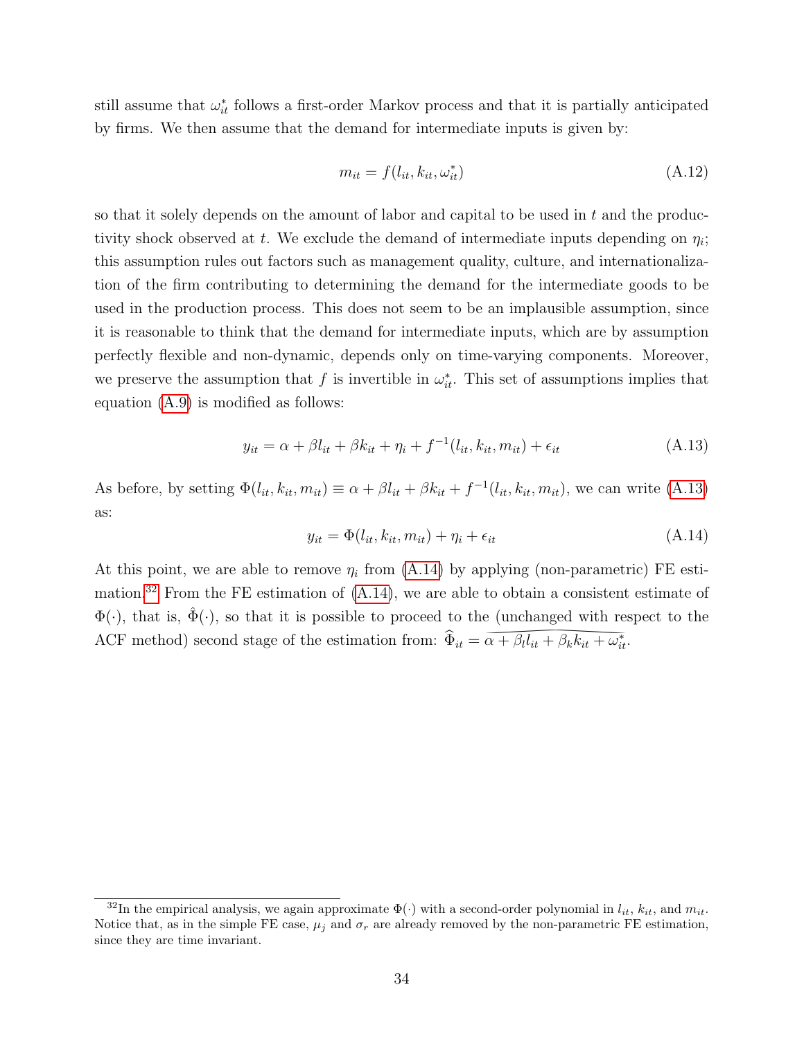still assume that $\omega_{it}^*$ follows a first-order Markov process and that it is partially anticipated by firms. We then assume that the demand for intermediate inputs is given by:

$$m_{it} = f(l_{it}, k_{it}, \omega_{it}^*) \tag{A.12}$$

so that it solely depends on the amount of labor and capital to be used in $t$ and the productivity shock observed at $t$. We exclude the demand of intermediate inputs depending on $\eta_i$; this assumption rules out factors such as management quality, culture, and internationalization of the firm contributing to determining the demand for the intermediate goods to be used in the production process. This does not seem to be an implausible assumption, since it is reasonable to think that the demand for intermediate inputs, which are by assumption perfectly flexible and non-dynamic, depends only on time-varying components. Moreover, we preserve the assumption that $f$ is invertible in $\omega_{it}^*$. This set of assumptions implies that equation (A.9) is modified as follows:

$$y_{it} = \alpha + \beta l_{it} + \beta k_{it} + \eta_i + f^{-1}(l_{it}, k_{it}, m_{it}) + \epsilon_{it} \tag{A.13}$$

As before, by setting $\Phi(l_{it}, k_{it}, m_{it}) \equiv \alpha + \beta l_{it} + \beta k_{it} + f^{-1}(l_{it}, k_{it}, m_{it})$, we can write (A.13) as:

$$y_{it} = \Phi(l_{it}, k_{it}, m_{it}) + \eta_i + \epsilon_{it} \tag{A.14}$$

At this point, we are able to remove $\eta_i$ from (A.14) by applying (non-parametric) FE estimation.[32] From the FE estimation of (A.14), we are able to obtain a consistent estimate of $\Phi(\cdot)$, that is, $\hat{\Phi}(\cdot)$, so that it is possible to proceed to the (unchanged with respect to the ACF method) second stage of the estimation from: $\widehat{\Phi}_{it} = \widehat{\alpha + \beta_l l_{it} + \beta_k k_{it} + \omega_{it}^*}$.

[32] In the empirical analysis, we again approximate $\Phi(\cdot)$ with a second-order polynomial in $l_{it}$, $k_{it}$, and $m_{it}$. Notice that, as in the simple FE case, $\mu_j$ and $\sigma_r$ are already removed by the non-parametric FE estimation, since they are time invariant.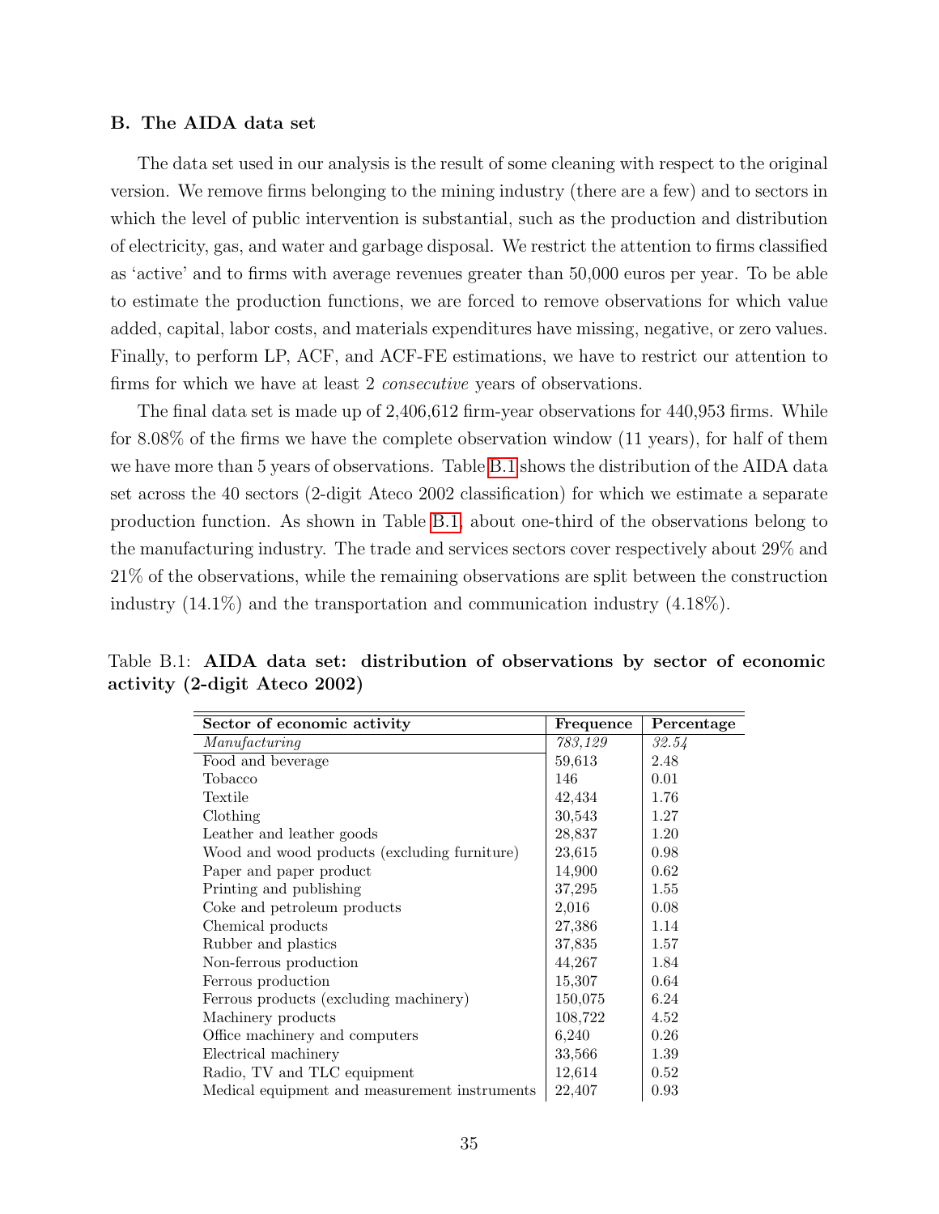## B. The AIDA data set

The data set used in our analysis is the result of some cleaning with respect to the original version. We remove firms belonging to the mining industry (there are a few) and to sectors in which the level of public intervention is substantial, such as the production and distribution of electricity, gas, and water and garbage disposal. We restrict the attention to firms classified as 'active' and to firms with average revenues greater than 50,000 euros per year. To be able to estimate the production functions, we are forced to remove observations for which value added, capital, labor costs, and materials expenditures have missing, negative, or zero values. Finally, to perform LP, ACF, and ACF-FE estimations, we have to restrict our attention to firms for which we have at least 2 *consecutive* years of observations.

The final data set is made up of 2,406,612 firm-year observations for 440,953 firms. While for 8.08% of the firms we have the complete observation window (11 years), for half of them we have more than 5 years of observations. Table B.1 shows the distribution of the AIDA data set across the 40 sectors (2-digit Ateco 2002 classification) for which we estimate a separate production function. As shown in Table B.1, about one-third of the observations belong to the manufacturing industry. The trade and services sectors cover respectively about 29% and 21% of the observations, while the remaining observations are split between the construction industry (14.1%) and the transportation and communication industry (4.18%).

Table B.1: **AIDA data set: distribution of observations by sector of economic activity (2-digit Ateco 2002)**

| Sector of economic activity | Frequence | Percentage |
|---|---|---|
| *Manufacturing* | *783,129* | *32.54* |
| Food and beverage | 59,613 | 2.48 |
| Tobacco | 146 | 0.01 |
| Textile | 42,434 | 1.76 |
| Clothing | 30,543 | 1.27 |
| Leather and leather goods | 28,837 | 1.20 |
| Wood and wood products (excluding furniture) | 23,615 | 0.98 |
| Paper and paper product | 14,900 | 0.62 |
| Printing and publishing | 37,295 | 1.55 |
| Coke and petroleum products | 2,016 | 0.08 |
| Chemical products | 27,386 | 1.14 |
| Rubber and plastics | 37,835 | 1.57 |
| Non-ferrous production | 44,267 | 1.84 |
| Ferrous production | 15,307 | 0.64 |
| Ferrous products (excluding machinery) | 150,075 | 6.24 |
| Machinery products | 108,722 | 4.52 |
| Office machinery and computers | 6,240 | 0.26 |
| Electrical machinery | 33,566 | 1.39 |
| Radio, TV and TLC equipment | 12,614 | 0.52 |
| Medical equipment and measurement instruments | 22,407 | 0.93 |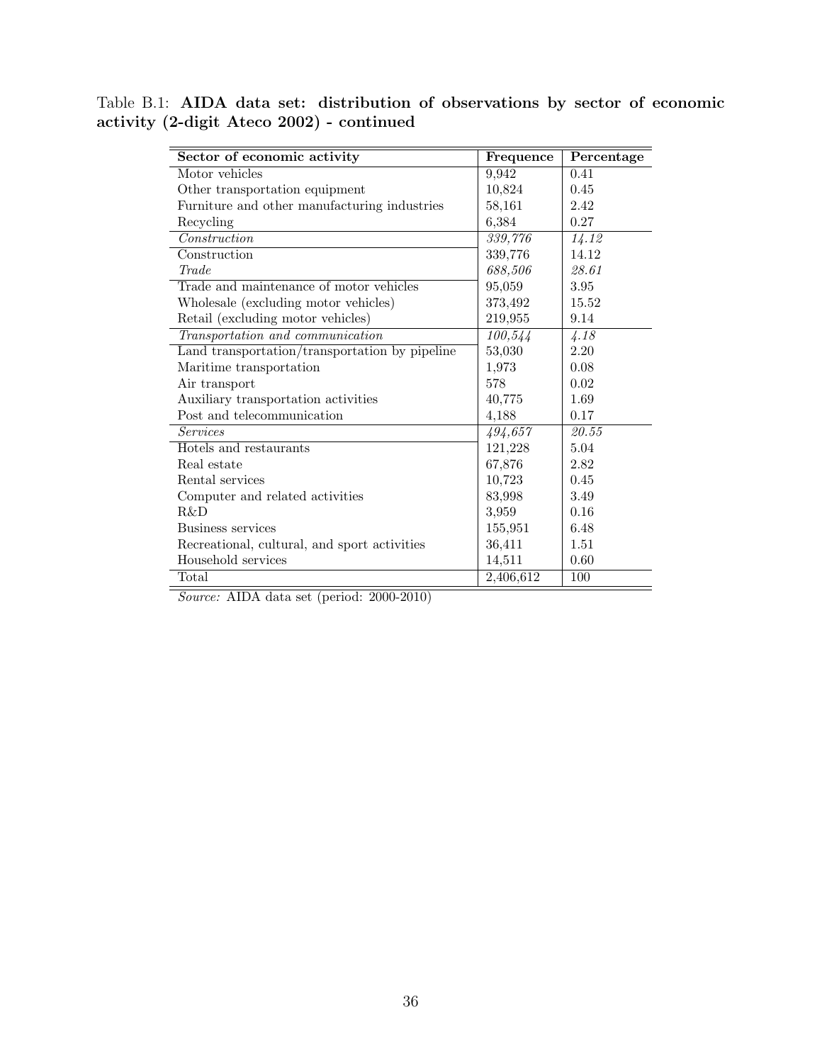Table B.1: **AIDA data set: distribution of observations by sector of economic activity (2-digit Ateco 2002) - continued**

| Sector of economic activity | Frequence | Percentage |
|---|---|---|
| Motor vehicles | 9,942 | 0.41 |
| Other transportation equipment | 10,824 | 0.45 |
| Furniture and other manufacturing industries | 58,161 | 2.42 |
| Recycling | 6,384 | 0.27 |
| *Construction* | *339,776* | *14.12* |
| Construction | 339,776 | 14.12 |
| *Trade* | *688,506* | *28.61* |
| Trade and maintenance of motor vehicles | 95,059 | 3.95 |
| Wholesale (excluding motor vehicles) | 373,492 | 15.52 |
| Retail (excluding motor vehicles) | 219,955 | 9.14 |
| *Transportation and communication* | *100,544* | *4.18* |
| Land transportation/transportation by pipeline | 53,030 | 2.20 |
| Maritime transportation | 1,973 | 0.08 |
| Air transport | 578 | 0.02 |
| Auxiliary transportation activities | 40,775 | 1.69 |
| Post and telecommunication | 4,188 | 0.17 |
| *Services* | *494,657* | *20.55* |
| Hotels and restaurants | 121,228 | 5.04 |
| Real estate | 67,876 | 2.82 |
| Rental services | 10,723 | 0.45 |
| Computer and related activities | 83,998 | 3.49 |
| R&D | 3,959 | 0.16 |
| Business services | 155,951 | 6.48 |
| Recreational, cultural, and sport activities | 36,411 | 1.51 |
| Household services | 14,511 | 0.60 |
| Total | 2,406,612 | 100 |

*Source:* AIDA data set (period: 2000-2010)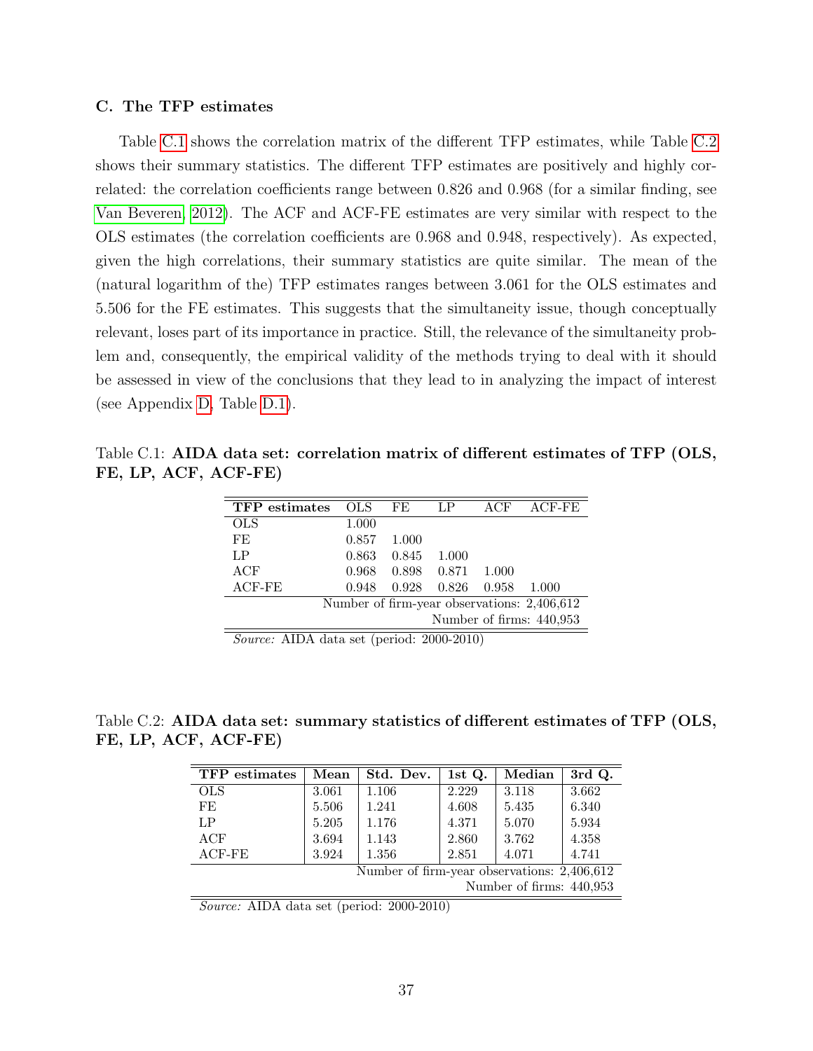### C. The TFP estimates

Table C.1 shows the correlation matrix of the different TFP estimates, while Table C.2 shows their summary statistics. The different TFP estimates are positively and highly correlated: the correlation coefficients range between 0.826 and 0.968 (for a similar finding, see Van Beveren, 2012). The ACF and ACF-FE estimates are very similar with respect to the OLS estimates (the correlation coefficients are 0.968 and 0.948, respectively). As expected, given the high correlations, their summary statistics are quite similar. The mean of the (natural logarithm of the) TFP estimates ranges between 3.061 for the OLS estimates and 5.506 for the FE estimates. This suggests that the simultaneity issue, though conceptually relevant, loses part of its importance in practice. Still, the relevance of the simultaneity problem and, consequently, the empirical validity of the methods trying to deal with it should be assessed in view of the conclusions that they lead to in analyzing the impact of interest (see Appendix D, Table D.1).

Table C.1: **AIDA data set: correlation matrix of different estimates of TFP (OLS, FE, LP, ACF, ACF-FE)**

| TFP estimates | OLS | FE | LP | ACF | ACF-FE |
|---|---|---|---|---|---|
| OLS | 1.000 | | | | |
| FE | 0.857 | 1.000 | | | |
| LP | 0.863 | 0.845 | 1.000 | | |
| ACF | 0.968 | 0.898 | 0.871 | 1.000 | |
| ACF-FE | 0.948 | 0.928 | 0.826 | 0.958 | 1.000 |
| Number of firm-year observations: 2,406,612 | | | | | |
| Number of firms: 440,953 | | | | | |

*Source:* AIDA data set (period: 2000-2010)

Table C.2: **AIDA data set: summary statistics of different estimates of TFP (OLS, FE, LP, ACF, ACF-FE)**

| TFP estimates | Mean | Std. Dev. | 1st Q. | Median | 3rd Q. |
|---|---|---|---|---|---|
| OLS | 3.061 | 1.106 | 2.229 | 3.118 | 3.662 |
| FE | 5.506 | 1.241 | 4.608 | 5.435 | 6.340 |
| LP | 5.205 | 1.176 | 4.371 | 5.070 | 5.934 |
| ACF | 3.694 | 1.143 | 2.860 | 3.762 | 4.358 |
| ACF-FE | 3.924 | 1.356 | 2.851 | 4.071 | 4.741 |
| Number of firm-year observations: 2,406,612 | | | | | |
| Number of firms: 440,953 | | | | | |

*Source:* AIDA data set (period: 2000-2010)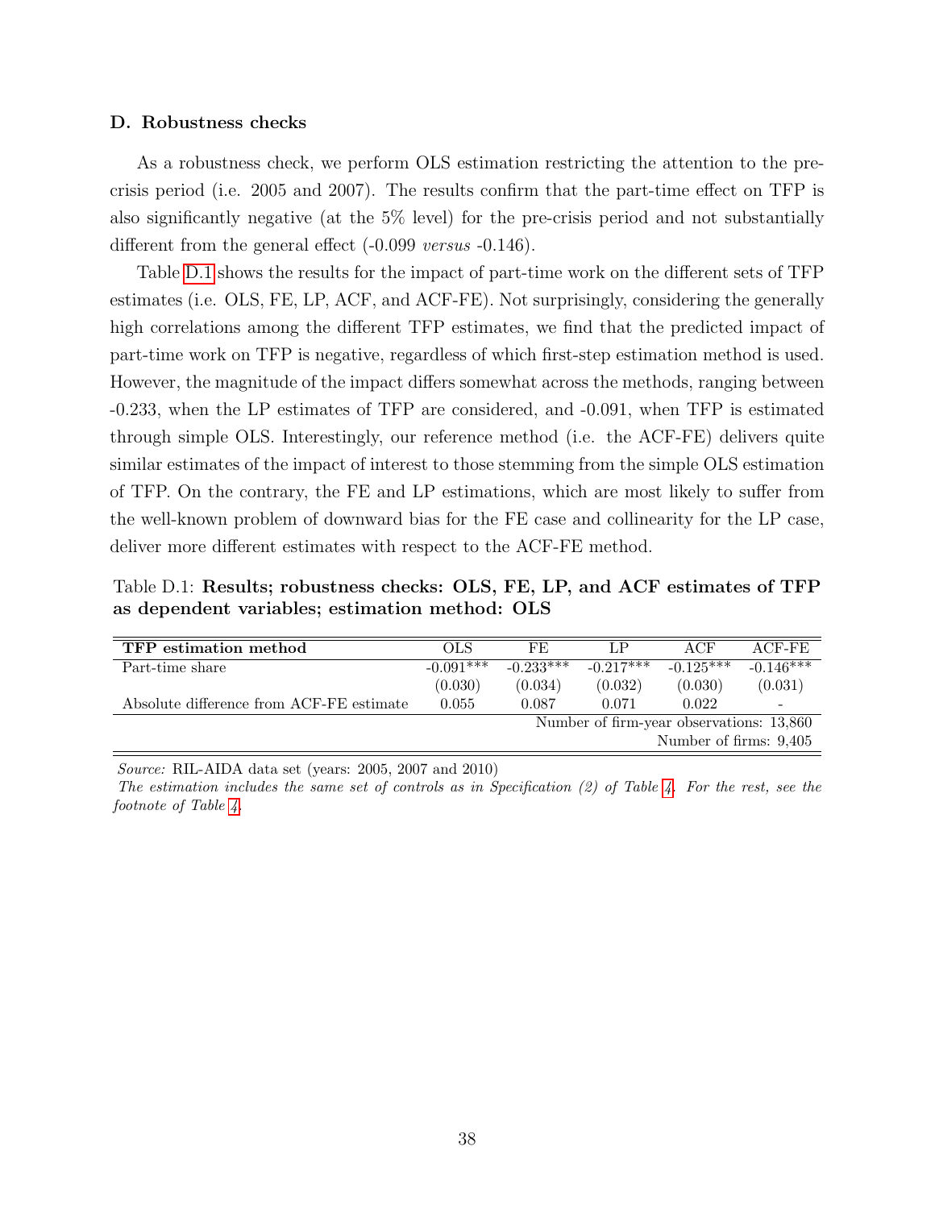### D. Robustness checks

As a robustness check, we perform OLS estimation restricting the attention to the pre-crisis period (i.e. 2005 and 2007). The results confirm that the part-time effect on TFP is also significantly negative (at the 5% level) for the pre-crisis period and not substantially different from the general effect (-0.099 *versus* -0.146).

Table D.1 shows the results for the impact of part-time work on the different sets of TFP estimates (i.e. OLS, FE, LP, ACF, and ACF-FE). Not surprisingly, considering the generally high correlations among the different TFP estimates, we find that the predicted impact of part-time work on TFP is negative, regardless of which first-step estimation method is used. However, the magnitude of the impact differs somewhat across the methods, ranging between -0.233, when the LP estimates of TFP are considered, and -0.091, when TFP is estimated through simple OLS. Interestingly, our reference method (i.e. the ACF-FE) delivers quite similar estimates of the impact of interest to those stemming from the simple OLS estimation of TFP. On the contrary, the FE and LP estimations, which are most likely to suffer from the well-known problem of downward bias for the FE case and collinearity for the LP case, deliver more different estimates with respect to the ACF-FE method.

Table D.1: **Results; robustness checks: OLS, FE, LP, and ACF estimates of TFP as dependent variables; estimation method: OLS**

| **TFP estimation method** | OLS | FE | LP | ACF | ACF-FE |
|---|---|---|---|---|---|
| Part-time share | -0.091*** | -0.233*** | -0.217*** | -0.125*** | -0.146*** |
| | (0.030) | (0.034) | (0.032) | (0.030) | (0.031) |
| Absolute difference from ACF-FE estimate | 0.055 | 0.087 | 0.071 | 0.022 | - |
| | | Number of firm-year observations: 13,860 | | | |
| | | Number of firms: 9,405 | | | |

*Source:* RIL-AIDA data set (years: 2005, 2007 and 2010)

*The estimation includes the same set of controls as in Specification (2) of Table 4. For the rest, see the footnote of Table 4.*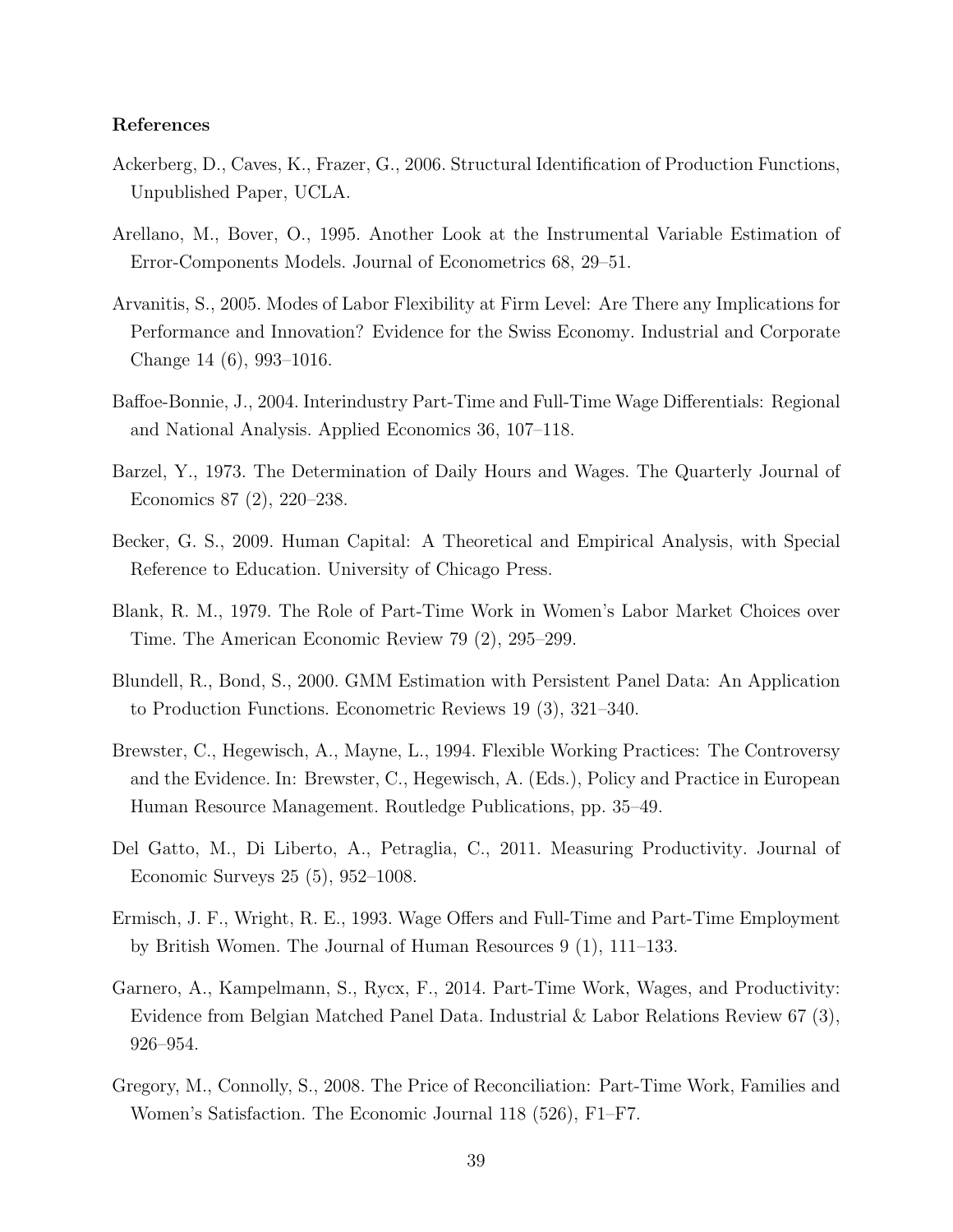## References

Ackerberg, D., Caves, K., Frazer, G., 2006. Structural Identification of Production Functions, Unpublished Paper, UCLA.

Arellano, M., Bover, O., 1995. Another Look at the Instrumental Variable Estimation of Error-Components Models. Journal of Econometrics 68, 29–51.

Arvanitis, S., 2005. Modes of Labor Flexibility at Firm Level: Are There any Implications for Performance and Innovation? Evidence for the Swiss Economy. Industrial and Corporate Change 14 (6), 993–1016.

Baffoe-Bonnie, J., 2004. Interindustry Part-Time and Full-Time Wage Differentials: Regional and National Analysis. Applied Economics 36, 107–118.

Barzel, Y., 1973. The Determination of Daily Hours and Wages. The Quarterly Journal of Economics 87 (2), 220–238.

Becker, G. S., 2009. Human Capital: A Theoretical and Empirical Analysis, with Special Reference to Education. University of Chicago Press.

Blank, R. M., 1979. The Role of Part-Time Work in Women's Labor Market Choices over Time. The American Economic Review 79 (2), 295–299.

Blundell, R., Bond, S., 2000. GMM Estimation with Persistent Panel Data: An Application to Production Functions. Econometric Reviews 19 (3), 321–340.

Brewster, C., Hegewisch, A., Mayne, L., 1994. Flexible Working Practices: The Controversy and the Evidence. In: Brewster, C., Hegewisch, A. (Eds.), Policy and Practice in European Human Resource Management. Routledge Publications, pp. 35–49.

Del Gatto, M., Di Liberto, A., Petraglia, C., 2011. Measuring Productivity. Journal of Economic Surveys 25 (5), 952–1008.

Ermisch, J. F., Wright, R. E., 1993. Wage Offers and Full-Time and Part-Time Employment by British Women. The Journal of Human Resources 9 (1), 111–133.

Garnero, A., Kampelmann, S., Rycx, F., 2014. Part-Time Work, Wages, and Productivity: Evidence from Belgian Matched Panel Data. Industrial & Labor Relations Review 67 (3), 926–954.

Gregory, M., Connolly, S., 2008. The Price of Reconciliation: Part-Time Work, Families and Women's Satisfaction. The Economic Journal 118 (526), F1–F7.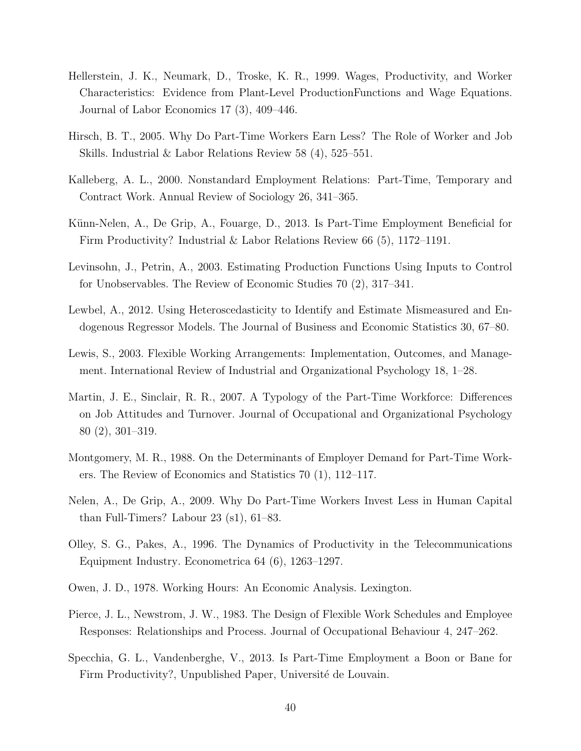Hellerstein, J. K., Neumark, D., Troske, K. R., 1999. Wages, Productivity, and Worker Characteristics: Evidence from Plant-Level ProductionFunctions and Wage Equations. Journal of Labor Economics 17 (3), 409–446.

Hirsch, B. T., 2005. Why Do Part-Time Workers Earn Less? The Role of Worker and Job Skills. Industrial & Labor Relations Review 58 (4), 525–551.

Kalleberg, A. L., 2000. Nonstandard Employment Relations: Part-Time, Temporary and Contract Work. Annual Review of Sociology 26, 341–365.

Künn-Nelen, A., De Grip, A., Fouarge, D., 2013. Is Part-Time Employment Beneficial for Firm Productivity? Industrial & Labor Relations Review 66 (5), 1172–1191.

Levinsohn, J., Petrin, A., 2003. Estimating Production Functions Using Inputs to Control for Unobservables. The Review of Economic Studies 70 (2), 317–341.

Lewbel, A., 2012. Using Heteroscedasticity to Identify and Estimate Mismeasured and Endogenous Regressor Models. The Journal of Business and Economic Statistics 30, 67–80.

Lewis, S., 2003. Flexible Working Arrangements: Implementation, Outcomes, and Management. International Review of Industrial and Organizational Psychology 18, 1–28.

Martin, J. E., Sinclair, R. R., 2007. A Typology of the Part-Time Workforce: Differences on Job Attitudes and Turnover. Journal of Occupational and Organizational Psychology 80 (2), 301–319.

Montgomery, M. R., 1988. On the Determinants of Employer Demand for Part-Time Workers. The Review of Economics and Statistics 70 (1), 112–117.

Nelen, A., De Grip, A., 2009. Why Do Part-Time Workers Invest Less in Human Capital than Full-Timers? Labour 23 (s1), 61–83.

Olley, S. G., Pakes, A., 1996. The Dynamics of Productivity in the Telecommunications Equipment Industry. Econometrica 64 (6), 1263–1297.

Owen, J. D., 1978. Working Hours: An Economic Analysis. Lexington.

Pierce, J. L., Newstrom, J. W., 1983. The Design of Flexible Work Schedules and Employee Responses: Relationships and Process. Journal of Occupational Behaviour 4, 247–262.

Specchia, G. L., Vandenberghe, V., 2013. Is Part-Time Employment a Boon or Bane for Firm Productivity?, Unpublished Paper, Université de Louvain.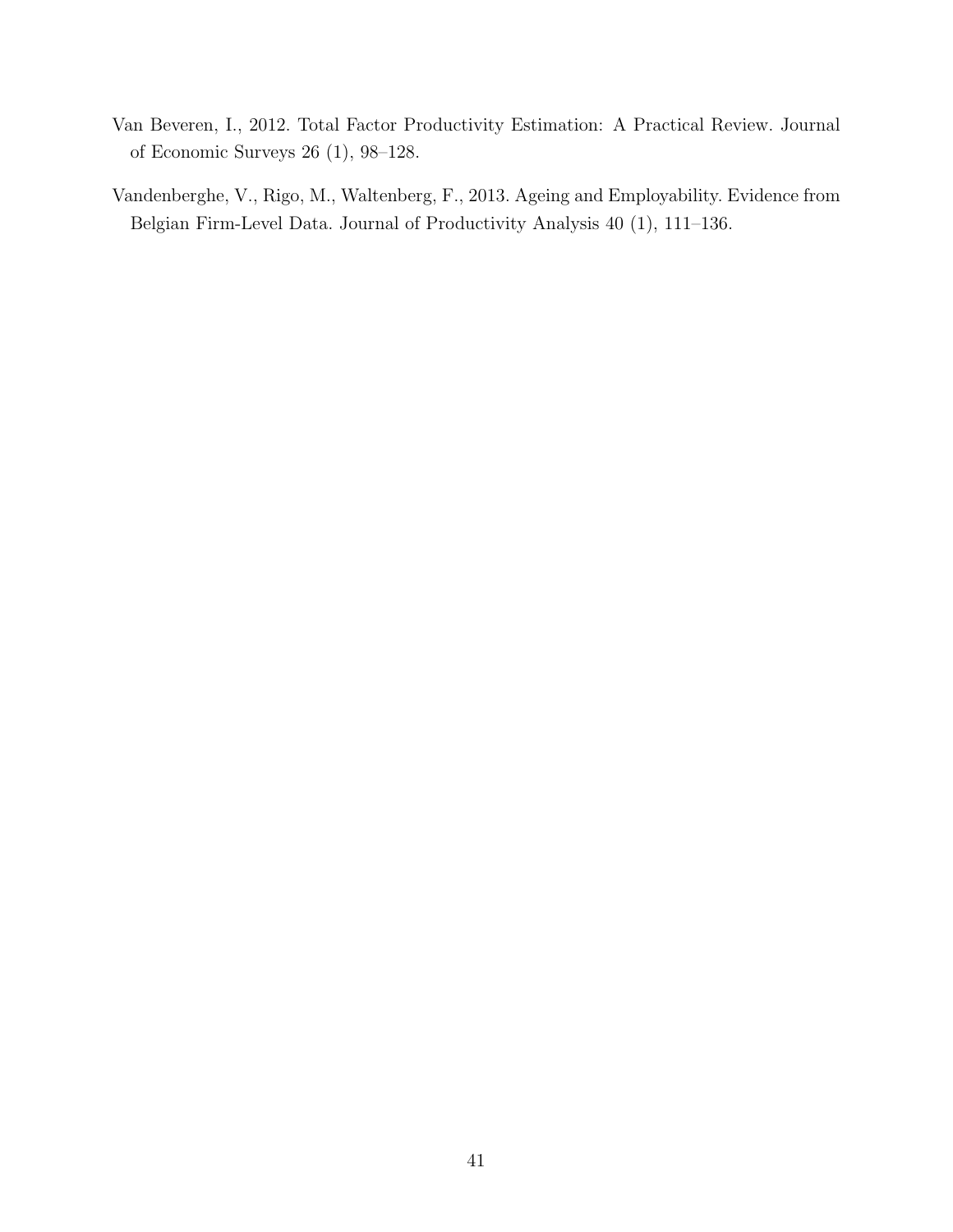Van Beveren, I., 2012. Total Factor Productivity Estimation: A Practical Review. Journal of Economic Surveys 26 (1), 98–128.

Vandenberghe, V., Rigo, M., Waltenberg, F., 2013. Ageing and Employability. Evidence from Belgian Firm-Level Data. Journal of Productivity Analysis 40 (1), 111–136.